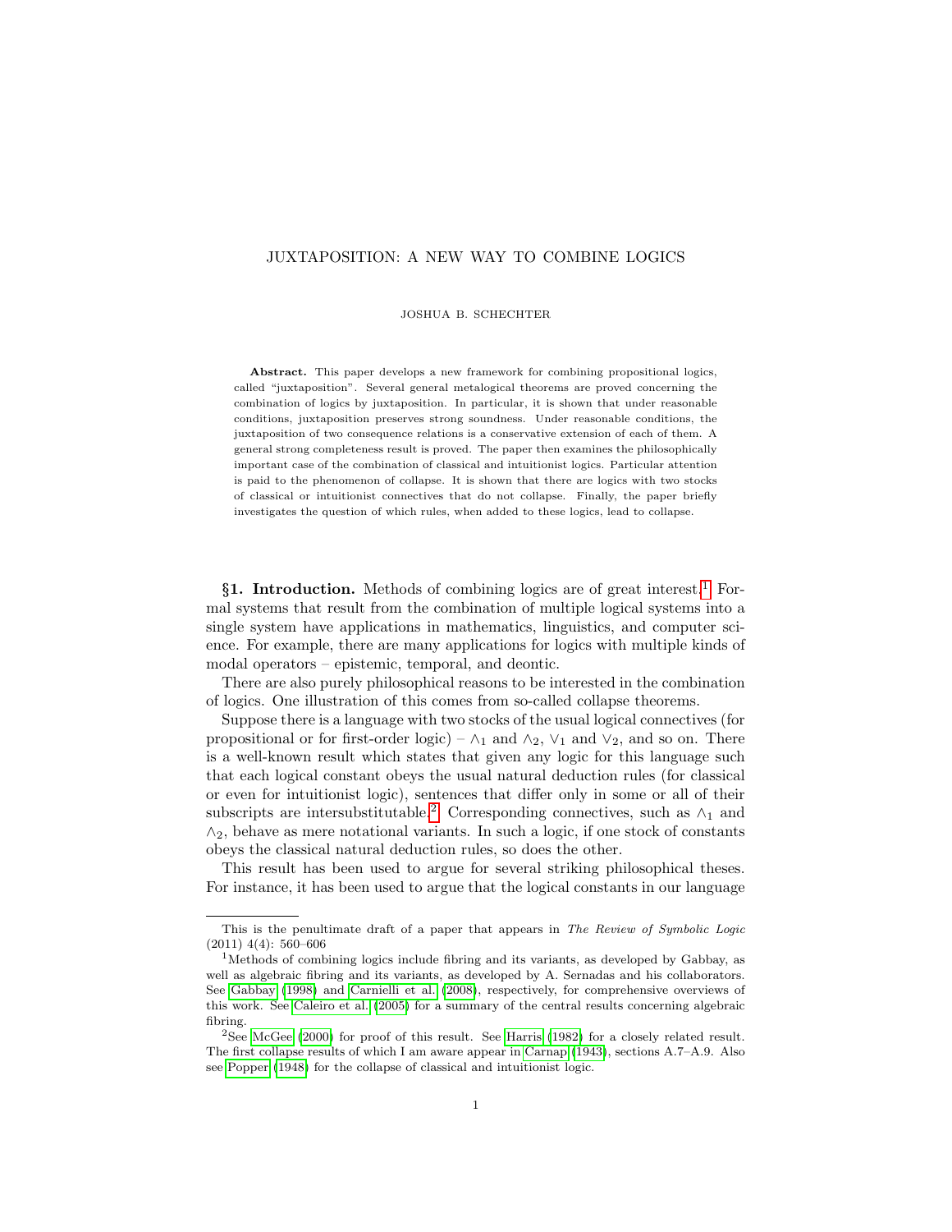# JUXTAPOSITION: A NEW WAY TO COMBINE LOGICS

JOSHUA B. SCHECHTER

**Abstract.** This paper develops a new framework for combining propositional logics, called "juxtaposition". Several general metalogical theorems are proved concerning the combination of logics by juxtaposition. In particular, it is shown that under reasonable conditions, juxtaposition preserves strong soundness. Under reasonable conditions, the juxtaposition of two consequence relations is a conservative extension of each of them. A general strong completeness result is proved. The paper then examines the philosophically important case of the combination of classical and intuitionist logics. Particular attention is paid to the phenomenon of collapse. It is shown that there are logics with two stocks of classical or intuitionist connectives that do not collapse. Finally, the paper briefly investigates the question of which rules, when added to these logics, lead to collapse.

## §1. Introduction.

Methods of combining logics are of great interest.[1] Formal systems that result from the combination of multiple logical systems into a single system have applications in mathematics, linguistics, and computer science. For example, there are many applications for logics with multiple kinds of modal operators – epistemic, temporal, and deontic.

There are also purely philosophical reasons to be interested in the combination of logics. One illustration of this comes from so-called collapse theorems.

Suppose there is a language with two stocks of the usual logical connectives (for propositional or for first-order logic) – $\wedge_1$ and $\wedge_2$, $\vee_1$ and $\vee_2$, and so on. There is a well-known result which states that given any logic for this language such that each logical constant obeys the usual natural deduction rules (for classical or even for intuitionist logic), sentences that differ only in some or all of their subscripts are intersubstitutable.[2] Corresponding connectives, such as $\wedge_1$ and $\wedge_2$, behave as mere notational variants. In such a logic, if one stock of constants obeys the classical natural deduction rules, so does the other.

This result has been used to argue for several striking philosophical theses. For instance, it has been used to argue that the logical constants in our language

---

This is the penultimate draft of a paper that appears in *The Review of Symbolic Logic* (2011) 4(4): 560–606

[1] Methods of combining logics include fibring and its variants, as developed by Gabbay, as well as algebraic fibring and its variants, as developed by A. Sernadas and his collaborators. See Gabbay (1998) and Carnielli et al. (2008), respectively, for comprehensive overviews of this work. See Caleiro et al. (2005) for a summary of the central results concerning algebraic fibring.

[2] See McGee (2000) for proof of this result. See Harris (1982) for a closely related result. The first collapse results of which I am aware appear in Carnap (1943), sections A.7–A.9. Also see Popper (1948) for the collapse of classical and intuitionist logic.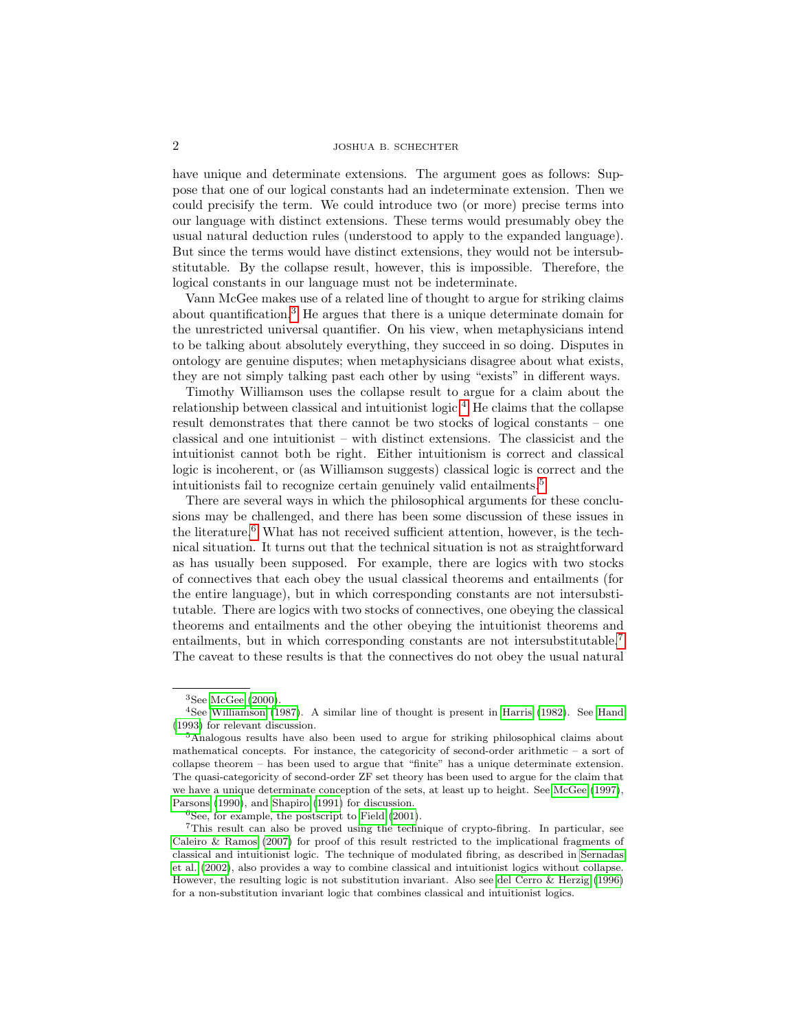have unique and determinate extensions. The argument goes as follows: Suppose that one of our logical constants had an indeterminate extension. Then we could precisify the term. We could introduce two (or more) precise terms into our language with distinct extensions. These terms would presumably obey the usual natural deduction rules (understood to apply to the expanded language). But since the terms would have distinct extensions, they would not be intersubstitutable. By the collapse result, however, this is impossible. Therefore, the logical constants in our language must not be indeterminate.

Vann McGee makes use of a related line of thought to argue for striking claims about quantification.[3] He argues that there is a unique determinate domain for the unrestricted universal quantifier. On his view, when metaphysicians intend to be talking about absolutely everything, they succeed in so doing. Disputes in ontology are genuine disputes; when metaphysicians disagree about what exists, they are not simply talking past each other by using "exists" in different ways.

Timothy Williamson uses the collapse result to argue for a claim about the relationship between classical and intuitionist logic.[4] He claims that the collapse result demonstrates that there cannot be two stocks of logical constants – one classical and one intuitionist – with distinct extensions. The classicist and the intuitionist cannot both be right. Either intuitionism is correct and classical logic is incoherent, or (as Williamson suggests) classical logic is correct and the intuitionists fail to recognize certain genuinely valid entailments.[5]

There are several ways in which the philosophical arguments for these conclusions may be challenged, and there has been some discussion of these issues in the literature.[6] What has not received sufficient attention, however, is the technical situation. It turns out that the technical situation is not as straightforward as has usually been supposed. For example, there are logics with two stocks of connectives that each obey the usual classical theorems and entailments (for the entire language), but in which corresponding constants are not intersubstitutable. There are logics with two stocks of connectives, one obeying the classical theorems and entailments and the other obeying the intuitionist theorems and entailments, but in which corresponding constants are not intersubstitutable.[7] The caveat to these results is that the connectives do not obey the usual natural

---

[3] See McGee (2000).

[4] See Williamson (1987). A similar line of thought is present in Harris (1982). See Hand (1993) for relevant discussion.

[5] Analogous results have also been used to argue for striking philosophical claims about mathematical concepts. For instance, the categoricity of second-order arithmetic – a sort of collapse theorem – has been used to argue that "finite" has a unique determinate extension. The quasi-categoricity of second-order ZF set theory has been used to argue for the claim that we have a unique determinate conception of the sets, at least up to height. See McGee (1997), Parsons (1990), and Shapiro (1991) for discussion.

[6] See, for example, the postscript to Field (2001).

[7] This result can also be proved using the technique of crypto-fibring. In particular, see Caleiro & Ramos (2007) for proof of this result restricted to the implicational fragments of classical and intuitionist logic. The technique of modulated fibring, as described in Sernadas et al. (2002), also provides a way to combine classical and intuitionist logics without collapse. However, the resulting logic is not substitution invariant. Also see del Cerro & Herzig (1996) for a non-substitution invariant logic that combines classical and intuitionist logics.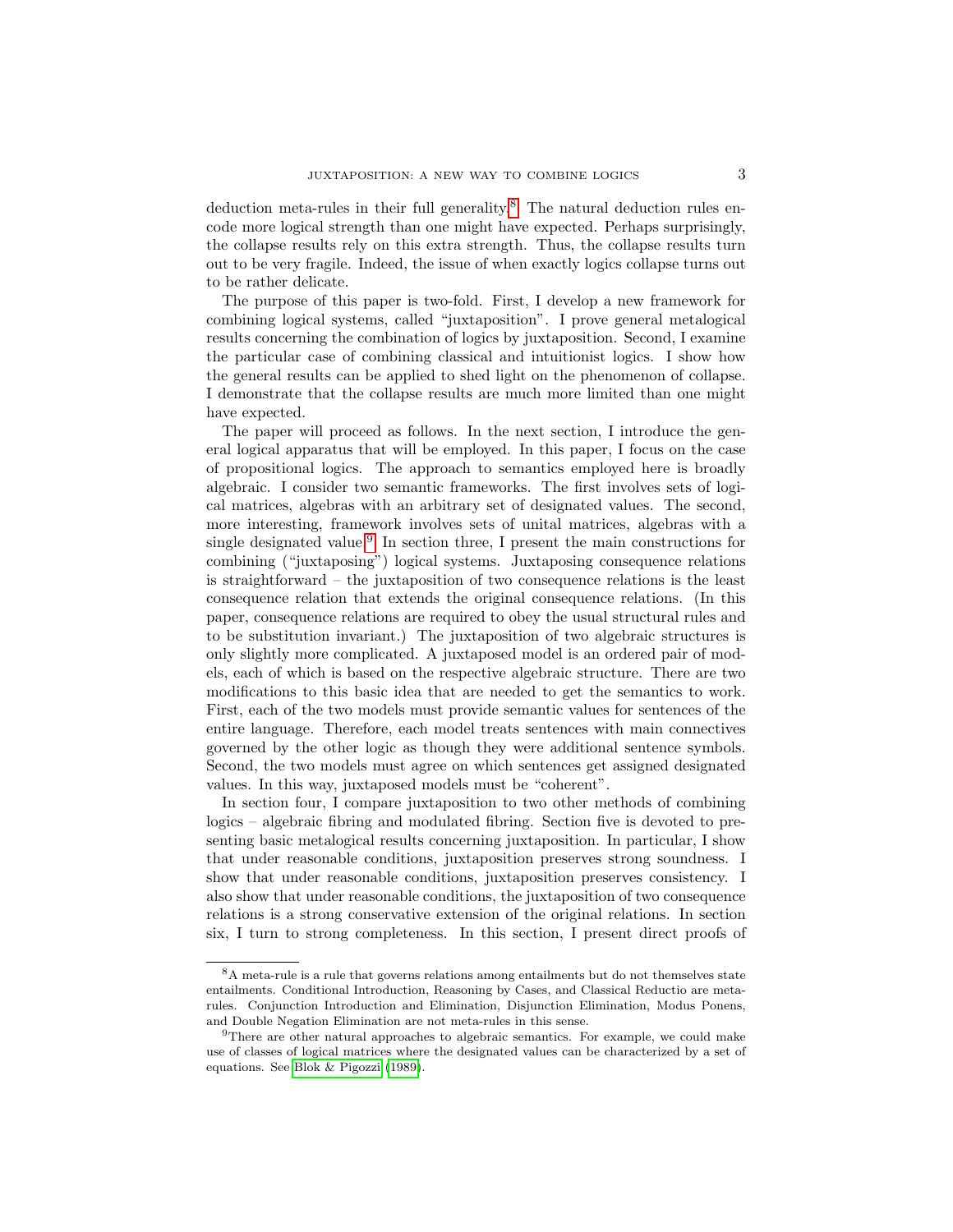deduction meta-rules in their full generality.[8] The natural deduction rules encode more logical strength than one might have expected. Perhaps surprisingly, the collapse results rely on this extra strength. Thus, the collapse results turn out to be very fragile. Indeed, the issue of when exactly logics collapse turns out to be rather delicate.

The purpose of this paper is two-fold. First, I develop a new framework for combining logical systems, called "juxtaposition". I prove general metalogical results concerning the combination of logics by juxtaposition. Second, I examine the particular case of combining classical and intuitionist logics. I show how the general results can be applied to shed light on the phenomenon of collapse. I demonstrate that the collapse results are much more limited than one might have expected.

The paper will proceed as follows. In the next section, I introduce the general logical apparatus that will be employed. In this paper, I focus on the case of propositional logics. The approach to semantics employed here is broadly algebraic. I consider two semantic frameworks. The first involves sets of logical matrices, algebras with an arbitrary set of designated values. The second, more interesting, framework involves sets of unital matrices, algebras with a single designated value.[9] In section three, I present the main constructions for combining ("juxtaposing") logical systems. Juxtaposing consequence relations is straightforward – the juxtaposition of two consequence relations is the least consequence relation that extends the original consequence relations. (In this paper, consequence relations are required to obey the usual structural rules and to be substitution invariant.) The juxtaposition of two algebraic structures is only slightly more complicated. A juxtaposed model is an ordered pair of models, each of which is based on the respective algebraic structure. There are two modifications to this basic idea that are needed to get the semantics to work. First, each of the two models must provide semantic values for sentences of the entire language. Therefore, each model treats sentences with main connectives governed by the other logic as though they were additional sentence symbols. Second, the two models must agree on which sentences get assigned designated values. In this way, juxtaposed models must be "coherent".

In section four, I compare juxtaposition to two other methods of combining logics – algebraic fibring and modulated fibring. Section five is devoted to presenting basic metalogical results concerning juxtaposition. In particular, I show that under reasonable conditions, juxtaposition preserves strong soundness. I show that under reasonable conditions, juxtaposition preserves consistency. I also show that under reasonable conditions, the juxtaposition of two consequence relations is a strong conservative extension of the original relations. In section six, I turn to strong completeness. In this section, I present direct proofs of

---

[8] A meta-rule is a rule that governs relations among entailments but do not themselves state entailments. Conditional Introduction, Reasoning by Cases, and Classical Reductio are meta-rules. Conjunction Introduction and Elimination, Disjunction Elimination, Modus Ponens, and Double Negation Elimination are not meta-rules in this sense.

[9] There are other natural approaches to algebraic semantics. For example, we could make use of classes of logical matrices where the designated values can be characterized by a set of equations. See Blok & Pigozzi (1989).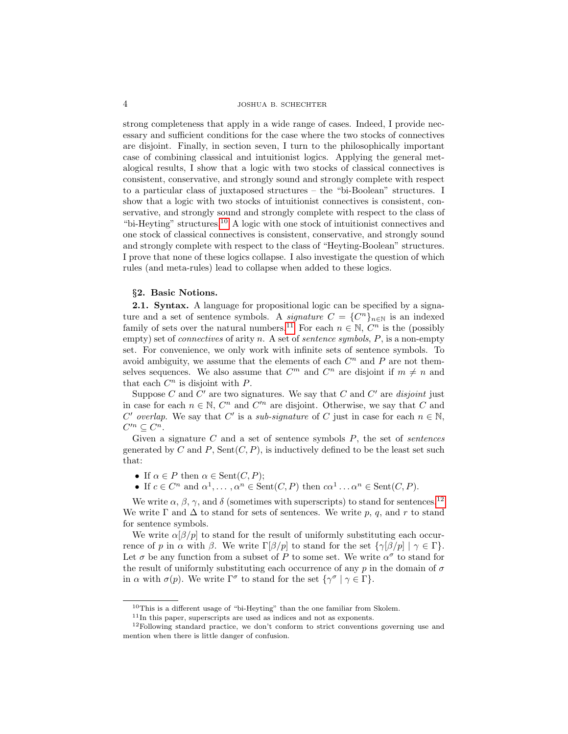strong completeness that apply in a wide range of cases. Indeed, I provide necessary and sufficient conditions for the case where the two stocks of connectives are disjoint. Finally, in section seven, I turn to the philosophically important case of combining classical and intuitionist logics. Applying the general metalogical results, I show that a logic with two stocks of classical connectives is consistent, conservative, and strongly sound and strongly complete with respect to a particular class of juxtaposed structures – the "bi-Boolean" structures. I show that a logic with two stocks of intuitionist connectives is consistent, conservative, and strongly sound and strongly complete with respect to the class of "bi-Heyting" structures.[10] A logic with one stock of intuitionist connectives and one stock of classical connectives is consistent, conservative, and strongly sound and strongly complete with respect to the class of "Heyting-Boolean" structures. I prove that none of these logics collapse. I also investigate the question of which rules (and meta-rules) lead to collapse when added to these logics.

## §2. Basic Notions.

**2.1. Syntax.** A language for propositional logic can be specified by a signature and a set of sentence symbols. A *signature* $C = \{C^n\}_{n\in\mathbb{N}}$ is an indexed family of sets over the natural numbers.[11] For each $n \in \mathbb{N}$, $C^n$ is the (possibly empty) set of *connectives* of arity $n$. A set of *sentence symbols*, $P$, is a non-empty set. For convenience, we only work with infinite sets of sentence symbols. To avoid ambiguity, we assume that the elements of each $C^n$ and $P$ are not themselves sequences. We also assume that $C^m$ and $C^n$ are disjoint if $m \neq n$ and that each $C^n$ is disjoint with $P$.

Suppose $C$ and $C'$ are two signatures. We say that $C$ and $C'$ are *disjoint* just in case for each $n \in \mathbb{N}$, $C^n$ and $C'^n$ are disjoint. Otherwise, we say that $C$ and $C'$ *overlap*. We say that $C'$ is a *sub-signature* of $C$ just in case for each $n \in \mathbb{N}$, $C'^n \subseteq C^n$.

Given a signature $C$ and a set of sentence symbols $P$, the set of *sentences* generated by $C$ and $P$, $\mathrm{Sent}(C, P)$, is inductively defined to be the least set such that:

- If $\alpha \in P$ then $\alpha \in \mathrm{Sent}(C, P)$;
- If $c \in C^n$ and $\alpha^1, \ldots, \alpha^n \in \mathrm{Sent}(C, P)$ then $c\alpha^1 \ldots \alpha^n \in \mathrm{Sent}(C, P)$.

We write $\alpha$, $\beta$, $\gamma$, and $\delta$ (sometimes with superscripts) to stand for sentences.[12] We write $\Gamma$ and $\Delta$ to stand for sets of sentences. We write $p$, $q$, and $r$ to stand for sentence symbols.

We write $\alpha[\beta/p]$ to stand for the result of uniformly substituting each occurrence of $p$ in $\alpha$ with $\beta$. We write $\Gamma[\beta/p]$ to stand for the set $\{\gamma[\beta/p] \mid \gamma \in \Gamma\}$. Let $\sigma$ be any function from a subset of $P$ to some set. We write $\alpha^\sigma$ to stand for the result of uniformly substituting each occurrence of any $p$ in the domain of $\sigma$ in $\alpha$ with $\sigma(p)$. We write $\Gamma^\sigma$ to stand for the set $\{\gamma^\sigma \mid \gamma \in \Gamma\}$.

---

[10] This is a different usage of "bi-Heyting" than the one familiar from Skolem.

[11] In this paper, superscripts are used as indices and not as exponents.

[12] Following standard practice, we don't conform to strict conventions governing use and mention when there is little danger of confusion.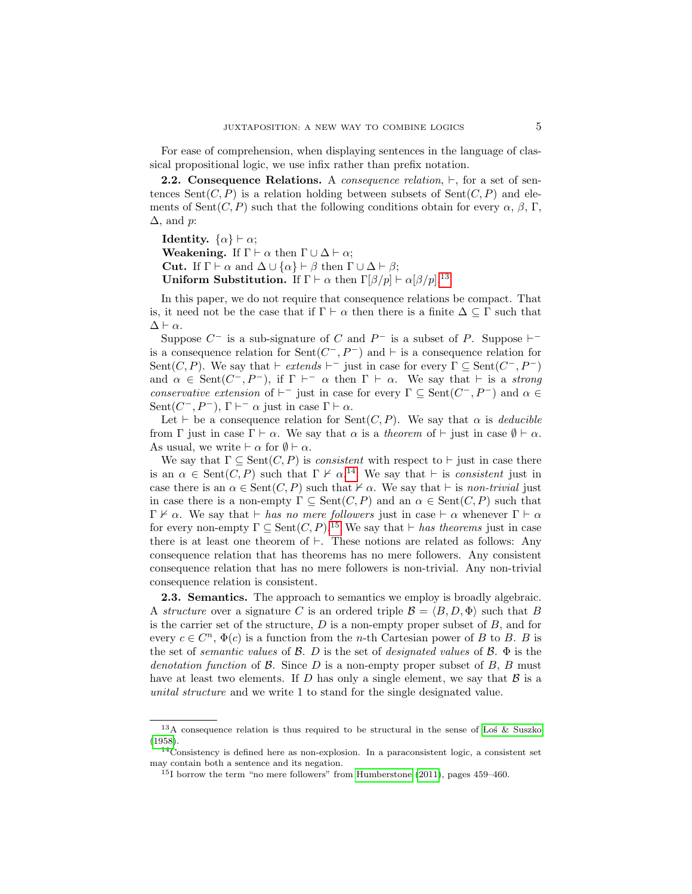For ease of comprehension, when displaying sentences in the language of classical propositional logic, we use infix rather than prefix notation.

**2.2. Consequence Relations.** A *consequence relation*, $\vdash$, for a set of sentences $\mathrm{Sent}(C, P)$ is a relation holding between subsets of $\mathrm{Sent}(C, P)$ and elements of $\mathrm{Sent}(C, P)$ such that the following conditions obtain for every $\alpha$, $\beta$, $\Gamma$, $\Delta$, and $p$:

**Identity.** $\{\alpha\} \vdash \alpha$;
**Weakening.** If $\Gamma \vdash \alpha$ then $\Gamma \cup \Delta \vdash \alpha$;
**Cut.** If $\Gamma \vdash \alpha$ and $\Delta \cup \{\alpha\} \vdash \beta$ then $\Gamma \cup \Delta \vdash \beta$;
**Uniform Substitution.** If $\Gamma \vdash \alpha$ then $\Gamma[\beta/p] \vdash \alpha[\beta/p]$.[13]

In this paper, we do not require that consequence relations be compact. That is, it need not be the case that if $\Gamma \vdash \alpha$ then there is a finite $\Delta \subseteq \Gamma$ such that $\Delta \vdash \alpha$.

Suppose $C^-$ is a sub-signature of $C$ and $P^-$ is a subset of $P$. Suppose $\vdash^-$ is a consequence relation for $\mathrm{Sent}(C^-, P^-)$ and $\vdash$ is a consequence relation for $\mathrm{Sent}(C, P)$. We say that $\vdash$ *extends* $\vdash^-$ just in case for every $\Gamma \subseteq \mathrm{Sent}(C^-, P^-)$ and $\alpha \in \mathrm{Sent}(C^-, P^-)$, if $\Gamma \vdash^- \alpha$ then $\Gamma \vdash \alpha$. We say that $\vdash$ is a *strong conservative extension* of $\vdash^-$ just in case for every $\Gamma \subseteq \mathrm{Sent}(C^-, P^-)$ and $\alpha \in \mathrm{Sent}(C^-, P^-)$, $\Gamma \vdash^- \alpha$ just in case $\Gamma \vdash \alpha$.

Let $\vdash$ be a consequence relation for $\mathrm{Sent}(C, P)$. We say that $\alpha$ is *deducible* from $\Gamma$ just in case $\Gamma \vdash \alpha$. We say that $\alpha$ is a *theorem* of $\vdash$ just in case $\emptyset \vdash \alpha$. As usual, we write $\vdash \alpha$ for $\emptyset \vdash \alpha$.

We say that $\Gamma \subseteq \mathrm{Sent}(C, P)$ is *consistent* with respect to $\vdash$ just in case there is an $\alpha \in \mathrm{Sent}(C, P)$ such that $\Gamma \nvdash \alpha$.[14] We say that $\vdash$ is *consistent* just in case there is an $\alpha \in \mathrm{Sent}(C, P)$ such that $\nvdash \alpha$. We say that $\vdash$ is *non-trivial* just in case there is a non-empty $\Gamma \subseteq \mathrm{Sent}(C, P)$ and an $\alpha \in \mathrm{Sent}(C, P)$ such that $\Gamma \nvdash \alpha$. We say that $\vdash$ *has no mere followers* just in case $\vdash \alpha$ whenever $\Gamma \vdash \alpha$ for every non-empty $\Gamma \subseteq \mathrm{Sent}(C, P)$.[15] We say that $\vdash$ *has theorems* just in case there is at least one theorem of $\vdash$. These notions are related as follows: Any consequence relation that has theorems has no mere followers. Any consistent consequence relation that has no mere followers is non-trivial. Any non-trivial consequence relation is consistent.

**2.3. Semantics.** The approach to semantics we employ is broadly algebraic. A *structure* over a signature $C$ is an ordered triple $\mathcal{B} = \langle B, D, \Phi \rangle$ such that $B$ is the carrier set of the structure, $D$ is a non-empty proper subset of $B$, and for every $c \in C^n$, $\Phi(c)$ is a function from the $n$-th Cartesian power of $B$ to $B$. $B$ is the set of *semantic values* of $\mathcal{B}$. $D$ is the set of *designated values* of $\mathcal{B}$. $\Phi$ is the *denotation function* of $\mathcal{B}$. Since $D$ is a non-empty proper subset of $B$, $B$ must have at least two elements. If $D$ has only a single element, we say that $\mathcal{B}$ is a *unital structure* and we write 1 to stand for the single designated value.

---

[13] A consequence relation is thus required to be structural in the sense of Łoś & Suszko (1958).

[14] Consistency is defined here as non-explosion. In a paraconsistent logic, a consistent set may contain both a sentence and its negation.

[15] I borrow the term "no mere followers" from Humberstone (2011), pages 459–460.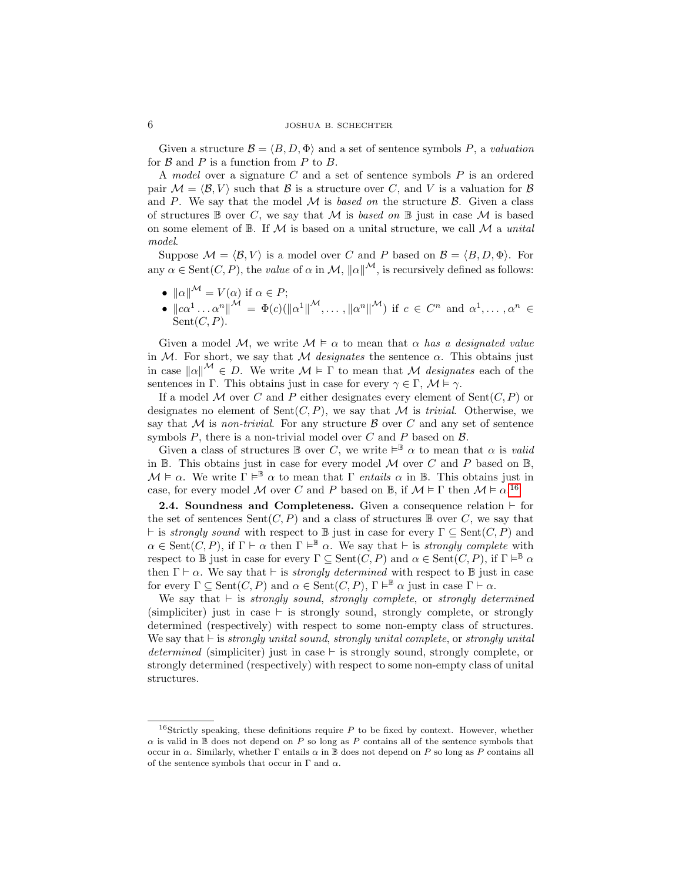Given a structure $\mathcal{B} = \langle B, D, \Phi \rangle$ and a set of sentence symbols $P$, a *valuation* for $\mathcal{B}$ and $P$ is a function from $P$ to $B$.

A *model* over a signature $C$ and a set of sentence symbols $P$ is an ordered pair $\mathcal{M} = \langle \mathcal{B}, V \rangle$ such that $\mathcal{B}$ is a structure over $C$, and $V$ is a valuation for $\mathcal{B}$ and $P$. We say that the model $\mathcal{M}$ is *based on* the structure $\mathcal{B}$. Given a class of structures $\mathbb{B}$ over $C$, we say that $\mathcal{M}$ is *based on* $\mathbb{B}$ just in case $\mathcal{M}$ is based on some element of $\mathbb{B}$. If $\mathcal{M}$ is based on a unital structure, we call $\mathcal{M}$ a *unital model*.

Suppose $\mathcal{M} = \langle \mathcal{B}, V \rangle$ is a model over $C$ and $P$ based on $\mathcal{B} = \langle B, D, \Phi \rangle$. For any $\alpha \in \mathrm{Sent}(C, P)$, the *value* of $\alpha$ in $\mathcal{M}$, $\|\alpha\|^{\mathcal{M}}$, is recursively defined as follows:

- $\|\alpha\|^{\mathcal{M}} = V(\alpha)$ if $\alpha \in P$;
- $\|c\alpha^1 \dots \alpha^n\|^{\mathcal{M}} = \Phi(c)(\|\alpha^1\|^{\mathcal{M}}, \dots, \|\alpha^n\|^{\mathcal{M}})$ if $c \in C^n$ and $\alpha^1, \dots, \alpha^n \in \mathrm{Sent}(C, P)$.

Given a model $\mathcal{M}$, we write $\mathcal{M} \vDash \alpha$ to mean that $\alpha$ *has a designated value* in $\mathcal{M}$. For short, we say that $\mathcal{M}$ *designates* the sentence $\alpha$. This obtains just in case $\|\alpha\|^{\mathcal{M}} \in D$. We write $\mathcal{M} \vDash \Gamma$ to mean that $\mathcal{M}$ *designates* each of the sentences in $\Gamma$. This obtains just in case for every $\gamma \in \Gamma$, $\mathcal{M} \vDash \gamma$.

If a model $\mathcal{M}$ over $C$ and $P$ either designates every element of $\mathrm{Sent}(C, P)$ or designates no element of $\mathrm{Sent}(C, P)$, we say that $\mathcal{M}$ is *trivial*. Otherwise, we say that $\mathcal{M}$ is *non-trivial*. For any structure $\mathcal{B}$ over $C$ and any set of sentence symbols $P$, there is a non-trivial model over $C$ and $P$ based on $\mathcal{B}$.

Given a class of structures $\mathbb{B}$ over $C$, we write $\vDash^{\mathbb{B}} \alpha$ to mean that $\alpha$ is *valid* in $\mathbb{B}$. This obtains just in case for every model $\mathcal{M}$ over $C$ and $P$ based on $\mathbb{B}$, $\mathcal{M} \vDash \alpha$. We write $\Gamma \vDash^{\mathbb{B}} \alpha$ to mean that $\Gamma$ *entails* $\alpha$ in $\mathbb{B}$. This obtains just in case, for every model $\mathcal{M}$ over $C$ and $P$ based on $\mathbb{B}$, if $\mathcal{M} \vDash \Gamma$ then $\mathcal{M} \vDash \alpha$.[16]

**2.4. Soundness and Completeness.** Given a consequence relation $\vdash$ for the set of sentences $\mathrm{Sent}(C, P)$ and a class of structures $\mathbb{B}$ over $C$, we say that $\vdash$ is *strongly sound* with respect to $\mathbb{B}$ just in case for every $\Gamma \subseteq \mathrm{Sent}(C, P)$ and $\alpha \in \mathrm{Sent}(C, P)$, if $\Gamma \vdash \alpha$ then $\Gamma \vDash^{\mathbb{B}} \alpha$. We say that $\vdash$ is *strongly complete* with respect to $\mathbb{B}$ just in case for every $\Gamma \subseteq \mathrm{Sent}(C, P)$ and $\alpha \in \mathrm{Sent}(C, P)$, if $\Gamma \vDash^{\mathbb{B}} \alpha$ then $\Gamma \vdash \alpha$. We say that $\vdash$ is *strongly determined* with respect to $\mathbb{B}$ just in case for every $\Gamma \subseteq \mathrm{Sent}(C, P)$ and $\alpha \in \mathrm{Sent}(C, P)$, $\Gamma \vDash^{\mathbb{B}} \alpha$ just in case $\Gamma \vdash \alpha$.

We say that $\vdash$ is *strongly sound*, *strongly complete*, or *strongly determined* (simpliciter) just in case $\vdash$ is strongly sound, strongly complete, or strongly determined (respectively) with respect to some non-empty class of structures. We say that $\vdash$ is *strongly unital sound*, *strongly unital complete*, or *strongly unital determined* (simpliciter) just in case $\vdash$ is strongly sound, strongly complete, or strongly determined (respectively) with respect to some non-empty class of unital structures.

---

[16]Strictly speaking, these definitions require $P$ to be fixed by context. However, whether $\alpha$ is valid in $\mathbb{B}$ does not depend on $P$ so long as $P$ contains all of the sentence symbols that occur in $\alpha$. Similarly, whether $\Gamma$ entails $\alpha$ in $\mathbb{B}$ does not depend on $P$ so long as $P$ contains all of the sentence symbols that occur in $\Gamma$ and $\alpha$.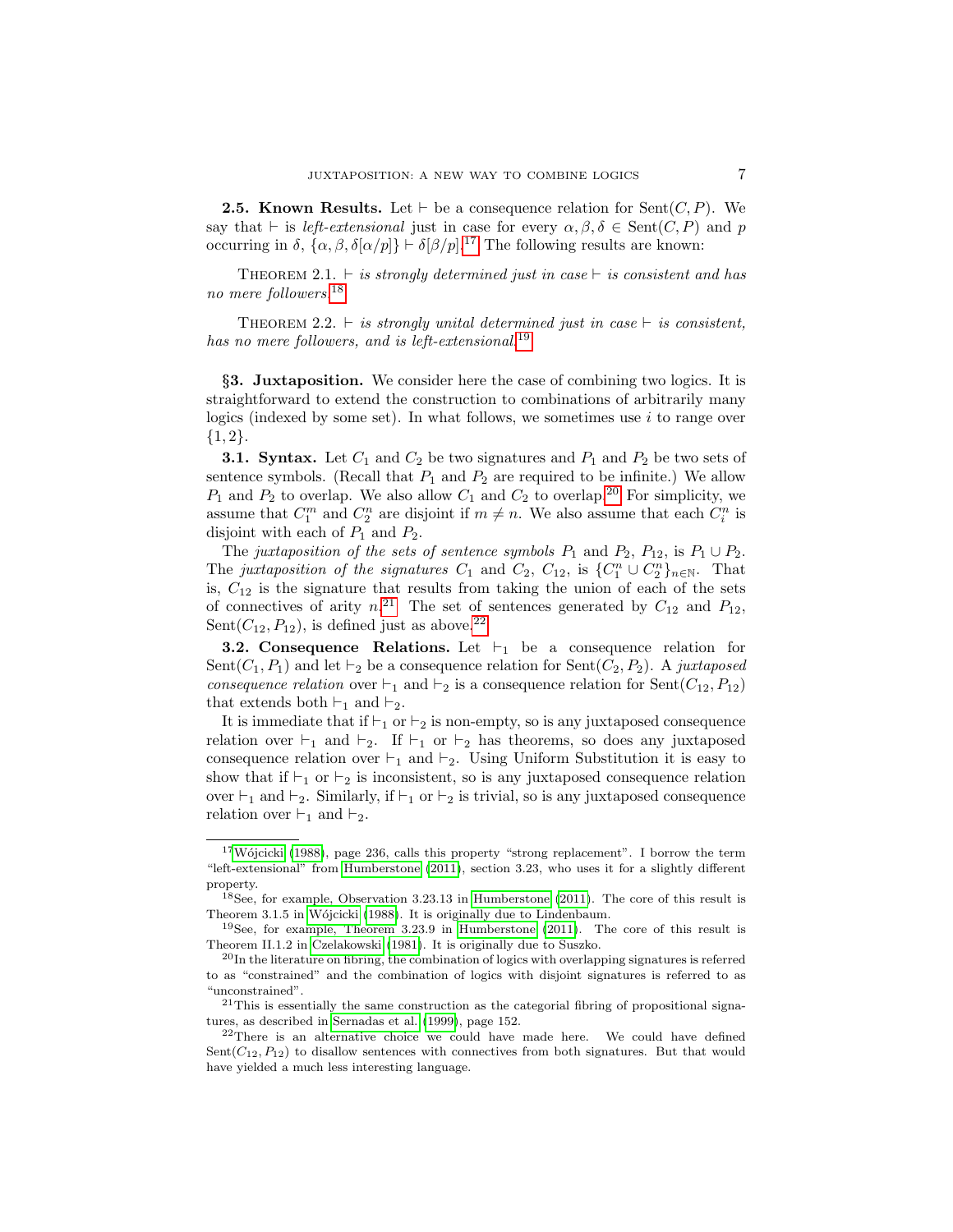**2.5. Known Results.** Let $\vdash$ be a consequence relation for $\text{Sent}(C, P)$. We say that $\vdash$ is *left-extensional* just in case for every $\alpha, \beta, \delta \in \text{Sent}(C, P)$ and $p$ occurring in $\delta$, $\{\alpha, \beta, \delta[\alpha/p]\} \vdash \delta[\beta/p]$.[17] The following results are known:

Theorem 2.1. *$\vdash$ is strongly determined just in case $\vdash$ is consistent and has no mere followers.*[18]

Theorem 2.2. *$\vdash$ is strongly unital determined just in case $\vdash$ is consistent, has no mere followers, and is left-extensional.*[19]

## §3. Juxtaposition.

We consider here the case of combining two logics. It is straightforward to extend the construction to combinations of arbitrarily many logics (indexed by some set). In what follows, we sometimes use $i$ to range over $\{1, 2\}$.

**3.1. Syntax.** Let $C_1$ and $C_2$ be two signatures and $P_1$ and $P_2$ be two sets of sentence symbols. (Recall that $P_1$ and $P_2$ are required to be infinite.) We allow $P_1$ and $P_2$ to overlap. We also allow $C_1$ and $C_2$ to overlap.[20] For simplicity, we assume that $C_1^m$ and $C_2^n$ are disjoint if $m \neq n$. We also assume that each $C_i^n$ is disjoint with each of $P_1$ and $P_2$.

The *juxtaposition of the sets of sentence symbols* $P_1$ and $P_2$, $P_{12}$, is $P_1 \cup P_2$. The *juxtaposition of the signatures* $C_1$ and $C_2$, $C_{12}$, is $\{C_1^n \cup C_2^n\}_{n \in \mathbb{N}}$. That is, $C_{12}$ is the signature that results from taking the union of each of the sets of connectives of arity $n$.[21] The set of sentences generated by $C_{12}$ and $P_{12}$, $\text{Sent}(C_{12}, P_{12})$, is defined just as above.[22]

**3.2. Consequence Relations.** Let $\vdash_1$ be a consequence relation for $\text{Sent}(C_1, P_1)$ and let $\vdash_2$ be a consequence relation for $\text{Sent}(C_2, P_2)$. A *juxtaposed consequence relation* over $\vdash_1$ and $\vdash_2$ is a consequence relation for $\text{Sent}(C_{12}, P_{12})$ that extends both $\vdash_1$ and $\vdash_2$.

It is immediate that if $\vdash_1$ or $\vdash_2$ is non-empty, so is any juxtaposed consequence relation over $\vdash_1$ and $\vdash_2$. If $\vdash_1$ or $\vdash_2$ has theorems, so does any juxtaposed consequence relation over $\vdash_1$ and $\vdash_2$. Using Uniform Substitution it is easy to show that if $\vdash_1$ or $\vdash_2$ is inconsistent, so is any juxtaposed consequence relation over $\vdash_1$ and $\vdash_2$. Similarly, if $\vdash_1$ or $\vdash_2$ is trivial, so is any juxtaposed consequence relation over $\vdash_1$ and $\vdash_2$.

---

[17] Wójcicki (1988), page 236, calls this property "strong replacement". I borrow the term "left-extensional" from Humberstone (2011), section 3.23, who uses it for a slightly different property.

[18] See, for example, Observation 3.23.13 in Humberstone (2011). The core of this result is Theorem 3.1.5 in Wójcicki (1988). It is originally due to Lindenbaum.

[19] See, for example, Theorem 3.23.9 in Humberstone (2011). The core of this result is Theorem II.1.2 in Czelakowski (1981). It is originally due to Suszko.

[20] In the literature on fibring, the combination of logics with overlapping signatures is referred to as "constrained" and the combination of logics with disjoint signatures is referred to as "unconstrained".

[21] This is essentially the same construction as the categorial fibring of propositional signatures, as described in Sernadas et al. (1999), page 152.

[22] There is an alternative choice we could have made here. We could have defined $\text{Sent}(C_{12}, P_{12})$ to disallow sentences with connectives from both signatures. But that would have yielded a much less interesting language.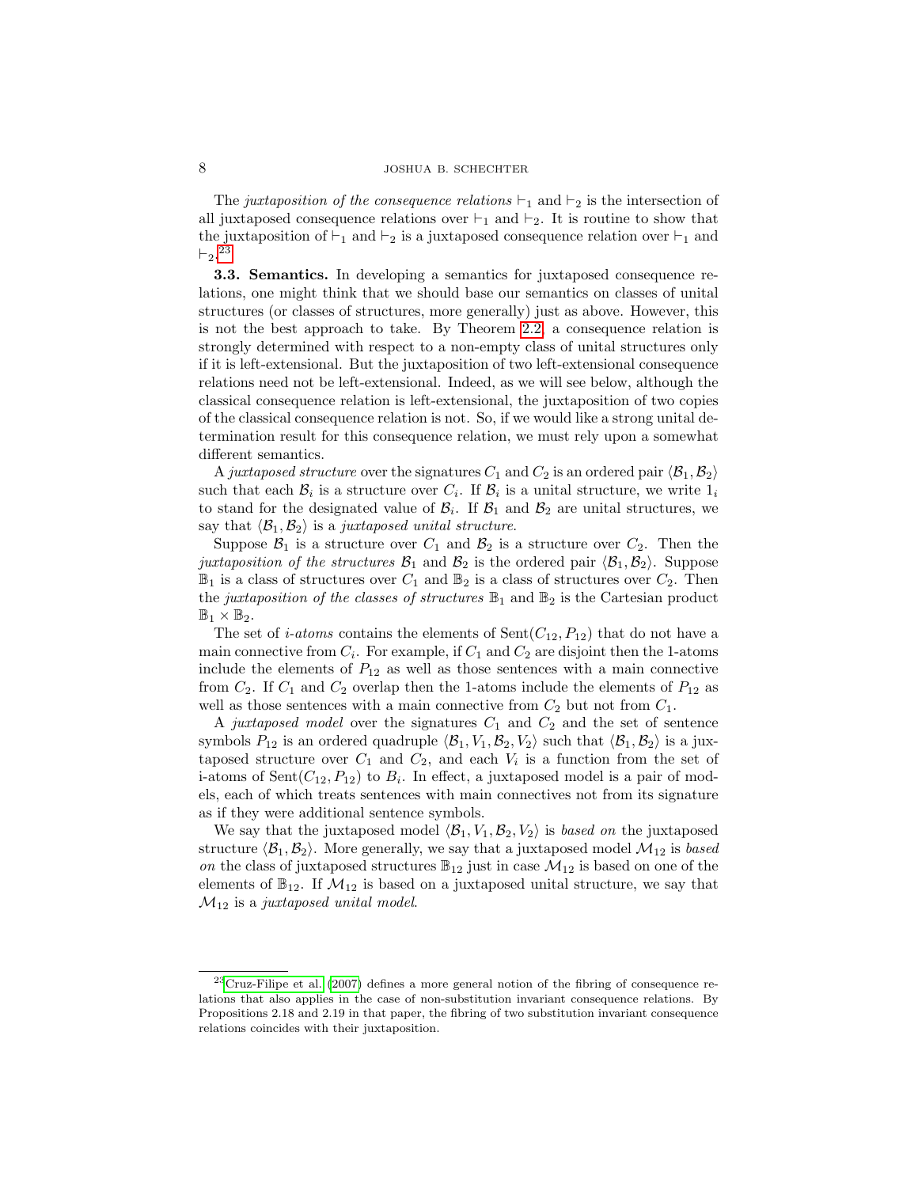The *juxtaposition of the consequence relations* $\vdash_1$ and $\vdash_2$ is the intersection of all juxtaposed consequence relations over $\vdash_1$ and $\vdash_2$. It is routine to show that the juxtaposition of $\vdash_1$ and $\vdash_2$ is a juxtaposed consequence relation over $\vdash_1$ and $\vdash_2$.[23]

**3.3. Semantics.** In developing a semantics for juxtaposed consequence relations, one might think that we should base our semantics on classes of unital structures (or classes of structures, more generally) just as above. However, this is not the best approach to take. By Theorem 2.2, a consequence relation is strongly determined with respect to a non-empty class of unital structures only if it is left-extensional. But the juxtaposition of two left-extensional consequence relations need not be left-extensional. Indeed, as we will see below, although the classical consequence relation is left-extensional, the juxtaposition of two copies of the classical consequence relation is not. So, if we would like a strong unital determination result for this consequence relation, we must rely upon a somewhat different semantics.

A *juxtaposed structure* over the signatures $C_1$ and $C_2$ is an ordered pair $\langle \mathcal{B}_1, \mathcal{B}_2 \rangle$ such that each $\mathcal{B}_i$ is a structure over $C_i$. If $\mathcal{B}_i$ is a unital structure, we write $1_i$ to stand for the designated value of $\mathcal{B}_i$. If $\mathcal{B}_1$ and $\mathcal{B}_2$ are unital structures, we say that $\langle \mathcal{B}_1, \mathcal{B}_2 \rangle$ is a *juxtaposed unital structure*.

Suppose $\mathcal{B}_1$ is a structure over $C_1$ and $\mathcal{B}_2$ is a structure over $C_2$. Then the *juxtaposition of the structures* $\mathcal{B}_1$ and $\mathcal{B}_2$ is the ordered pair $\langle \mathcal{B}_1, \mathcal{B}_2 \rangle$. Suppose $\mathbb{B}_1$ is a class of structures over $C_1$ and $\mathbb{B}_2$ is a class of structures over $C_2$. Then the *juxtaposition of the classes of structures* $\mathbb{B}_1$ and $\mathbb{B}_2$ is the Cartesian product $\mathbb{B}_1 \times \mathbb{B}_2$.

The set of *i-atoms* contains the elements of $\mathrm{Sent}(C_{12}, P_{12})$ that do not have a main connective from $C_i$. For example, if $C_1$ and $C_2$ are disjoint then the 1-atoms include the elements of $P_{12}$ as well as those sentences with a main connective from $C_2$. If $C_1$ and $C_2$ overlap then the 1-atoms include the elements of $P_{12}$ as well as those sentences with a main connective from $C_2$ but not from $C_1$.

A *juxtaposed model* over the signatures $C_1$ and $C_2$ and the set of sentence symbols $P_{12}$ is an ordered quadruple $\langle \mathcal{B}_1, V_1, \mathcal{B}_2, V_2 \rangle$ such that $\langle \mathcal{B}_1, \mathcal{B}_2 \rangle$ is a juxtaposed structure over $C_1$ and $C_2$, and each $V_i$ is a function from the set of i-atoms of $\mathrm{Sent}(C_{12}, P_{12})$ to $B_i$. In effect, a juxtaposed model is a pair of models, each of which treats sentences with main connectives not from its signature as if they were additional sentence symbols.

We say that the juxtaposed model $\langle \mathcal{B}_1, V_1, \mathcal{B}_2, V_2 \rangle$ is *based on* the juxtaposed structure $\langle \mathcal{B}_1, \mathcal{B}_2 \rangle$. More generally, we say that a juxtaposed model $\mathcal{M}_{12}$ is *based on* the class of juxtaposed structures $\mathbb{B}_{12}$ just in case $\mathcal{M}_{12}$ is based on one of the elements of $\mathbb{B}_{12}$. If $\mathcal{M}_{12}$ is based on a juxtaposed unital structure, we say that $\mathcal{M}_{12}$ is a *juxtaposed unital model*.

[23] Cruz-Filipe et al. (2007) defines a more general notion of the fibring of consequence relations that also applies in the case of non-substitution invariant consequence relations. By Propositions 2.18 and 2.19 in that paper, the fibring of two substitution invariant consequence relations coincides with their juxtaposition.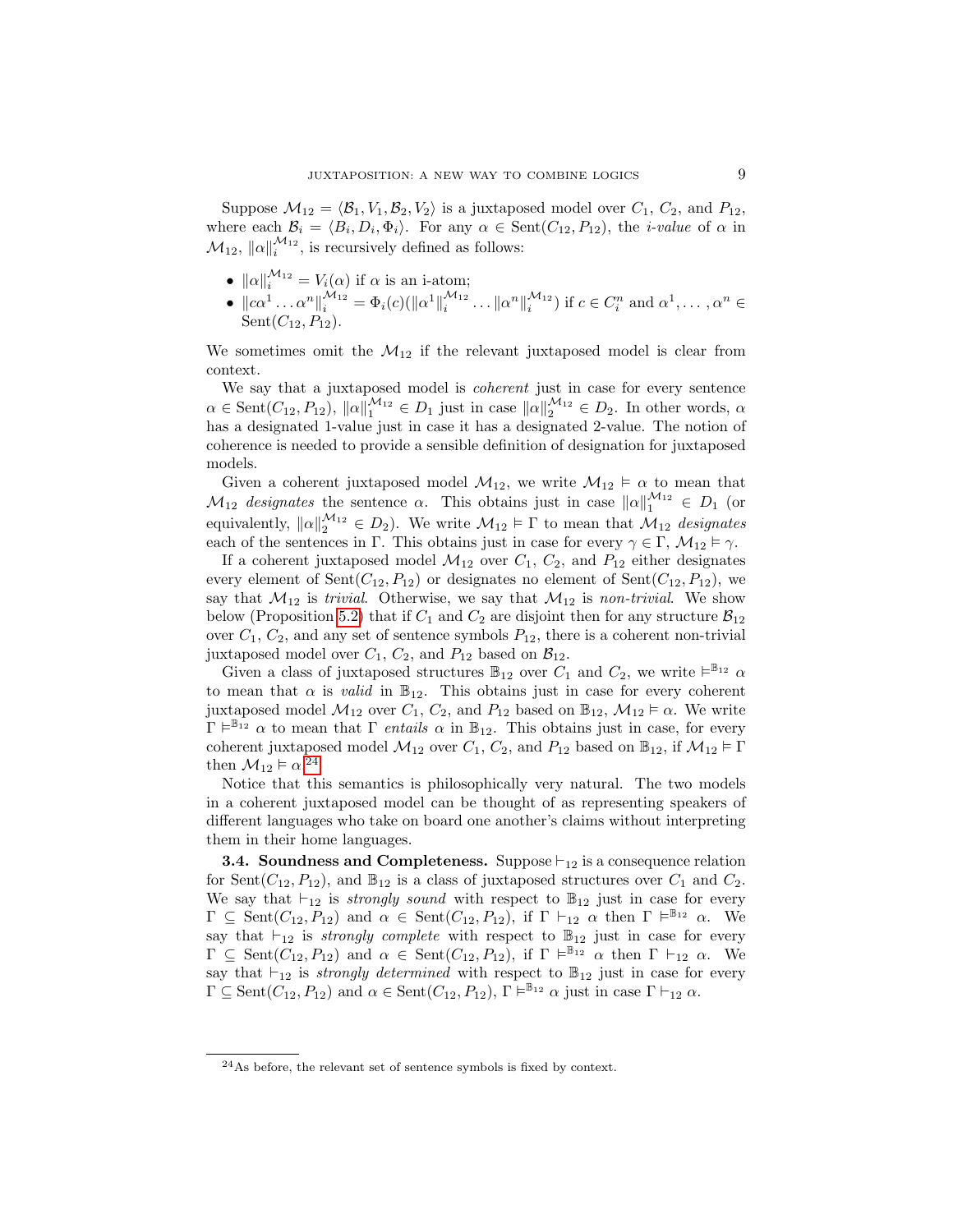Suppose $\mathcal{M}_{12} = \langle \mathcal{B}_1, V_1, \mathcal{B}_2, V_2 \rangle$ is a juxtaposed model over $C_1$, $C_2$, and $P_{12}$, where each $\mathcal{B}_i = \langle B_i, D_i, \Phi_i \rangle$. For any $\alpha \in \text{Sent}(C_{12}, P_{12})$, the *i-value* of $\alpha$ in $\mathcal{M}_{12}$, $\|\alpha\|_i^{\mathcal{M}_{12}}$, is recursively defined as follows:

- $\|\alpha\|_i^{\mathcal{M}_{12}} = V_i(\alpha)$ if $\alpha$ is an i-atom;
- $\|c\alpha^1 \ldots \alpha^n\|_i^{\mathcal{M}_{12}} = \Phi_i(c)(\|\alpha^1\|_i^{\mathcal{M}_{12}} \ldots \|\alpha^n\|_i^{\mathcal{M}_{12}})$ if $c \in C_i^n$ and $\alpha^1, \ldots, \alpha^n \in \text{Sent}(C_{12}, P_{12})$.

We sometimes omit the $\mathcal{M}_{12}$ if the relevant juxtaposed model is clear from context.

We say that a juxtaposed model is *coherent* just in case for every sentence $\alpha \in \text{Sent}(C_{12}, P_{12})$, $\|\alpha\|_1^{\mathcal{M}_{12}} \in D_1$ just in case $\|\alpha\|_2^{\mathcal{M}_{12}} \in D_2$. In other words, $\alpha$ has a designated 1-value just in case it has a designated 2-value. The notion of coherence is needed to provide a sensible definition of designation for juxtaposed models.

Given a coherent juxtaposed model $\mathcal{M}_{12}$, we write $\mathcal{M}_{12} \vDash \alpha$ to mean that $\mathcal{M}_{12}$ *designates* the sentence $\alpha$. This obtains just in case $\|\alpha\|_1^{\mathcal{M}_{12}} \in D_1$ (or equivalently, $\|\alpha\|_2^{\mathcal{M}_{12}} \in D_2$). We write $\mathcal{M}_{12} \vDash \Gamma$ to mean that $\mathcal{M}_{12}$ *designates* each of the sentences in $\Gamma$. This obtains just in case for every $\gamma \in \Gamma$, $\mathcal{M}_{12} \vDash \gamma$.

If a coherent juxtaposed model $\mathcal{M}_{12}$ over $C_1$, $C_2$, and $P_{12}$ either designates every element of $\text{Sent}(C_{12}, P_{12})$ or designates no element of $\text{Sent}(C_{12}, P_{12})$, we say that $\mathcal{M}_{12}$ is *trivial*. Otherwise, we say that $\mathcal{M}_{12}$ is *non-trivial*. We show below (Proposition 5.2) that if $C_1$ and $C_2$ are disjoint then for any structure $\mathcal{B}_{12}$ over $C_1$, $C_2$, and any set of sentence symbols $P_{12}$, there is a coherent non-trivial juxtaposed model over $C_1$, $C_2$, and $P_{12}$ based on $\mathcal{B}_{12}$.

Given a class of juxtaposed structures $\mathbb{B}_{12}$ over $C_1$ and $C_2$, we write $\vDash^{\mathbb{B}_{12}} \alpha$ to mean that $\alpha$ is *valid* in $\mathbb{B}_{12}$. This obtains just in case for every coherent juxtaposed model $\mathcal{M}_{12}$ over $C_1$, $C_2$, and $P_{12}$ based on $\mathbb{B}_{12}$, $\mathcal{M}_{12} \vDash \alpha$. We write $\Gamma \vDash^{\mathbb{B}_{12}} \alpha$ to mean that $\Gamma$ *entails* $\alpha$ in $\mathbb{B}_{12}$. This obtains just in case, for every coherent juxtaposed model $\mathcal{M}_{12}$ over $C_1$, $C_2$, and $P_{12}$ based on $\mathbb{B}_{12}$, if $\mathcal{M}_{12} \vDash \Gamma$ then $\mathcal{M}_{12} \vDash \alpha$.[24]

Notice that this semantics is philosophically very natural. The two models in a coherent juxtaposed model can be thought of as representing speakers of different languages who take on board one another's claims without interpreting them in their home languages.

**3.4. Soundness and Completeness.** Suppose $\vdash_{12}$ is a consequence relation for $\text{Sent}(C_{12}, P_{12})$, and $\mathbb{B}_{12}$ is a class of juxtaposed structures over $C_1$ and $C_2$. We say that $\vdash_{12}$ is *strongly sound* with respect to $\mathbb{B}_{12}$ just in case for every $\Gamma \subseteq \text{Sent}(C_{12}, P_{12})$ and $\alpha \in \text{Sent}(C_{12}, P_{12})$, if $\Gamma \vdash_{12} \alpha$ then $\Gamma \vDash^{\mathbb{B}_{12}} \alpha$. We say that $\vdash_{12}$ is *strongly complete* with respect to $\mathbb{B}_{12}$ just in case for every $\Gamma \subseteq \text{Sent}(C_{12}, P_{12})$ and $\alpha \in \text{Sent}(C_{12}, P_{12})$, if $\Gamma \vDash^{\mathbb{B}_{12}} \alpha$ then $\Gamma \vdash_{12} \alpha$. We say that $\vdash_{12}$ is *strongly determined* with respect to $\mathbb{B}_{12}$ just in case for every $\Gamma \subseteq \text{Sent}(C_{12}, P_{12})$ and $\alpha \in \text{Sent}(C_{12}, P_{12})$, $\Gamma \vDash^{\mathbb{B}_{12}} \alpha$ just in case $\Gamma \vdash_{12} \alpha$.

[24] As before, the relevant set of sentence symbols is fixed by context.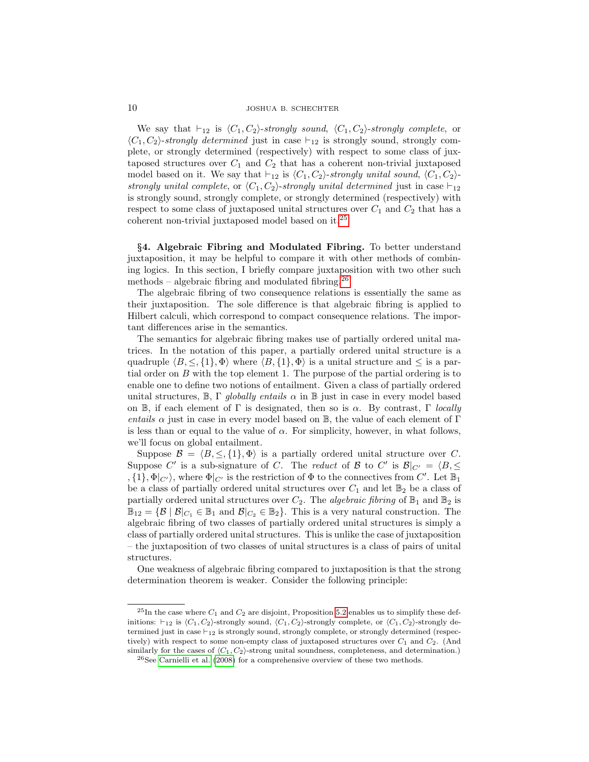We say that $\vdash_{12}$ is $\langle C_1, C_2\rangle$-*strongly sound*, $\langle C_1, C_2\rangle$-*strongly complete*, or $\langle C_1, C_2\rangle$-*strongly determined* just in case $\vdash_{12}$ is strongly sound, strongly complete, or strongly determined (respectively) with respect to some class of juxtaposed structures over $C_1$ and $C_2$ that has a coherent non-trivial juxtaposed model based on it. We say that $\vdash_{12}$ is $\langle C_1, C_2\rangle$-*strongly unital sound*, $\langle C_1, C_2\rangle$-*strongly unital complete*, or $\langle C_1, C_2\rangle$-*strongly unital determined* just in case $\vdash_{12}$ is strongly sound, strongly complete, or strongly determined (respectively) with respect to some class of juxtaposed unital structures over $C_1$ and $C_2$ that has a coherent non-trivial juxtaposed model based on it.[25]

**§4. Algebraic Fibring and Modulated Fibring.** To better understand juxtaposition, it may be helpful to compare it with other methods of combining logics. In this section, I briefly compare juxtaposition with two other such methods – algebraic fibring and modulated fibring.[26]

The algebraic fibring of two consequence relations is essentially the same as their juxtaposition. The sole difference is that algebraic fibring is applied to Hilbert calculi, which correspond to compact consequence relations. The important differences arise in the semantics.

The semantics for algebraic fibring makes use of partially ordered unital matrices. In the notation of this paper, a partially ordered unital structure is a quadruple $\langle B, \leq, \{1\}, \Phi\rangle$ where $\langle B, \{1\}, \Phi\rangle$ is a unital structure and $\leq$ is a partial order on $B$ with the top element 1. The purpose of the partial ordering is to enable one to define two notions of entailment. Given a class of partially ordered unital structures, $\mathbb{B}$, $\Gamma$ *globally entails* $\alpha$ in $\mathbb{B}$ just in case in every model based on $\mathbb{B}$, if each element of $\Gamma$ is designated, then so is $\alpha$. By contrast, $\Gamma$ *locally entails* $\alpha$ just in case in every model based on $\mathbb{B}$, the value of each element of $\Gamma$ is less than or equal to the value of $\alpha$. For simplicity, however, in what follows, we'll focus on global entailment.

Suppose $\mathcal{B} = \langle B, \leq, \{1\}, \Phi\rangle$ is a partially ordered unital structure over $C$. Suppose $C'$ is a sub-signature of $C$. The *reduct* of $\mathcal{B}$ to $C'$ is $\mathcal{B}|_{C'} = \langle B, \leq, \{1\}, \Phi|_{C'}\rangle$, where $\Phi|_{C'}$ is the restriction of $\Phi$ to the connectives from $C'$. Let $\mathbb{B}_1$ be a class of partially ordered unital structures over $C_1$ and let $\mathbb{B}_2$ be a class of partially ordered unital structures over $C_2$. The *algebraic fibring* of $\mathbb{B}_1$ and $\mathbb{B}_2$ is $\mathbb{B}_{12} = \{\mathcal{B} \mid \mathcal{B}|_{C_1} \in \mathbb{B}_1 \text{ and } \mathcal{B}|_{C_2} \in \mathbb{B}_2\}$. This is a very natural construction. The algebraic fibring of two classes of partially ordered unital structures is simply a class of partially ordered unital structures. This is unlike the case of juxtaposition – the juxtaposition of two classes of unital structures is a class of pairs of unital structures.

One weakness of algebraic fibring compared to juxtaposition is that the strong determination theorem is weaker. Consider the following principle:

[25] In the case where $C_1$ and $C_2$ are disjoint, Proposition 5.2 enables us to simplify these definitions: $\vdash_{12}$ is $\langle C_1, C_2\rangle$-strongly sound, $\langle C_1, C_2\rangle$-strongly complete, or $\langle C_1, C_2\rangle$-strongly determined just in case $\vdash_{12}$ is strongly sound, strongly complete, or strongly determined (respectively) with respect to some non-empty class of juxtaposed structures over $C_1$ and $C_2$. (And similarly for the cases of $\langle C_1, C_2\rangle$-strong unital soundness, completeness, and determination.)

[26] See Carnielli et al. (2008) for a comprehensive overview of these two methods.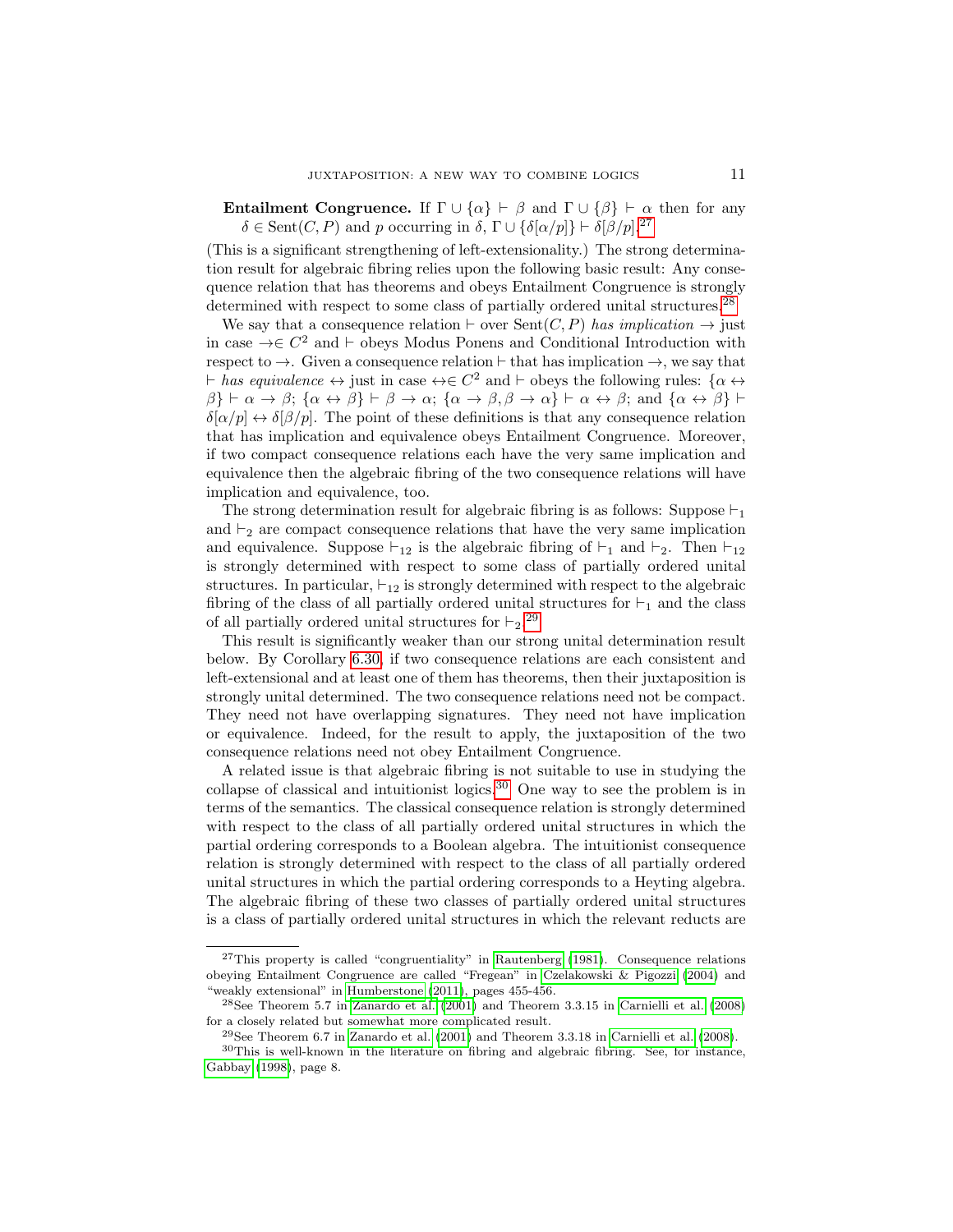**Entailment Congruence.** If $\Gamma \cup \{\alpha\} \vdash \beta$ and $\Gamma \cup \{\beta\} \vdash \alpha$ then for any $\delta \in \mathrm{Sent}(C, P)$ and $p$ occurring in $\delta$, $\Gamma \cup \{\delta[\alpha/p]\} \vdash \delta[\beta/p]$.[27]

(This is a significant strengthening of left-extensionality.) The strong determination result for algebraic fibring relies upon the following basic result: Any consequence relation that has theorems and obeys Entailment Congruence is strongly determined with respect to some class of partially ordered unital structures.[28]

We say that a consequence relation $\vdash$ over $\mathrm{Sent}(C, P)$ *has implication* $\rightarrow$ just in case $\rightarrow \in C^2$ and $\vdash$ obeys Modus Ponens and Conditional Introduction with respect to $\rightarrow$. Given a consequence relation $\vdash$ that has implication $\rightarrow$, we say that $\vdash$ *has equivalence* $\leftrightarrow$ just in case $\leftrightarrow \in C^2$ and $\vdash$ obeys the following rules: $\{\alpha \leftrightarrow \beta\} \vdash \alpha \rightarrow \beta$; $\{\alpha \leftrightarrow \beta\} \vdash \beta \rightarrow \alpha$; $\{\alpha \rightarrow \beta, \beta \rightarrow \alpha\} \vdash \alpha \leftrightarrow \beta$; and $\{\alpha \leftrightarrow \beta\} \vdash \delta[\alpha/p] \leftrightarrow \delta[\beta/p]$. The point of these definitions is that any consequence relation that has implication and equivalence obeys Entailment Congruence. Moreover, if two compact consequence relations each have the very same implication and equivalence then the algebraic fibring of the two consequence relations will have implication and equivalence, too.

The strong determination result for algebraic fibring is as follows: Suppose $\vdash_1$ and $\vdash_2$ are compact consequence relations that have the very same implication and equivalence. Suppose $\vdash_{12}$ is the algebraic fibring of $\vdash_1$ and $\vdash_2$. Then $\vdash_{12}$ is strongly determined with respect to some class of partially ordered unital structures. In particular, $\vdash_{12}$ is strongly determined with respect to the algebraic fibring of the class of all partially ordered unital structures for $\vdash_1$ and the class of all partially ordered unital structures for $\vdash_2$.[29]

This result is significantly weaker than our strong unital determination result below. By Corollary 6.30, if two consequence relations are each consistent and left-extensional and at least one of them has theorems, then their juxtaposition is strongly unital determined. The two consequence relations need not be compact. They need not have overlapping signatures. They need not have implication or equivalence. Indeed, for the result to apply, the juxtaposition of the two consequence relations need not obey Entailment Congruence.

A related issue is that algebraic fibring is not suitable to use in studying the collapse of classical and intuitionist logics.[30] One way to see the problem is in terms of the semantics. The classical consequence relation is strongly determined with respect to the class of all partially ordered unital structures in which the partial ordering corresponds to a Boolean algebra. The intuitionist consequence relation is strongly determined with respect to the class of all partially ordered unital structures in which the partial ordering corresponds to a Heyting algebra. The algebraic fibring of these two classes of partially ordered unital structures is a class of partially ordered unital structures in which the relevant reducts are

[27]This property is called "congruentiality" in Rautenberg (1981). Consequence relations obeying Entailment Congruence are called "Fregean" in Czelakowski & Pigozzi (2004) and "weakly extensional" in Humberstone (2011), pages 455-456.

[28]See Theorem 5.7 in Zanardo et al. (2001) and Theorem 3.3.15 in Carnielli et al. (2008) for a closely related but somewhat more complicated result.

[29]See Theorem 6.7 in Zanardo et al. (2001) and Theorem 3.3.18 in Carnielli et al. (2008).

[30]This is well-known in the literature on fibring and algebraic fibring. See, for instance, Gabbay (1998), page 8.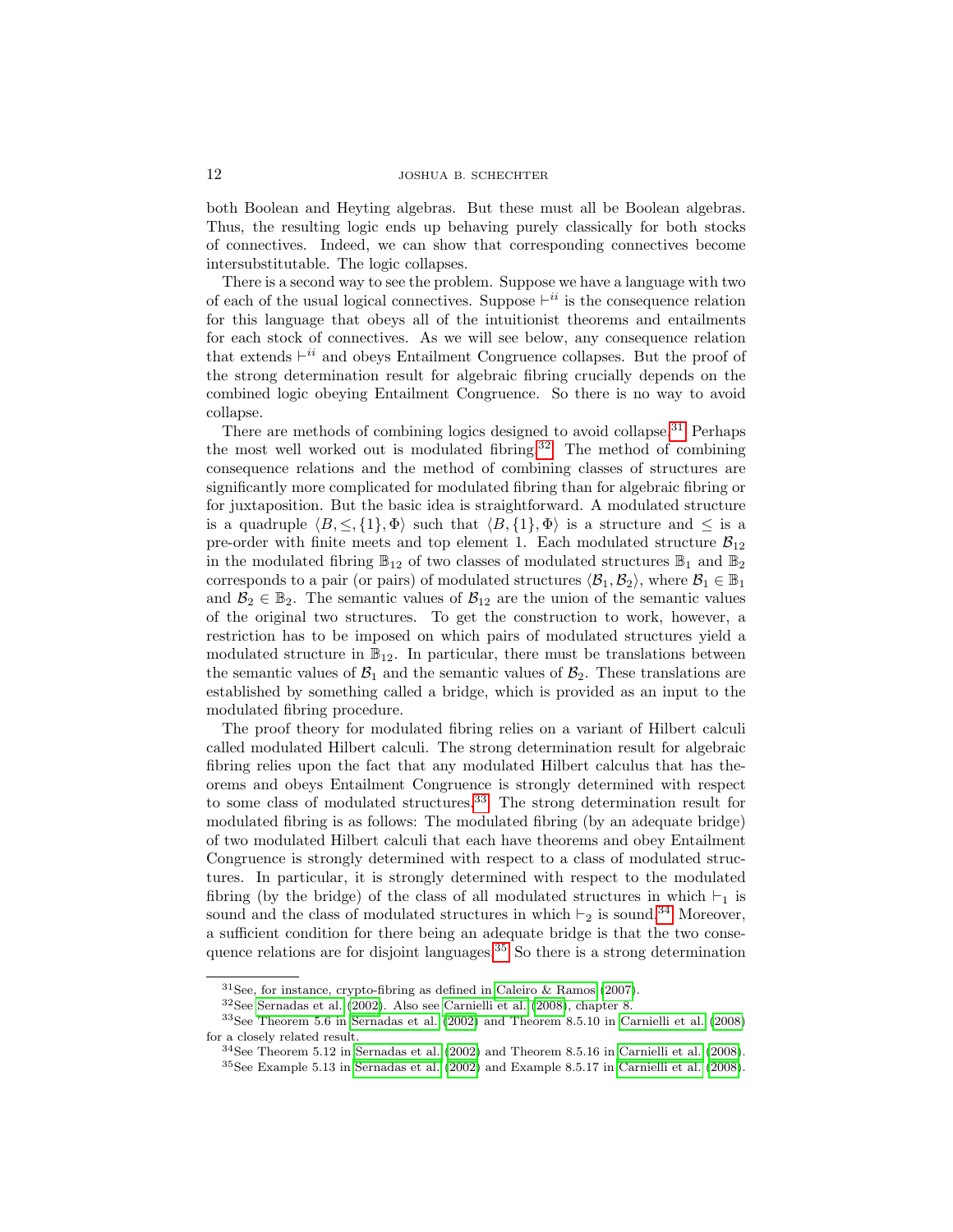both Boolean and Heyting algebras. But these must all be Boolean algebras. Thus, the resulting logic ends up behaving purely classically for both stocks of connectives. Indeed, we can show that corresponding connectives become intersubstitutable. The logic collapses.

There is a second way to see the problem. Suppose we have a language with two of each of the usual logical connectives. Suppose $\vdash^{ii}$ is the consequence relation for this language that obeys all of the intuitionist theorems and entailments for each stock of connectives. As we will see below, any consequence relation that extends $\vdash^{ii}$ and obeys Entailment Congruence collapses. But the proof of the strong determination result for algebraic fibring crucially depends on the combined logic obeying Entailment Congruence. So there is no way to avoid collapse.

There are methods of combining logics designed to avoid collapse.[31] Perhaps the most well worked out is modulated fibring.[32] The method of combining consequence relations and the method of combining classes of structures are significantly more complicated for modulated fibring than for algebraic fibring or for juxtaposition. But the basic idea is straightforward. A modulated structure is a quadruple $\langle B, \leq, \{1\}, \Phi\rangle$ such that $\langle B, \{1\}, \Phi\rangle$ is a structure and $\leq$ is a pre-order with finite meets and top element 1. Each modulated structure $\mathcal{B}_{12}$ in the modulated fibring $\mathbb{B}_{12}$ of two classes of modulated structures $\mathbb{B}_1$ and $\mathbb{B}_2$ corresponds to a pair (or pairs) of modulated structures $\langle \mathcal{B}_1, \mathcal{B}_2\rangle$, where $\mathcal{B}_1 \in \mathbb{B}_1$ and $\mathcal{B}_2 \in \mathbb{B}_2$. The semantic values of $\mathcal{B}_{12}$ are the union of the semantic values of the original two structures. To get the construction to work, however, a restriction has to be imposed on which pairs of modulated structures yield a modulated structure in $\mathbb{B}_{12}$. In particular, there must be translations between the semantic values of $\mathcal{B}_1$ and the semantic values of $\mathcal{B}_2$. These translations are established by something called a bridge, which is provided as an input to the modulated fibring procedure.

The proof theory for modulated fibring relies on a variant of Hilbert calculi called modulated Hilbert calculi. The strong determination result for algebraic fibring relies upon the fact that any modulated Hilbert calculus that has theorems and obeys Entailment Congruence is strongly determined with respect to some class of modulated structures.[33] The strong determination result for modulated fibring is as follows: The modulated fibring (by an adequate bridge) of two modulated Hilbert calculi that each have theorems and obey Entailment Congruence is strongly determined with respect to a class of modulated structures. In particular, it is strongly determined with respect to the modulated fibring (by the bridge) of the class of all modulated structures in which $\vdash_1$ is sound and the class of modulated structures in which $\vdash_2$ is sound.[34] Moreover, a sufficient condition for there being an adequate bridge is that the two consequence relations are for disjoint languages.[35] So there is a strong determination

---

[31] See, for instance, crypto-fibring as defined in Caleiro & Ramos (2007).

[32] See Sernadas et al. (2002). Also see Carnielli et al. (2008), chapter 8.

[33] See Theorem 5.6 in Sernadas et al. (2002) and Theorem 8.5.10 in Carnielli et al. (2008) for a closely related result.

[34] See Theorem 5.12 in Sernadas et al. (2002) and Theorem 8.5.16 in Carnielli et al. (2008).

[35] See Example 5.13 in Sernadas et al. (2002) and Example 8.5.17 in Carnielli et al. (2008).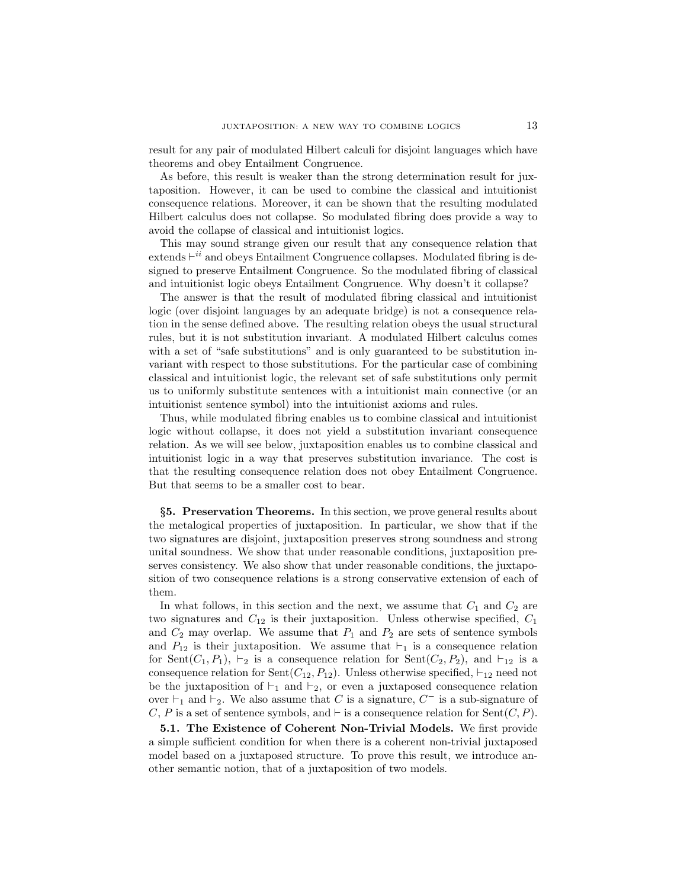result for any pair of modulated Hilbert calculi for disjoint languages which have theorems and obey Entailment Congruence.

As before, this result is weaker than the strong determination result for juxtaposition. However, it can be used to combine the classical and intuitionist consequence relations. Moreover, it can be shown that the resulting modulated Hilbert calculus does not collapse. So modulated fibring does provide a way to avoid the collapse of classical and intuitionist logics.

This may sound strange given our result that any consequence relation that extends $\vdash^{ii}$ and obeys Entailment Congruence collapses. Modulated fibring is designed to preserve Entailment Congruence. So the modulated fibring of classical and intuitionist logic obeys Entailment Congruence. Why doesn't it collapse?

The answer is that the result of modulated fibring classical and intuitionist logic (over disjoint languages by an adequate bridge) is not a consequence relation in the sense defined above. The resulting relation obeys the usual structural rules, but it is not substitution invariant. A modulated Hilbert calculus comes with a set of "safe substitutions" and is only guaranteed to be substitution invariant with respect to those substitutions. For the particular case of combining classical and intuitionist logic, the relevant set of safe substitutions only permit us to uniformly substitute sentences with a intuitionist main connective (or an intuitionist sentence symbol) into the intuitionist axioms and rules.

Thus, while modulated fibring enables us to combine classical and intuitionist logic without collapse, it does not yield a substitution invariant consequence relation. As we will see below, juxtaposition enables us to combine classical and intuitionist logic in a way that preserves substitution invariance. The cost is that the resulting consequence relation does not obey Entailment Congruence. But that seems to be a smaller cost to bear.

## §5. Preservation Theorems.

In this section, we prove general results about the metalogical properties of juxtaposition. In particular, we show that if the two signatures are disjoint, juxtaposition preserves strong soundness and strong unital soundness. We show that under reasonable conditions, juxtaposition preserves consistency. We also show that under reasonable conditions, the juxtaposition of two consequence relations is a strong conservative extension of each of them.

In what follows, in this section and the next, we assume that $C_1$ and $C_2$ are two signatures and $C_{12}$ is their juxtaposition. Unless otherwise specified, $C_1$ and $C_2$ may overlap. We assume that $P_1$ and $P_2$ are sets of sentence symbols and $P_{12}$ is their juxtaposition. We assume that $\vdash_1$ is a consequence relation for $\text{Sent}(C_1, P_1)$, $\vdash_2$ is a consequence relation for $\text{Sent}(C_2, P_2)$, and $\vdash_{12}$ is a consequence relation for $\text{Sent}(C_{12}, P_{12})$. Unless otherwise specified, $\vdash_{12}$ need not be the juxtaposition of $\vdash_1$ and $\vdash_2$, or even a juxtaposed consequence relation over $\vdash_1$ and $\vdash_2$. We also assume that $C$ is a signature, $C^-$ is a sub-signature of $C$, $P$ is a set of sentence symbols, and $\vdash$ is a consequence relation for $\text{Sent}(C, P)$.

### 5.1. The Existence of Coherent Non-Trivial Models.

We first provide a simple sufficient condition for when there is a coherent non-trivial juxtaposed model based on a juxtaposed structure. To prove this result, we introduce another semantic notion, that of a juxtaposition of two models.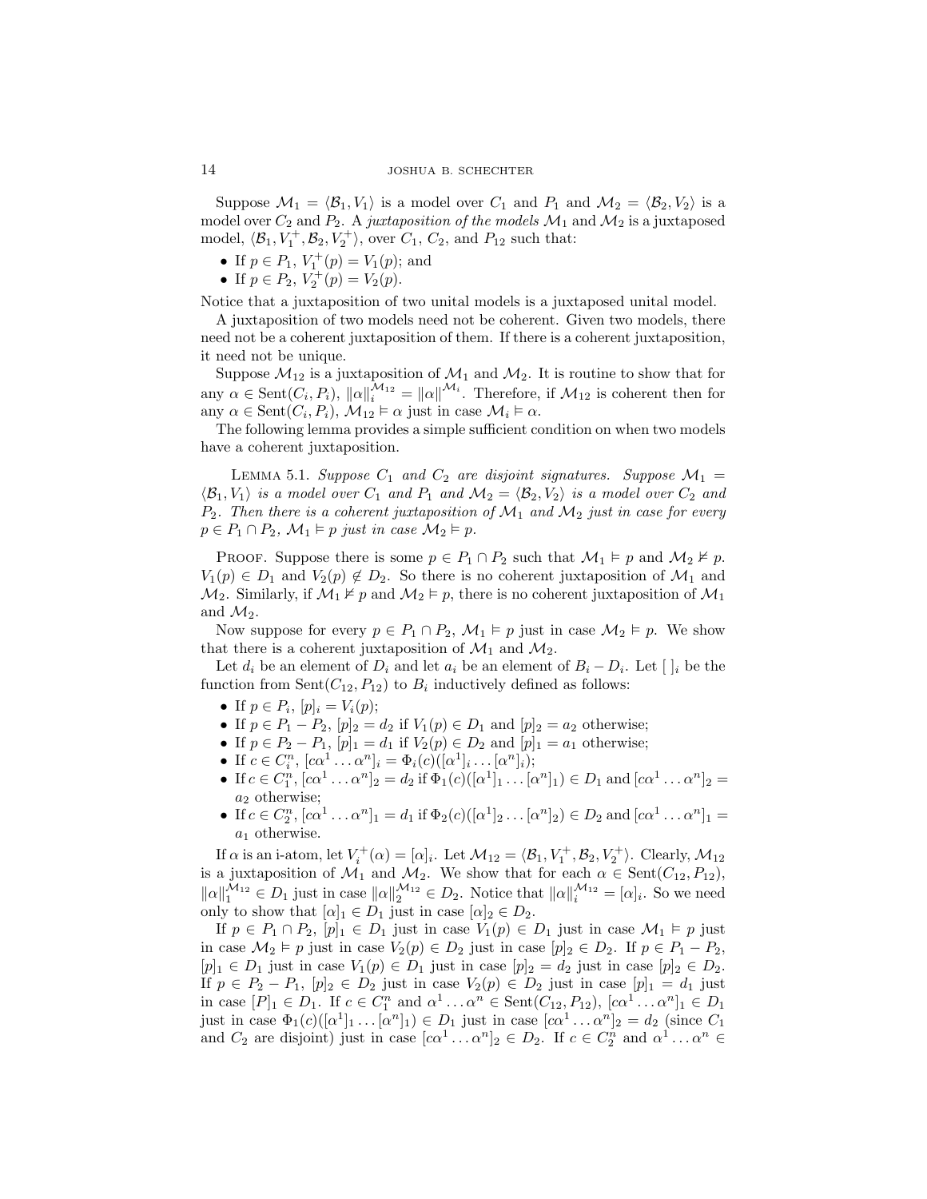Suppose $\mathcal{M}_1 = \langle \mathcal{B}_1, V_1 \rangle$ is a model over $C_1$ and $P_1$ and $\mathcal{M}_2 = \langle \mathcal{B}_2, V_2 \rangle$ is a model over $C_2$ and $P_2$. A *juxtaposition of the models* $\mathcal{M}_1$ and $\mathcal{M}_2$ is a juxtaposed model, $\langle \mathcal{B}_1, V_1^+, \mathcal{B}_2, V_2^+ \rangle$, over $C_1$, $C_2$, and $P_{12}$ such that:

- If $p \in P_1$, $V_1^+(p) = V_1(p)$; and
- If $p \in P_2$, $V_2^+(p) = V_2(p)$.

Notice that a juxtaposition of two unital models is a juxtaposed unital model.

A juxtaposition of two models need not be coherent. Given two models, there need not be a coherent juxtaposition of them. If there is a coherent juxtaposition, it need not be unique.

Suppose $\mathcal{M}_{12}$ is a juxtaposition of $\mathcal{M}_1$ and $\mathcal{M}_2$. It is routine to show that for any $\alpha \in \text{Sent}(C_i, P_i)$, $\|\alpha\|_i^{\mathcal{M}_{12}} = \|\alpha\|^{\mathcal{M}_i}$. Therefore, if $\mathcal{M}_{12}$ is coherent then for any $\alpha \in \text{Sent}(C_i, P_i)$, $\mathcal{M}_{12} \vDash \alpha$ just in case $\mathcal{M}_i \vDash \alpha$.

The following lemma provides a simple sufficient condition on when two models have a coherent juxtaposition.

Lemma 5.1. *Suppose $C_1$ and $C_2$ are disjoint signatures. Suppose $\mathcal{M}_1 = \langle \mathcal{B}_1, V_1 \rangle$ is a model over $C_1$ and $P_1$ and $\mathcal{M}_2 = \langle \mathcal{B}_2, V_2 \rangle$ is a model over $C_2$ and $P_2$. Then there is a coherent juxtaposition of $\mathcal{M}_1$ and $\mathcal{M}_2$ just in case for every $p \in P_1 \cap P_2$, $\mathcal{M}_1 \vDash p$ just in case $\mathcal{M}_2 \vDash p$.*

Proof. Suppose there is some $p \in P_1 \cap P_2$ such that $\mathcal{M}_1 \vDash p$ and $\mathcal{M}_2 \nvDash p$. $V_1(p) \in D_1$ and $V_2(p) \notin D_2$. So there is no coherent juxtaposition of $\mathcal{M}_1$ and $\mathcal{M}_2$. Similarly, if $\mathcal{M}_1 \nvDash p$ and $\mathcal{M}_2 \vDash p$, there is no coherent juxtaposition of $\mathcal{M}_1$ and $\mathcal{M}_2$.

Now suppose for every $p \in P_1 \cap P_2$, $\mathcal{M}_1 \vDash p$ just in case $\mathcal{M}_2 \vDash p$. We show that there is a coherent juxtaposition of $\mathcal{M}_1$ and $\mathcal{M}_2$.

Let $d_i$ be an element of $D_i$ and let $a_i$ be an element of $B_i - D_i$. Let $[\ ]_i$ be the function from $\text{Sent}(C_{12}, P_{12})$ to $B_i$ inductively defined as follows:

- If $p \in P_i$, $[p]_i = V_i(p)$;
- If $p \in P_1 - P_2$, $[p]_2 = d_2$ if $V_1(p) \in D_1$ and $[p]_2 = a_2$ otherwise;
- If $p \in P_2 - P_1$, $[p]_1 = d_1$ if $V_2(p) \in D_2$ and $[p]_1 = a_1$ otherwise;
- If $c \in C_i^n$, $[c\alpha^1 \dots \alpha^n]_i = \Phi_i(c)([\alpha^1]_i \dots [\alpha^n]_i)$;
- If $c \in C_1^n$, $[c\alpha^1 \dots \alpha^n]_2 = d_2$ if $\Phi_1(c)([\alpha^1]_1 \dots [\alpha^n]_1) \in D_1$ and $[c\alpha^1 \dots \alpha^n]_2 = a_2$ otherwise;
- If $c \in C_2^n$, $[c\alpha^1 \dots \alpha^n]_1 = d_1$ if $\Phi_2(c)([\alpha^1]_2 \dots [\alpha^n]_2) \in D_2$ and $[c\alpha^1 \dots \alpha^n]_1 = a_1$ otherwise.

If $\alpha$ is an i-atom, let $V_i^+(\alpha) = [\alpha]_i$. Let $\mathcal{M}_{12} = \langle \mathcal{B}_1, V_1^+, \mathcal{B}_2, V_2^+ \rangle$. Clearly, $\mathcal{M}_{12}$ is a juxtaposition of $\mathcal{M}_1$ and $\mathcal{M}_2$. We show that for each $\alpha \in \text{Sent}(C_{12}, P_{12})$, $\|\alpha\|_1^{\mathcal{M}_{12}} \in D_1$ just in case $\|\alpha\|_2^{\mathcal{M}_{12}} \in D_2$. Notice that $\|\alpha\|_i^{\mathcal{M}_{12}} = [\alpha]_i$. So we need only to show that $[\alpha]_1 \in D_1$ just in case $[\alpha]_2 \in D_2$.

If $p \in P_1 \cap P_2$, $[p]_1 \in D_1$ just in case $V_1(p) \in D_1$ just in case $\mathcal{M}_1 \vDash p$ just in case $\mathcal{M}_2 \vDash p$ just in case $V_2(p) \in D_2$ just in case $[p]_2 \in D_2$. If $p \in P_1 - P_2$, $[p]_1 \in D_1$ just in case $V_1(p) \in D_1$ just in case $[p]_2 = d_2$ just in case $[p]_2 \in D_2$. If $p \in P_2 - P_1$, $[p]_2 \in D_2$ just in case $V_2(p) \in D_2$ just in case $[p]_1 = d_1$ just in case $[P]_1 \in D_1$. If $c \in C_1^n$ and $\alpha^1 \dots \alpha^n \in \text{Sent}(C_{12}, P_{12})$, $[c\alpha^1 \dots \alpha^n]_1 \in D_1$ just in case $\Phi_1(c)([\alpha^1]_1 \dots [\alpha^n]_1) \in D_1$ just in case $[c\alpha^1 \dots \alpha^n]_2 = d_2$ (since $C_1$ and $C_2$ are disjoint) just in case $[c\alpha^1 \dots \alpha^n]_2 \in D_2$. If $c \in C_2^n$ and $\alpha^1 \dots \alpha^n \in$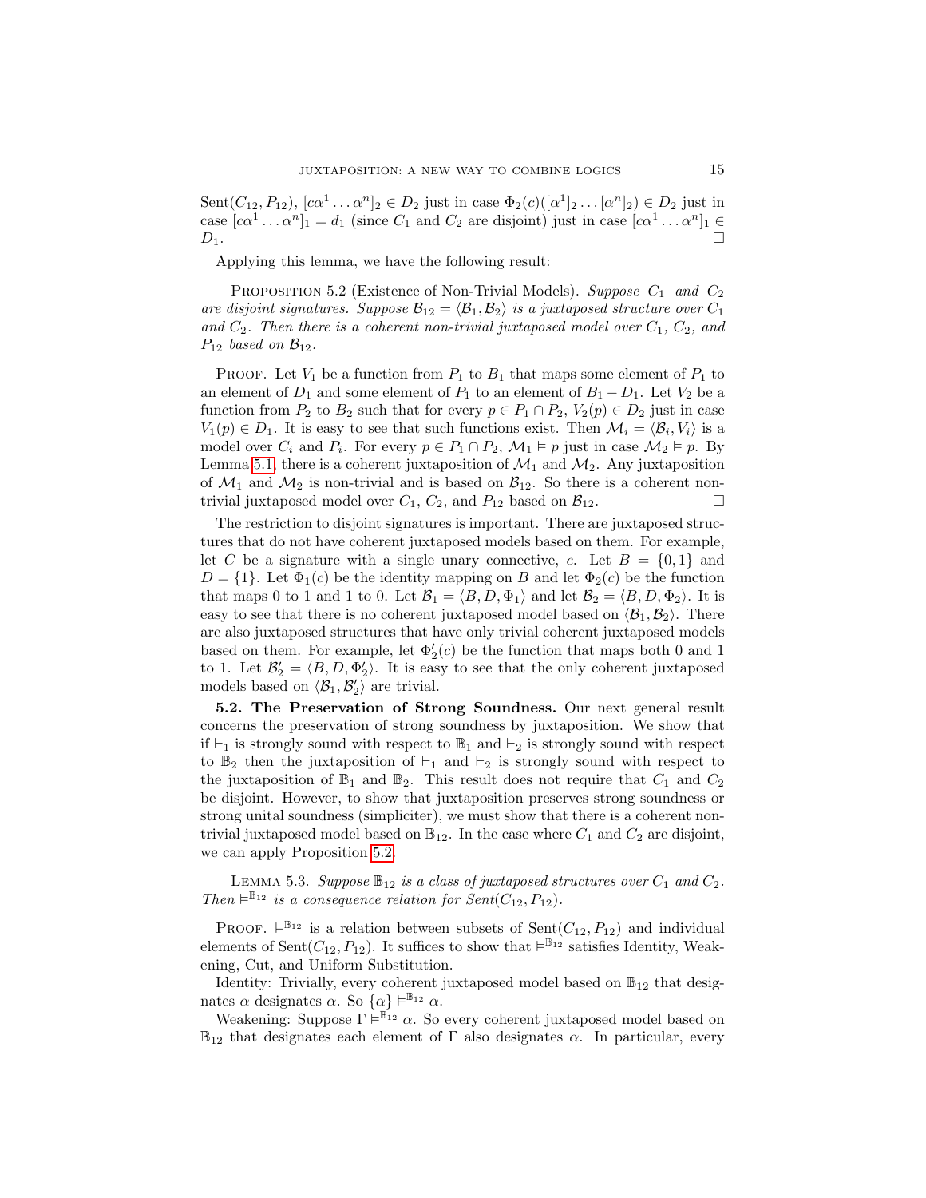$\text{Sent}(C_{12}, P_{12})$, $[c\alpha^1 \ldots \alpha^n]_2 \in D_2$ just in case $\Phi_2(c)([\alpha^1]_2 \ldots [\alpha^n]_2) \in D_2$ just in case $[c\alpha^1 \ldots \alpha^n]_1 = d_1$ (since $C_1$ and $C_2$ are disjoint) just in case $[c\alpha^1 \ldots \alpha^n]_1 \in D_1$. □

Applying this lemma, we have the following result:

Proposition 5.2 (Existence of Non-Trivial Models). *Suppose $C_1$ and $C_2$ are disjoint signatures. Suppose $\mathcal{B}_{12} = \langle \mathcal{B}_1, \mathcal{B}_2 \rangle$ is a juxtaposed structure over $C_1$ and $C_2$. Then there is a coherent non-trivial juxtaposed model over $C_1$, $C_2$, and $P_{12}$ based on $\mathcal{B}_{12}$.*

Proof. Let $V_1$ be a function from $P_1$ to $B_1$ that maps some element of $P_1$ to an element of $D_1$ and some element of $P_1$ to an element of $B_1 - D_1$. Let $V_2$ be a function from $P_2$ to $B_2$ such that for every $p \in P_1 \cap P_2$, $V_2(p) \in D_2$ just in case $V_1(p) \in D_1$. It is easy to see that such functions exist. Then $\mathcal{M}_i = \langle \mathcal{B}_i, V_i \rangle$ is a model over $C_i$ and $P_i$. For every $p \in P_1 \cap P_2$, $\mathcal{M}_1 \vDash p$ just in case $\mathcal{M}_2 \vDash p$. By Lemma 5.1, there is a coherent juxtaposition of $\mathcal{M}_1$ and $\mathcal{M}_2$. Any juxtaposition of $\mathcal{M}_1$ and $\mathcal{M}_2$ is non-trivial and is based on $\mathcal{B}_{12}$. So there is a coherent non-trivial juxtaposed model over $C_1$, $C_2$, and $P_{12}$ based on $\mathcal{B}_{12}$. □

The restriction to disjoint signatures is important. There are juxtaposed structures that do not have coherent juxtaposed models based on them. For example, let $C$ be a signature with a single unary connective, $c$. Let $B = \{0, 1\}$ and $D = \{1\}$. Let $\Phi_1(c)$ be the identity mapping on $B$ and let $\Phi_2(c)$ be the function that maps 0 to 1 and 1 to 0. Let $\mathcal{B}_1 = \langle B, D, \Phi_1 \rangle$ and let $\mathcal{B}_2 = \langle B, D, \Phi_2 \rangle$. It is easy to see that there is no coherent juxtaposed model based on $\langle \mathcal{B}_1, \mathcal{B}_2 \rangle$. There are also juxtaposed structures that have only trivial coherent juxtaposed models based on them. For example, let $\Phi'_2(c)$ be the function that maps both 0 and 1 to 1. Let $\mathcal{B}'_2 = \langle B, D, \Phi'_2 \rangle$. It is easy to see that the only coherent juxtaposed models based on $\langle \mathcal{B}_1, \mathcal{B}'_2 \rangle$ are trivial.

**5.2. The Preservation of Strong Soundness.** Our next general result concerns the preservation of strong soundness by juxtaposition. We show that if $\vdash_1$ is strongly sound with respect to $\mathbb{B}_1$ and $\vdash_2$ is strongly sound with respect to $\mathbb{B}_2$ then the juxtaposition of $\vdash_1$ and $\vdash_2$ is strongly sound with respect to the juxtaposition of $\mathbb{B}_1$ and $\mathbb{B}_2$. This result does not require that $C_1$ and $C_2$ be disjoint. However, to show that juxtaposition preserves strong soundness or strong unital soundness (simpliciter), we must show that there is a coherent non-trivial juxtaposed model based on $\mathbb{B}_{12}$. In the case where $C_1$ and $C_2$ are disjoint, we can apply Proposition 5.2.

Lemma 5.3. *Suppose $\mathbb{B}_{12}$ is a class of juxtaposed structures over $C_1$ and $C_2$. Then $\vDash^{\mathbb{B}_{12}}$ is a consequence relation for $\text{Sent}(C_{12}, P_{12})$.*

Proof. $\vDash^{\mathbb{B}_{12}}$ is a relation between subsets of $\text{Sent}(C_{12}, P_{12})$ and individual elements of $\text{Sent}(C_{12}, P_{12})$. It suffices to show that $\vDash^{\mathbb{B}_{12}}$ satisfies Identity, Weakening, Cut, and Uniform Substitution.

Identity: Trivially, every coherent juxtaposed model based on $\mathbb{B}_{12}$ that designates $\alpha$ designates $\alpha$. So $\{\alpha\} \vDash^{\mathbb{B}_{12}} \alpha$.

Weakening: Suppose $\Gamma \vDash^{\mathbb{B}_{12}} \alpha$. So every coherent juxtaposed model based on $\mathbb{B}_{12}$ that designates each element of $\Gamma$ also designates $\alpha$. In particular, every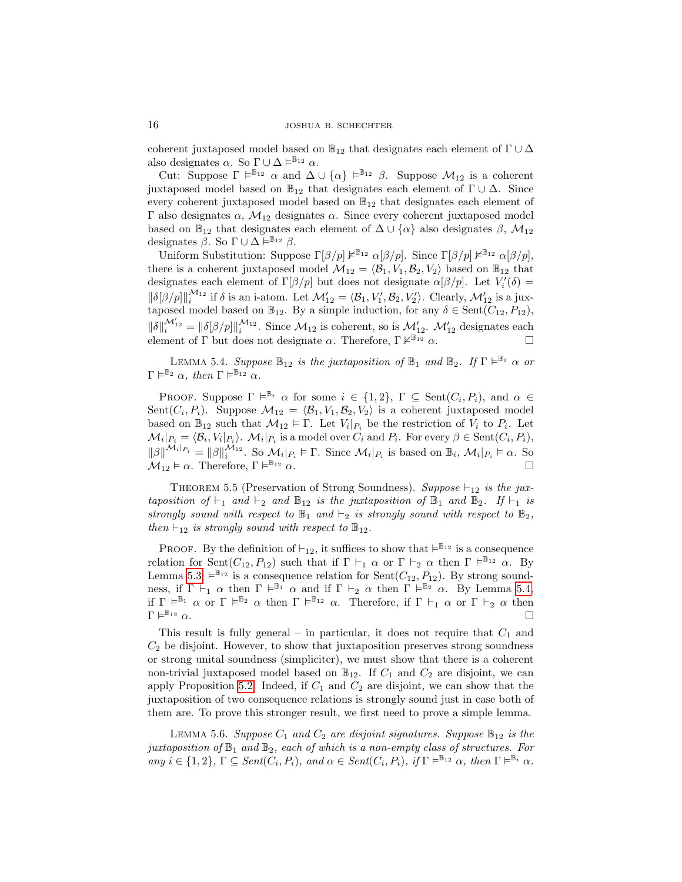coherent juxtaposed model based on $\mathbb{B}_{12}$ that designates each element of $\Gamma \cup \Delta$ also designates $\alpha$. So $\Gamma \cup \Delta \vDash^{\mathbb{B}_{12}} \alpha$.

Cut: Suppose $\Gamma \vDash^{\mathbb{B}_{12}} \alpha$ and $\Delta \cup \{\alpha\} \vDash^{\mathbb{B}_{12}} \beta$. Suppose $\mathcal{M}_{12}$ is a coherent juxtaposed model based on $\mathbb{B}_{12}$ that designates each element of $\Gamma \cup \Delta$. Since every coherent juxtaposed model based on $\mathbb{B}_{12}$ that designates each element of $\Gamma$ also designates $\alpha$, $\mathcal{M}_{12}$ designates $\alpha$. Since every coherent juxtaposed model based on $\mathbb{B}_{12}$ that designates each element of $\Delta \cup \{\alpha\}$ also designates $\beta$, $\mathcal{M}_{12}$ designates $\beta$. So $\Gamma \cup \Delta \vDash^{\mathbb{B}_{12}} \beta$.

Uniform Substitution: Suppose $\Gamma[\beta/p] \nvDash^{\mathbb{B}_{12}} \alpha[\beta/p]$. Since $\Gamma[\beta/p] \nvDash^{\mathbb{B}_{12}} \alpha[\beta/p]$, there is a coherent juxtaposed model $\mathcal{M}_{12} = \langle \mathcal{B}_1, V_1, \mathcal{B}_2, V_2 \rangle$ based on $\mathbb{B}_{12}$ that designates each element of $\Gamma[\beta/p]$ but does not designate $\alpha[\beta/p]$. Let $V_i'(\delta) = \|\delta[\beta/p]\|_i^{\mathcal{M}_{12}}$ if $\delta$ is an i-atom. Let $\mathcal{M}_{12}' = \langle \mathcal{B}_1, V_1', \mathcal{B}_2, V_2' \rangle$. Clearly, $\mathcal{M}_{12}'$ is a juxtaposed model based on $\mathbb{B}_{12}$. By a simple induction, for any $\delta \in \mathrm{Sent}(C_{12}, P_{12})$, $\|\delta\|_i^{\mathcal{M}_{12}'} = \|\delta[\beta/p]\|_i^{\mathcal{M}_{12}}$. Since $\mathcal{M}_{12}$ is coherent, so is $\mathcal{M}_{12}'$. $\mathcal{M}_{12}'$ designates each element of $\Gamma$ but does not designate $\alpha$. Therefore, $\Gamma \nvDash^{\mathbb{B}_{12}} \alpha$. □

Lemma 5.4. *Suppose $\mathbb{B}_{12}$ is the juxtaposition of $\mathbb{B}_1$ and $\mathbb{B}_2$. If $\Gamma \vDash^{\mathbb{B}_1} \alpha$ or $\Gamma \vDash^{\mathbb{B}_2} \alpha$, then $\Gamma \vDash^{\mathbb{B}_{12}} \alpha$.*

Proof. Suppose $\Gamma \vDash^{\mathbb{B}_i} \alpha$ for some $i \in \{1, 2\}$, $\Gamma \subseteq \mathrm{Sent}(C_i, P_i)$, and $\alpha \in \mathrm{Sent}(C_i, P_i)$. Suppose $\mathcal{M}_{12} = \langle \mathcal{B}_1, V_1, \mathcal{B}_2, V_2 \rangle$ is a coherent juxtaposed model based on $\mathbb{B}_{12}$ such that $\mathcal{M}_{12} \vDash \Gamma$. Let $V_i|_{P_i}$ be the restriction of $V_i$ to $P_i$. Let $\mathcal{M}_i|_{P_i} = \langle \mathcal{B}_i, V_i|_{P_i} \rangle$. $\mathcal{M}_i|_{P_i}$ is a model over $C_i$ and $P_i$. For every $\beta \in \mathrm{Sent}(C_i, P_i)$, $\|\beta\|^{\mathcal{M}_i|_{P_i}} = \|\beta\|_i^{\mathcal{M}_{12}}$. So $\mathcal{M}_i|_{P_i} \vDash \Gamma$. Since $\mathcal{M}_i|_{P_i}$ is based on $\mathbb{B}_i$, $\mathcal{M}_i|_{P_i} \vDash \alpha$. So $\mathcal{M}_{12} \vDash \alpha$. Therefore, $\Gamma \vDash^{\mathbb{B}_{12}} \alpha$. □

Theorem 5.5 (Preservation of Strong Soundness). *Suppose $\vdash_{12}$ is the juxtaposition of $\vdash_1$ and $\vdash_2$ and $\mathbb{B}_{12}$ is the juxtaposition of $\mathbb{B}_1$ and $\mathbb{B}_2$. If $\vdash_1$ is strongly sound with respect to $\mathbb{B}_1$ and $\vdash_2$ is strongly sound with respect to $\mathbb{B}_2$, then $\vdash_{12}$ is strongly sound with respect to $\mathbb{B}_{12}$.*

Proof. By the definition of $\vdash_{12}$, it suffices to show that $\vDash^{\mathbb{B}_{12}}$ is a consequence relation for $\mathrm{Sent}(C_{12}, P_{12})$ such that if $\Gamma \vdash_1 \alpha$ or $\Gamma \vdash_2 \alpha$ then $\Gamma \vDash^{\mathbb{B}_{12}} \alpha$. By Lemma 5.3, $\vDash^{\mathbb{B}_{12}}$ is a consequence relation for $\mathrm{Sent}(C_{12}, P_{12})$. By strong soundness, if $\Gamma \vdash_1 \alpha$ then $\Gamma \vDash^{\mathbb{B}_1} \alpha$ and if $\Gamma \vdash_2 \alpha$ then $\Gamma \vDash^{\mathbb{B}_2} \alpha$. By Lemma 5.4, if $\Gamma \vDash^{\mathbb{B}_1} \alpha$ or $\Gamma \vDash^{\mathbb{B}_2} \alpha$ then $\Gamma \vDash^{\mathbb{B}_{12}} \alpha$. Therefore, if $\Gamma \vdash_1 \alpha$ or $\Gamma \vdash_2 \alpha$ then $\Gamma \vDash^{\mathbb{B}_{12}} \alpha$. □

This result is fully general – in particular, it does not require that $C_1$ and $C_2$ be disjoint. However, to show that juxtaposition preserves strong soundness or strong unital soundness (simpliciter), we must show that there is a coherent non-trivial juxtaposed model based on $\mathbb{B}_{12}$. If $C_1$ and $C_2$ are disjoint, we can apply Proposition 5.2. Indeed, if $C_1$ and $C_2$ are disjoint, we can show that the juxtaposition of two consequence relations is strongly sound just in case both of them are. To prove this stronger result, we first need to prove a simple lemma.

Lemma 5.6. *Suppose $C_1$ and $C_2$ are disjoint signatures. Suppose $\mathbb{B}_{12}$ is the juxtaposition of $\mathbb{B}_1$ and $\mathbb{B}_2$, each of which is a non-empty class of structures. For any $i \in \{1, 2\}$, $\Gamma \subseteq \mathit{Sent}(C_i, P_i)$, and $\alpha \in \mathit{Sent}(C_i, P_i)$, if $\Gamma \vDash^{\mathbb{B}_{12}} \alpha$, then $\Gamma \vDash^{\mathbb{B}_i} \alpha$.*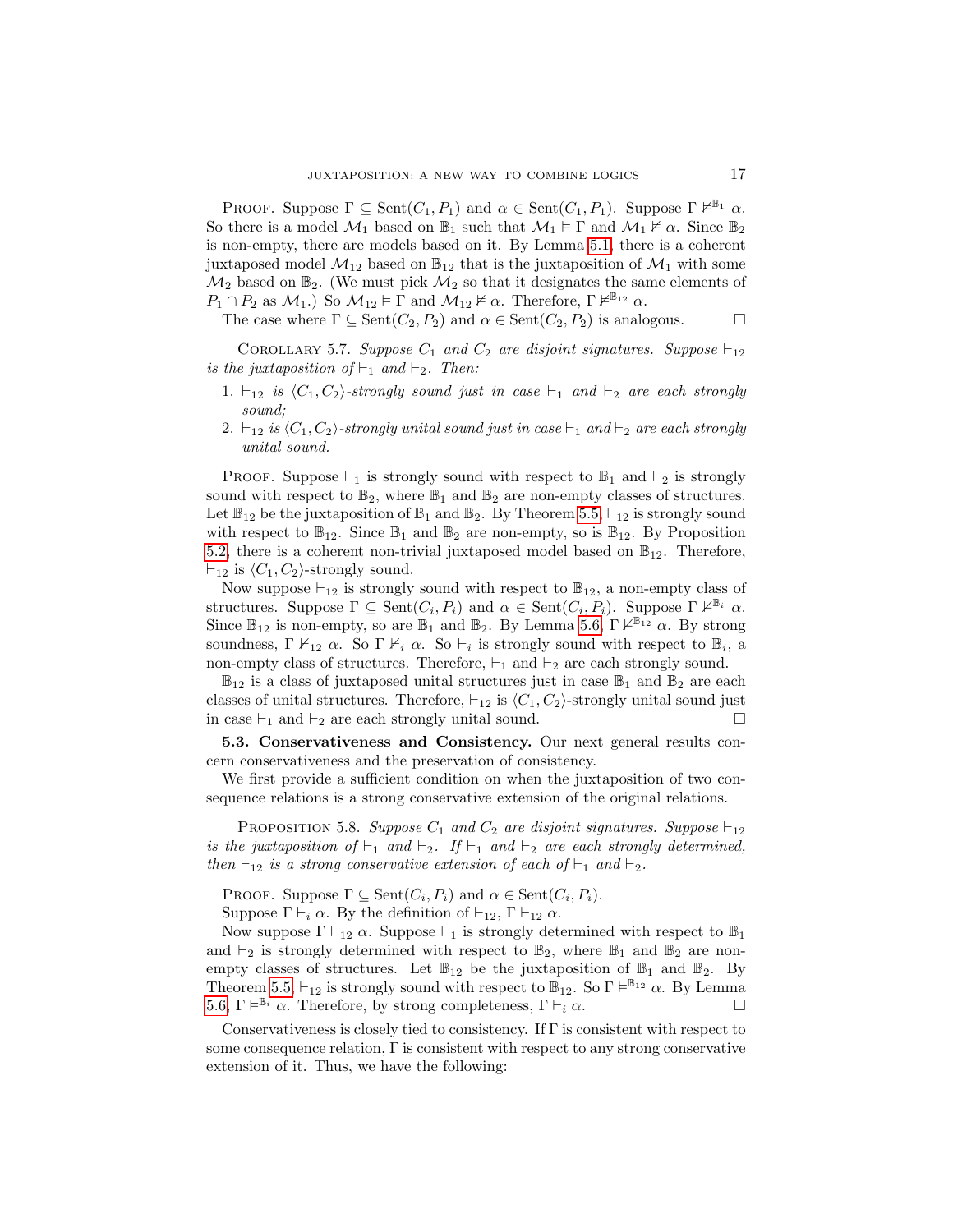PROOF. Suppose $\Gamma \subseteq \text{Sent}(C_1, P_1)$ and $\alpha \in \text{Sent}(C_1, P_1)$. Suppose $\Gamma \nvDash^{\mathbb{B}_1} \alpha$. So there is a model $\mathcal{M}_1$ based on $\mathbb{B}_1$ such that $\mathcal{M}_1 \vDash \Gamma$ and $\mathcal{M}_1 \nvDash \alpha$. Since $\mathbb{B}_2$ is non-empty, there are models based on it. By Lemma 5.1, there is a coherent juxtaposed model $\mathcal{M}_{12}$ based on $\mathbb{B}_{12}$ that is the juxtaposition of $\mathcal{M}_1$ with some $\mathcal{M}_2$ based on $\mathbb{B}_2$. (We must pick $\mathcal{M}_2$ so that it designates the same elements of $P_1 \cap P_2$ as $\mathcal{M}_1$.) So $\mathcal{M}_{12} \vDash \Gamma$ and $\mathcal{M}_{12} \nvDash \alpha$. Therefore, $\Gamma \nvDash^{\mathbb{B}_{12}} \alpha$.

The case where $\Gamma \subseteq \text{Sent}(C_2, P_2)$ and $\alpha \in \text{Sent}(C_2, P_2)$ is analogous. □

COROLLARY 5.7. *Suppose $C_1$ and $C_2$ are disjoint signatures. Suppose $\vdash_{12}$ is the juxtaposition of $\vdash_1$ and $\vdash_2$. Then:*

1. *$\vdash_{12}$ is $\langle C_1, C_2\rangle$-strongly sound just in case $\vdash_1$ and $\vdash_2$ are each strongly sound;*
2. *$\vdash_{12}$ is $\langle C_1, C_2\rangle$-strongly unital sound just in case $\vdash_1$ and $\vdash_2$ are each strongly unital sound.*

PROOF. Suppose $\vdash_1$ is strongly sound with respect to $\mathbb{B}_1$ and $\vdash_2$ is strongly sound with respect to $\mathbb{B}_2$, where $\mathbb{B}_1$ and $\mathbb{B}_2$ are non-empty classes of structures. Let $\mathbb{B}_{12}$ be the juxtaposition of $\mathbb{B}_1$ and $\mathbb{B}_2$. By Theorem 5.5, $\vdash_{12}$ is strongly sound with respect to $\mathbb{B}_{12}$. Since $\mathbb{B}_1$ and $\mathbb{B}_2$ are non-empty, so is $\mathbb{B}_{12}$. By Proposition 5.2, there is a coherent non-trivial juxtaposed model based on $\mathbb{B}_{12}$. Therefore, $\vdash_{12}$ is $\langle C_1, C_2\rangle$-strongly sound.

Now suppose $\vdash_{12}$ is strongly sound with respect to $\mathbb{B}_{12}$, a non-empty class of structures. Suppose $\Gamma \subseteq \text{Sent}(C_i, P_i)$ and $\alpha \in \text{Sent}(C_i, P_i)$. Suppose $\Gamma \nvDash^{\mathbb{B}_i} \alpha$. Since $\mathbb{B}_{12}$ is non-empty, so are $\mathbb{B}_1$ and $\mathbb{B}_2$. By Lemma 5.6, $\Gamma \nvDash^{\mathbb{B}_{12}} \alpha$. By strong soundness, $\Gamma \nvdash_{12} \alpha$. So $\Gamma \nvdash_i \alpha$. So $\vdash_i$ is strongly sound with respect to $\mathbb{B}_i$, a non-empty class of structures. Therefore, $\vdash_1$ and $\vdash_2$ are each strongly sound.

$\mathbb{B}_{12}$ is a class of juxtaposed unital structures just in case $\mathbb{B}_1$ and $\mathbb{B}_2$ are each classes of unital structures. Therefore, $\vdash_{12}$ is $\langle C_1, C_2\rangle$-strongly unital sound just in case $\vdash_1$ and $\vdash_2$ are each strongly unital sound. □

**5.3. Conservativeness and Consistency.** Our next general results concern conservativeness and the preservation of consistency.

We first provide a sufficient condition on when the juxtaposition of two consequence relations is a strong conservative extension of the original relations.

PROPOSITION 5.8. *Suppose $C_1$ and $C_2$ are disjoint signatures. Suppose $\vdash_{12}$ is the juxtaposition of $\vdash_1$ and $\vdash_2$. If $\vdash_1$ and $\vdash_2$ are each strongly determined, then $\vdash_{12}$ is a strong conservative extension of each of $\vdash_1$ and $\vdash_2$.*

PROOF. Suppose $\Gamma \subseteq \text{Sent}(C_i, P_i)$ and $\alpha \in \text{Sent}(C_i, P_i)$.

Suppose $\Gamma \vdash_i \alpha$. By the definition of $\vdash_{12}$, $\Gamma \vdash_{12} \alpha$.

Now suppose $\Gamma \vdash_{12} \alpha$. Suppose $\vdash_1$ is strongly determined with respect to $\mathbb{B}_1$ and $\vdash_2$ is strongly determined with respect to $\mathbb{B}_2$, where $\mathbb{B}_1$ and $\mathbb{B}_2$ are non-empty classes of structures. Let $\mathbb{B}_{12}$ be the juxtaposition of $\mathbb{B}_1$ and $\mathbb{B}_2$. By Theorem 5.5, $\vdash_{12}$ is strongly sound with respect to $\mathbb{B}_{12}$. So $\Gamma \vDash^{\mathbb{B}_{12}} \alpha$. By Lemma 5.6, $\Gamma \vDash^{\mathbb{B}_i} \alpha$. Therefore, by strong completeness, $\Gamma \vdash_i \alpha$. □

Conservativeness is closely tied to consistency. If $\Gamma$ is consistent with respect to some consequence relation, $\Gamma$ is consistent with respect to any strong conservative extension of it. Thus, we have the following: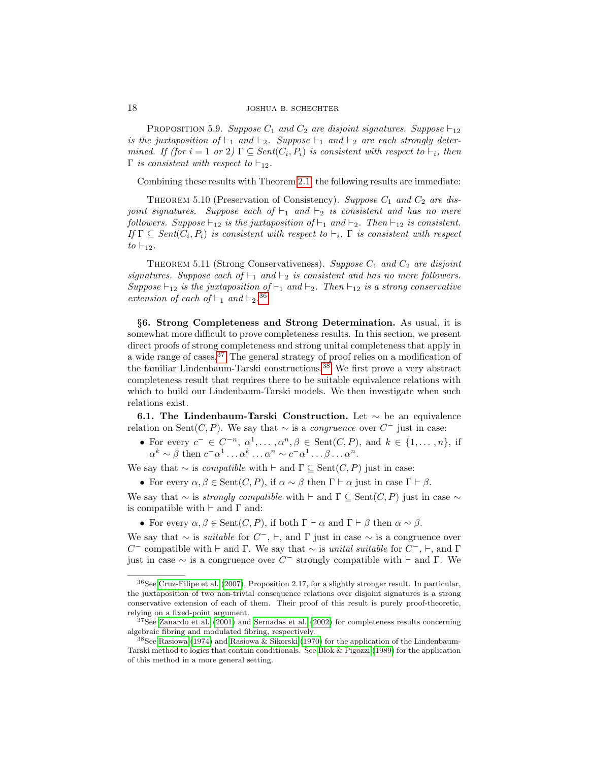PROPOSITION 5.9. *Suppose $C_1$ and $C_2$ are disjoint signatures. Suppose $\vdash_{12}$ is the juxtaposition of $\vdash_1$ and $\vdash_2$. Suppose $\vdash_1$ and $\vdash_2$ are each strongly determined. If (for $i = 1$ or $2$) $\Gamma \subseteq Sent(C_i, P_i)$ is consistent with respect to $\vdash_i$, then $\Gamma$ is consistent with respect to $\vdash_{12}$.*

Combining these results with Theorem 2.1, the following results are immediate:

THEOREM 5.10 (Preservation of Consistency). *Suppose $C_1$ and $C_2$ are disjoint signatures. Suppose each of $\vdash_1$ and $\vdash_2$ is consistent and has no mere followers. Suppose $\vdash_{12}$ is the juxtaposition of $\vdash_1$ and $\vdash_2$. Then $\vdash_{12}$ is consistent. If $\Gamma \subseteq Sent(C_i, P_i)$ is consistent with respect to $\vdash_i$, $\Gamma$ is consistent with respect to $\vdash_{12}$.*

THEOREM 5.11 (Strong Conservativeness). *Suppose $C_1$ and $C_2$ are disjoint signatures. Suppose each of $\vdash_1$ and $\vdash_2$ is consistent and has no mere followers. Suppose $\vdash_{12}$ is the juxtaposition of $\vdash_1$ and $\vdash_2$. Then $\vdash_{12}$ is a strong conservative extension of each of $\vdash_1$ and $\vdash_2$.*[36]

**§6. Strong Completeness and Strong Determination.** As usual, it is somewhat more difficult to prove completeness results. In this section, we present direct proofs of strong completeness and strong unital completeness that apply in a wide range of cases.[37] The general strategy of proof relies on a modification of the familiar Lindenbaum-Tarski constructions.[38] We first prove a very abstract completeness result that requires there to be suitable equivalence relations with which to build our Lindenbaum-Tarski models. We then investigate when such relations exist.

**6.1. The Lindenbaum-Tarski Construction.** Let $\sim$ be an equivalence relation on $\mathrm{Sent}(C, P)$. We say that $\sim$ is a *congruence* over $C^-$ just in case:

- For every $c^- \in C^{-n}$, $\alpha^1, \ldots, \alpha^n, \beta \in \mathrm{Sent}(C, P)$, and $k \in \{1, \ldots, n\}$, if $\alpha^k \sim \beta$ then $c^-\alpha^1 \ldots \alpha^k \ldots \alpha^n \sim c^-\alpha^1 \ldots \beta \ldots \alpha^n$.

We say that $\sim$ is *compatible* with $\vdash$ and $\Gamma \subseteq \mathrm{Sent}(C, P)$ just in case:

- For every $\alpha, \beta \in \mathrm{Sent}(C, P)$, if $\alpha \sim \beta$ then $\Gamma \vdash \alpha$ just in case $\Gamma \vdash \beta$.

We say that $\sim$ is *strongly compatible* with $\vdash$ and $\Gamma \subseteq \mathrm{Sent}(C, P)$ just in case $\sim$ is compatible with $\vdash$ and $\Gamma$ and:

- For every $\alpha, \beta \in \mathrm{Sent}(C, P)$, if both $\Gamma \vdash \alpha$ and $\Gamma \vdash \beta$ then $\alpha \sim \beta$.

We say that $\sim$ is *suitable* for $C^-$, $\vdash$, and $\Gamma$ just in case $\sim$ is a congruence over $C^-$ compatible with $\vdash$ and $\Gamma$. We say that $\sim$ is *unital suitable* for $C^-$, $\vdash$, and $\Gamma$ just in case $\sim$ is a congruence over $C^-$ strongly compatible with $\vdash$ and $\Gamma$. We

---

[36] See Cruz-Filipe et al. (2007), Proposition 2.17, for a slightly stronger result. In particular, the juxtaposition of two non-trivial consequence relations over disjoint signatures is a strong conservative extension of each of them. Their proof of this result is purely proof-theoretic, relying on a fixed-point argument.

[37] See Zanardo et al. (2001) and Sernadas et al. (2002) for completeness results concerning algebraic fibring and modulated fibring, respectively.

[38] See Rasiowa (1974) and Rasiowa & Sikorski (1970) for the application of the Lindenbaum-Tarski method to logics that contain conditionals. See Blok & Pigozzi (1989) for the application of this method in a more general setting.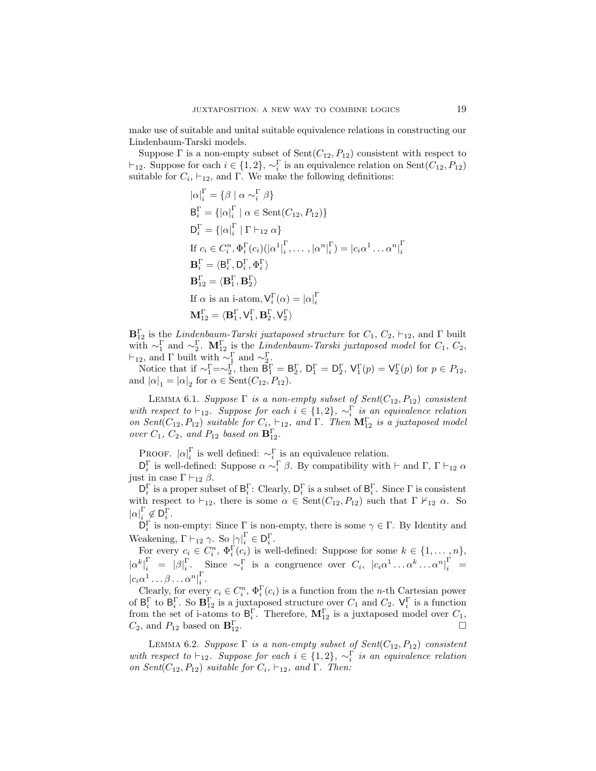make use of suitable and unital suitable equivalence relations in constructing our Lindenbaum-Tarski models.

Suppose $\Gamma$ is a non-empty subset of $\mathrm{Sent}(C_{12}, P_{12})$ consistent with respect to $\vdash_{12}$. Suppose for each $i \in \{1, 2\}$, $\sim_i^\Gamma$ is an equivalence relation on $\mathrm{Sent}(C_{12}, P_{12})$ suitable for $C_i$, $\vdash_{12}$, and $\Gamma$. We make the following definitions:

$$|\alpha|_i^\Gamma = \{\beta \mid \alpha \sim_i^\Gamma \beta\}$$

$$\mathsf{B}_i^\Gamma = \{|\alpha|_i^\Gamma \mid \alpha \in \mathrm{Sent}(C_{12}, P_{12})\}$$

$$\mathsf{D}_i^\Gamma = \{|\alpha|_i^\Gamma \mid \Gamma \vdash_{12} \alpha\}$$

$$\text{If } c_i \in C_i^n, \Phi_i^\Gamma(c_i)(|\alpha^1|_i^\Gamma, \dots, |\alpha^n|_i^\Gamma) = |c_i\alpha^1 \dots \alpha^n|_i^\Gamma$$

$$\mathbf{B}_i^\Gamma = \langle \mathsf{B}_i^\Gamma, \mathsf{D}_i^\Gamma, \Phi_i^\Gamma \rangle$$

$$\mathbf{B}_{12}^\Gamma = \langle \mathbf{B}_1^\Gamma, \mathbf{B}_2^\Gamma \rangle$$

$$\text{If } \alpha \text{ is an i-atom}, \mathsf{V}_i^\Gamma(\alpha) = |\alpha|_i^\Gamma$$

$$\mathbf{M}_{12}^\Gamma = \langle \mathbf{B}_1^\Gamma, \mathsf{V}_1^\Gamma, \mathbf{B}_2^\Gamma, \mathsf{V}_2^\Gamma \rangle$$

$\mathbf{B}_{12}^\Gamma$ is the *Lindenbaum-Tarski juxtaposed structure* for $C_1$, $C_2$, $\vdash_{12}$, and $\Gamma$ built with $\sim_1^\Gamma$ and $\sim_2^\Gamma$. $\mathbf{M}_{12}^\Gamma$ is the *Lindenbaum-Tarski juxtaposed model* for $C_1$, $C_2$, $\vdash_{12}$, and $\Gamma$ built with $\sim_1^\Gamma$ and $\sim_2^\Gamma$.

Notice that if $\sim_1^\Gamma = \sim_2^\Gamma$, then $\mathsf{B}_1^\Gamma = \mathsf{B}_2^\Gamma$, $\mathsf{D}_1^\Gamma = \mathsf{D}_2^\Gamma$, $\mathsf{V}_1^\Gamma(p) = \mathsf{V}_2^\Gamma(p)$ for $p \in P_{12}$, and $|\alpha|_1 = |\alpha|_2$ for $\alpha \in \mathrm{Sent}(C_{12}, P_{12})$.

Lemma 6.1. *Suppose $\Gamma$ is a non-empty subset of $\mathrm{Sent}(C_{12}, P_{12})$ consistent with respect to $\vdash_{12}$. Suppose for each $i \in \{1, 2\}$, $\sim_i^\Gamma$ is an equivalence relation on $\mathrm{Sent}(C_{12}, P_{12})$ suitable for $C_i$, $\vdash_{12}$, and $\Gamma$. Then $\mathbf{M}_{12}^\Gamma$ is a juxtaposed model over $C_1$, $C_2$, and $P_{12}$ based on $\mathbf{B}_{12}^\Gamma$.*

Proof. $|\alpha|_i^\Gamma$ is well defined: $\sim_i^\Gamma$ is an equivalence relation.

$\mathsf{D}_i^\Gamma$ is well-defined: Suppose $\alpha \sim_i^\Gamma \beta$. By compatibility with $\vdash$ and $\Gamma$, $\Gamma \vdash_{12} \alpha$ just in case $\Gamma \vdash_{12} \beta$.

$\mathsf{D}_i^\Gamma$ is a proper subset of $\mathsf{B}_i^\Gamma$: Clearly, $\mathsf{D}_i^\Gamma$ is a subset of $\mathsf{B}_i^\Gamma$. Since $\Gamma$ is consistent with respect to $\vdash_{12}$, there is some $\alpha \in \mathrm{Sent}(C_{12}, P_{12})$ such that $\Gamma \nvdash_{12} \alpha$. So $|\alpha|_i^\Gamma \notin \mathsf{D}_i^\Gamma$.

$\mathsf{D}_i^\Gamma$ is non-empty: Since $\Gamma$ is non-empty, there is some $\gamma \in \Gamma$. By Identity and Weakening, $\Gamma \vdash_{12} \gamma$. So $|\gamma|_i^\Gamma \in \mathsf{D}_i^\Gamma$.

For every $c_i \in C_i^n$, $\Phi_i^\Gamma(c_i)$ is well-defined: Suppose for some $k \in \{1, \dots, n\}$, $|\alpha^k|_i^\Gamma = |\beta|_i^\Gamma$. Since $\sim_i^\Gamma$ is a congruence over $C_i$, $|c_i\alpha^1 \dots \alpha^k \dots \alpha^n|_i^\Gamma = |c_i\alpha^1 \dots \beta \dots \alpha^n|_i^\Gamma$.

Clearly, for every $c_i \in C_i^n$, $\Phi_i^\Gamma(c_i)$ is a function from the $n$-th Cartesian power of $\mathsf{B}_i^\Gamma$ to $\mathsf{B}_i^\Gamma$. So $\mathbf{B}_{12}^\Gamma$ is a juxtaposed structure over $C_1$ and $C_2$. $\mathsf{V}_i^\Gamma$ is a function from the set of i-atoms to $\mathsf{B}_i^\Gamma$. Therefore, $\mathbf{M}_{12}^\Gamma$ is a juxtaposed model over $C_1$, $C_2$, and $P_{12}$ based on $\mathbf{B}_{12}^\Gamma$. □

Lemma 6.2. *Suppose $\Gamma$ is a non-empty subset of $\mathrm{Sent}(C_{12}, P_{12})$ consistent with respect to $\vdash_{12}$. Suppose for each $i \in \{1, 2\}$, $\sim_i^\Gamma$ is an equivalence relation on $\mathrm{Sent}(C_{12}, P_{12})$ suitable for $C_i$, $\vdash_{12}$, and $\Gamma$. Then:*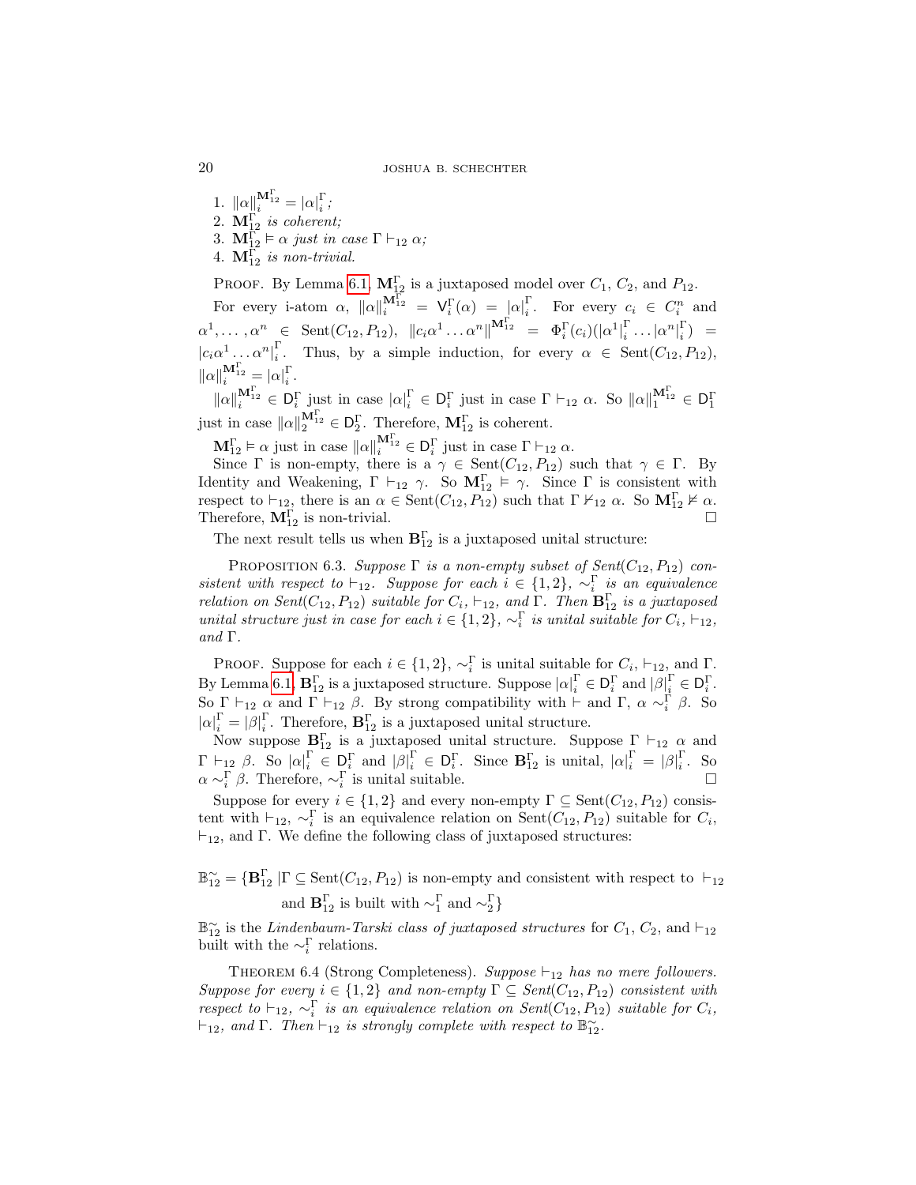1. $\|\alpha\|_i^{\mathbf{M}_{12}^\Gamma} = |\alpha|_i^\Gamma$;
2. $\mathbf{M}_{12}^\Gamma$ *is coherent;*
3. $\mathbf{M}_{12}^\Gamma \vDash \alpha$ *just in case* $\Gamma \vdash_{12} \alpha$;
4. $\mathbf{M}_{12}^\Gamma$ *is non-trivial.*

Proof. By Lemma 6.1, $\mathbf{M}_{12}^\Gamma$ is a juxtaposed model over $C_1$, $C_2$, and $P_{12}$.

For every i-atom $\alpha$, $\|\alpha\|_i^{\mathbf{M}_{12}^\Gamma} = \mathsf{V}_i^\Gamma(\alpha) = |\alpha|_i^\Gamma$. For every $c_i \in C_i^n$ and $\alpha^1, \ldots, \alpha^n \in \text{Sent}(C_{12}, P_{12})$, $\|c_i\alpha^1 \ldots \alpha^n\|^{\mathbf{M}_{12}^\Gamma} = \Phi_i^\Gamma(c_i)(|\alpha^1|_i^\Gamma \ldots |\alpha^n|_i^\Gamma) = |c_i\alpha^1 \ldots \alpha^n|_i^\Gamma$. Thus, by a simple induction, for every $\alpha \in \text{Sent}(C_{12}, P_{12})$, $\|\alpha\|_i^{\mathbf{M}_{12}^\Gamma} = |\alpha|_i^\Gamma$.

$\|\alpha\|_i^{\mathbf{M}_{12}^\Gamma} \in \mathsf{D}_i^\Gamma$ just in case $|\alpha|_i^\Gamma \in \mathsf{D}_i^\Gamma$ just in case $\Gamma \vdash_{12} \alpha$. So $\|\alpha\|_1^{\mathbf{M}_{12}^\Gamma} \in \mathsf{D}_1^\Gamma$ just in case $\|\alpha\|_2^{\mathbf{M}_{12}^\Gamma} \in \mathsf{D}_2^\Gamma$. Therefore, $\mathbf{M}_{12}^\Gamma$ is coherent.

$\mathbf{M}_{12}^\Gamma \vDash \alpha$ just in case $\|\alpha\|_i^{\mathbf{M}_{12}^\Gamma} \in \mathsf{D}_i^\Gamma$ just in case $\Gamma \vdash_{12} \alpha$.

Since $\Gamma$ is non-empty, there is a $\gamma \in \text{Sent}(C_{12}, P_{12})$ such that $\gamma \in \Gamma$. By Identity and Weakening, $\Gamma \vdash_{12} \gamma$. So $\mathbf{M}_{12}^\Gamma \vDash \gamma$. Since $\Gamma$ is consistent with respect to $\vdash_{12}$, there is an $\alpha \in \text{Sent}(C_{12}, P_{12})$ such that $\Gamma \nvdash_{12} \alpha$. So $\mathbf{M}_{12}^\Gamma \nvDash \alpha$. Therefore, $\mathbf{M}_{12}^\Gamma$ is non-trivial. □

The next result tells us when $\mathbf{B}_{12}^\Gamma$ is a juxtaposed unital structure:

Proposition 6.3. *Suppose $\Gamma$ is a non-empty subset of Sent$(C_{12}, P_{12})$ consistent with respect to $\vdash_{12}$. Suppose for each $i \in \{1, 2\}$, $\sim_i^\Gamma$ is an equivalence relation on Sent$(C_{12}, P_{12})$ suitable for $C_i$, $\vdash_{12}$, and $\Gamma$. Then $\mathbf{B}_{12}^\Gamma$ is a juxtaposed unital structure just in case for each $i \in \{1, 2\}$, $\sim_i^\Gamma$ is unital suitable for $C_i$, $\vdash_{12}$, and $\Gamma$.*

Proof. Suppose for each $i \in \{1, 2\}$, $\sim_i^\Gamma$ is unital suitable for $C_i$, $\vdash_{12}$, and $\Gamma$. By Lemma 6.1, $\mathbf{B}_{12}^\Gamma$ is a juxtaposed structure. Suppose $|\alpha|_i^\Gamma \in \mathsf{D}_i^\Gamma$ and $|\beta|_i^\Gamma \in \mathsf{D}_i^\Gamma$. So $\Gamma \vdash_{12} \alpha$ and $\Gamma \vdash_{12} \beta$. By strong compatibility with $\vdash$ and $\Gamma$, $\alpha \sim_i^\Gamma \beta$. So $|\alpha|_i^\Gamma = |\beta|_i^\Gamma$. Therefore, $\mathbf{B}_{12}^\Gamma$ is a juxtaposed unital structure.

Now suppose $\mathbf{B}_{12}^\Gamma$ is a juxtaposed unital structure. Suppose $\Gamma \vdash_{12} \alpha$ and $\Gamma \vdash_{12} \beta$. So $|\alpha|_i^\Gamma \in \mathsf{D}_i^\Gamma$ and $|\beta|_i^\Gamma \in \mathsf{D}_i^\Gamma$. Since $\mathbf{B}_{12}^\Gamma$ is unital, $|\alpha|_i^\Gamma = |\beta|_i^\Gamma$. So $\alpha \sim_i^\Gamma \beta$. Therefore, $\sim_i^\Gamma$ is unital suitable. □

Suppose for every $i \in \{1, 2\}$ and every non-empty $\Gamma \subseteq \text{Sent}(C_{12}, P_{12})$ consistent with $\vdash_{12}$, $\sim_i^\Gamma$ is an equivalence relation on $\text{Sent}(C_{12}, P_{12})$ suitable for $C_i$, $\vdash_{12}$, and $\Gamma$. We define the following class of juxtaposed structures:

$$\mathbb{B}_{12}^{\sim} = \{\mathbf{B}_{12}^\Gamma \,|\, \Gamma \subseteq \text{Sent}(C_{12}, P_{12}) \text{ is non-empty and consistent with respect to } \vdash_{12} \text{ and } \mathbf{B}_{12}^\Gamma \text{ is built with } \sim_1^\Gamma \text{ and } \sim_2^\Gamma\}$$

$\mathbb{B}_{12}^{\sim}$ is the *Lindenbaum-Tarski class of juxtaposed structures* for $C_1$, $C_2$, and $\vdash_{12}$ built with the $\sim_i^\Gamma$ relations.

Theorem 6.4 (Strong Completeness). *Suppose $\vdash_{12}$ has no mere followers. Suppose for every $i \in \{1, 2\}$ and non-empty $\Gamma \subseteq$ Sent$(C_{12}, P_{12})$ consistent with respect to $\vdash_{12}$, $\sim_i^\Gamma$ is an equivalence relation on Sent$(C_{12}, P_{12})$ suitable for $C_i$, $\vdash_{12}$, and $\Gamma$. Then $\vdash_{12}$ is strongly complete with respect to $\mathbb{B}_{12}^{\sim}$.*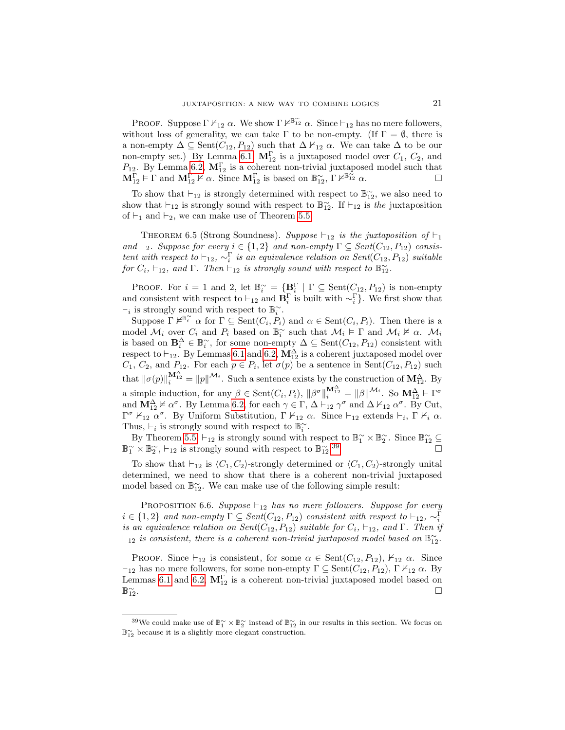Proof. Suppose $\Gamma \nvdash_{12} \alpha$. We show $\Gamma \nvDash^{\mathbb{B}^{\sim}_{12}} \alpha$. Since $\vdash_{12}$ has no mere followers, without loss of generality, we can take $\Gamma$ to be non-empty. (If $\Gamma = \emptyset$, there is a non-empty $\Delta \subseteq \text{Sent}(C_{12}, P_{12})$ such that $\Delta \nvdash_{12} \alpha$. We can take $\Delta$ to be our non-empty set.) By Lemma 6.1, $\mathbf{M}^{\Gamma}_{12}$ is a juxtaposed model over $C_1$, $C_2$, and $P_{12}$. By Lemma 6.2, $\mathbf{M}^{\Gamma}_{12}$ is a coherent non-trivial juxtaposed model such that $\mathbf{M}^{\Gamma}_{12} \vDash \Gamma$ and $\mathbf{M}^{\Gamma}_{12} \nvDash \alpha$. Since $\mathbf{M}^{\Gamma}_{12}$ is based on $\mathbb{B}^{\sim}_{12}$, $\Gamma \nvDash^{\mathbb{B}^{\sim}_{12}} \alpha$. □

To show that $\vdash_{12}$ is strongly determined with respect to $\mathbb{B}^{\sim}_{12}$, we also need to show that $\vdash_{12}$ is strongly sound with respect to $\mathbb{B}^{\sim}_{12}$. If $\vdash_{12}$ is *the* juxtaposition of $\vdash_1$ and $\vdash_2$, we can make use of Theorem 5.5.

Theorem 6.5 (Strong Soundness). *Suppose $\vdash_{12}$ is the juxtaposition of $\vdash_1$ and $\vdash_2$. Suppose for every $i \in \{1, 2\}$ and non-empty $\Gamma \subseteq$ Sent$(C_{12}, P_{12})$ consistent with respect to $\vdash_{12}$, $\sim^{\Gamma}_i$ is an equivalence relation on Sent$(C_{12}, P_{12})$ suitable for $C_i$, $\vdash_{12}$, and $\Gamma$. Then $\vdash_{12}$ is strongly sound with respect to $\mathbb{B}^{\sim}_{12}$.*

Proof. For $i = 1$ and 2, let $\mathbb{B}^{\sim}_i = \{\mathbf{B}^{\Gamma}_i \mid \Gamma \subseteq \text{Sent}(C_{12}, P_{12})$ is non-empty and consistent with respect to $\vdash_{12}$ and $\mathbf{B}^{\Gamma}_i$ is built with $\sim^{\Gamma}_i\}$. We first show that $\vdash_i$ is strongly sound with respect to $\mathbb{B}^{\sim}_i$.

Suppose $\Gamma \nvDash^{\mathbb{B}^{\sim}_i} \alpha$ for $\Gamma \subseteq \text{Sent}(C_i, P_i)$ and $\alpha \in \text{Sent}(C_i, P_i)$. Then there is a model $\mathcal{M}_i$ over $C_i$ and $P_i$ based on $\mathbb{B}^{\sim}_i$ such that $\mathcal{M}_i \vDash \Gamma$ and $\mathcal{M}_i \nvDash \alpha$. $\mathcal{M}_i$ is based on $\mathbf{B}^{\Delta}_i \in \mathbb{B}^{\sim}_i$, for some non-empty $\Delta \subseteq \text{Sent}(C_{12}, P_{12})$ consistent with respect to $\vdash_{12}$. By Lemmas 6.1 and 6.2, $\mathbf{M}^{\Delta}_{12}$ is a coherent juxtaposed model over $C_1$, $C_2$, and $P_{12}$. For each $p \in P_i$, let $\sigma(p)$ be a sentence in Sent$(C_{12}, P_{12})$ such that $\|\sigma(p)\|^{\mathbf{M}^{\Delta}_{12}}_i = \|p\|^{\mathcal{M}_i}$. Such a sentence exists by the construction of $\mathbf{M}^{\Delta}_{12}$. By a simple induction, for any $\beta \in \text{Sent}(C_i, P_i)$, $\|\beta^{\sigma}\|^{\mathbf{M}^{\Delta}_{12}}_i = \|\beta\|^{\mathcal{M}_i}$. So $\mathbf{M}^{\Delta}_{12} \vDash \Gamma^{\sigma}$ and $\mathbf{M}^{\Delta}_{12} \nvDash \alpha^{\sigma}$. By Lemma 6.2, for each $\gamma \in \Gamma$, $\Delta \vdash_{12} \gamma^{\sigma}$ and $\Delta \nvdash_{12} \alpha^{\sigma}$. By Cut, $\Gamma^{\sigma} \nvdash_{12} \alpha^{\sigma}$. By Uniform Substitution, $\Gamma \nvdash_{12} \alpha$. Since $\vdash_{12}$ extends $\vdash_i$, $\Gamma \nvdash_i \alpha$. Thus, $\vdash_i$ is strongly sound with respect to $\mathbb{B}^{\sim}_i$.

By Theorem 5.5, $\vdash_{12}$ is strongly sound with respect to $\mathbb{B}^{\sim}_1 \times \mathbb{B}^{\sim}_2$. Since $\mathbb{B}^{\sim}_{12} \subseteq \mathbb{B}^{\sim}_1 \times \mathbb{B}^{\sim}_2$, $\vdash_{12}$ is strongly sound with respect to $\mathbb{B}^{\sim}_{12}$.[39] □

To show that $\vdash_{12}$ is $\langle C_1, C_2 \rangle$-strongly determined or $\langle C_1, C_2 \rangle$-strongly unital determined, we need to show that there is a coherent non-trivial juxtaposed model based on $\mathbb{B}^{\sim}_{12}$. We can make use of the following simple result:

Proposition 6.6. *Suppose $\vdash_{12}$ has no mere followers. Suppose for every $i \in \{1, 2\}$ and non-empty $\Gamma \subseteq$ Sent$(C_{12}, P_{12})$ consistent with respect to $\vdash_{12}$, $\sim^{\Gamma}_i$ is an equivalence relation on Sent$(C_{12}, P_{12})$ suitable for $C_i$, $\vdash_{12}$, and $\Gamma$. Then if $\vdash_{12}$ is consistent, there is a coherent non-trivial juxtaposed model based on $\mathbb{B}^{\sim}_{12}$.*

Proof. Since $\vdash_{12}$ is consistent, for some $\alpha \in \text{Sent}(C_{12}, P_{12})$, $\nvdash_{12} \alpha$. Since $\vdash_{12}$ has no mere followers, for some non-empty $\Gamma \subseteq \text{Sent}(C_{12}, P_{12})$, $\Gamma \nvdash_{12} \alpha$. By Lemmas 6.1 and 6.2, $\mathbf{M}^{\Gamma}_{12}$ is a coherent non-trivial juxtaposed model based on $\mathbb{B}^{\sim}_{12}$. □

---

[39] We could make use of $\mathbb{B}^{\sim}_1 \times \mathbb{B}^{\sim}_2$ instead of $\mathbb{B}^{\sim}_{12}$ in our results in this section. We focus on $\mathbb{B}^{\sim}_{12}$ because it is a slightly more elegant construction.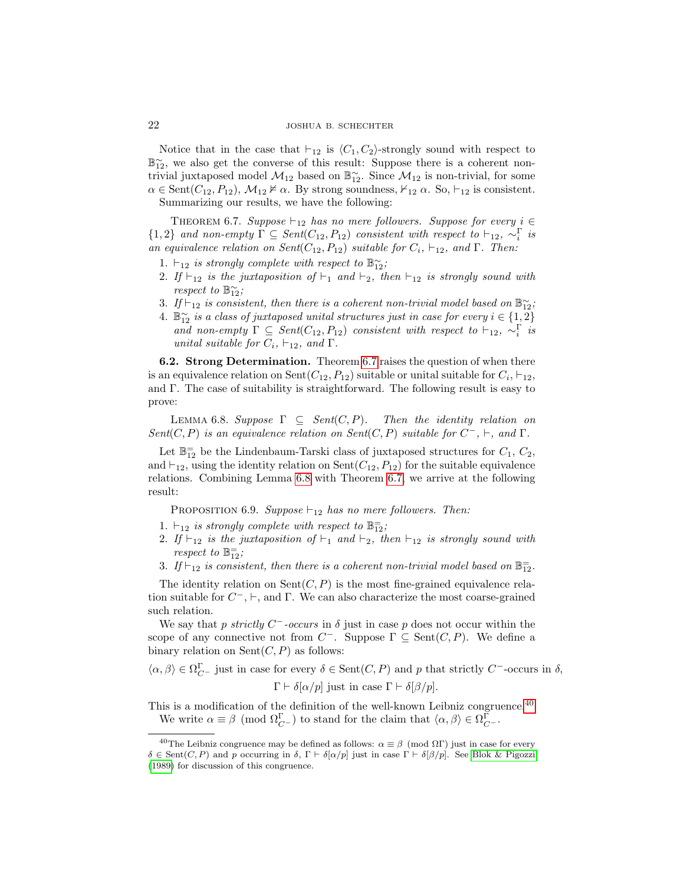Notice that in the case that $\vdash_{12}$ is $\langle C_1, C_2 \rangle$-strongly sound with respect to $\mathbb{B}_{12}^{\sim}$, we also get the converse of this result: Suppose there is a coherent non-trivial juxtaposed model $\mathcal{M}_{12}$ based on $\mathbb{B}_{12}^{\sim}$. Since $\mathcal{M}_{12}$ is non-trivial, for some $\alpha \in \text{Sent}(C_{12}, P_{12})$, $\mathcal{M}_{12} \not\models \alpha$. By strong soundness, $\nvdash_{12} \alpha$. So, $\vdash_{12}$ is consistent.

Summarizing our results, we have the following:

THEOREM 6.7. *Suppose $\vdash_{12}$ has no mere followers. Suppose for every $i \in \{1, 2\}$ and non-empty $\Gamma \subseteq \text{Sent}(C_{12}, P_{12})$ consistent with respect to $\vdash_{12}$, $\sim_i^{\Gamma}$ is an equivalence relation on $\text{Sent}(C_{12}, P_{12})$ suitable for $C_i$, $\vdash_{12}$, and $\Gamma$. Then:*

1. *$\vdash_{12}$ is strongly complete with respect to $\mathbb{B}_{12}^{\sim}$;*
2. *If $\vdash_{12}$ is the juxtaposition of $\vdash_1$ and $\vdash_2$, then $\vdash_{12}$ is strongly sound with respect to $\mathbb{B}_{12}^{\sim}$;*
3. *If $\vdash_{12}$ is consistent, then there is a coherent non-trivial model based on $\mathbb{B}_{12}^{\sim}$;*
4. *$\mathbb{B}_{12}^{\sim}$ is a class of juxtaposed unital structures just in case for every $i \in \{1, 2\}$ and non-empty $\Gamma \subseteq \text{Sent}(C_{12}, P_{12})$ consistent with respect to $\vdash_{12}$, $\sim_i^{\Gamma}$ is unital suitable for $C_i$, $\vdash_{12}$, and $\Gamma$.*

**6.2. Strong Determination.** Theorem 6.7 raises the question of when there is an equivalence relation on $\text{Sent}(C_{12}, P_{12})$ suitable or unital suitable for $C_i$, $\vdash_{12}$, and $\Gamma$. The case of suitability is straightforward. The following result is easy to prove:

LEMMA 6.8. *Suppose $\Gamma \subseteq \text{Sent}(C, P)$. Then the identity relation on $\text{Sent}(C, P)$ is an equivalence relation on $\text{Sent}(C, P)$ suitable for $C^-$, $\vdash$, and $\Gamma$.*

Let $\mathbb{B}_{12}^{=}$ be the Lindenbaum-Tarski class of juxtaposed structures for $C_1$, $C_2$, and $\vdash_{12}$, using the identity relation on $\text{Sent}(C_{12}, P_{12})$ for the suitable equivalence relations. Combining Lemma 6.8 with Theorem 6.7, we arrive at the following result:

PROPOSITION 6.9. *Suppose $\vdash_{12}$ has no mere followers. Then:*

1. *$\vdash_{12}$ is strongly complete with respect to $\mathbb{B}_{12}^{=}$;*
2. *If $\vdash_{12}$ is the juxtaposition of $\vdash_1$ and $\vdash_2$, then $\vdash_{12}$ is strongly sound with respect to $\mathbb{B}_{12}^{=}$;*
3. *If $\vdash_{12}$ is consistent, then there is a coherent non-trivial model based on $\mathbb{B}_{12}^{=}$.*

The identity relation on $\text{Sent}(C, P)$ is the most fine-grained equivalence relation suitable for $C^-$, $\vdash$, and $\Gamma$. We can also characterize the most coarse-grained such relation.

We say that $p$ *strictly $C^-$-occurs* in $\delta$ just in case $p$ does not occur within the scope of any connective not from $C^-$. Suppose $\Gamma \subseteq \text{Sent}(C, P)$. We define a binary relation on $\text{Sent}(C, P)$ as follows:

$\langle \alpha, \beta \rangle \in \Omega_{C^-}^{\Gamma}$ just in case for every $\delta \in \text{Sent}(C, P)$ and $p$ that strictly $C^-$-occurs in $\delta$,

$$\Gamma \vdash \delta[\alpha/p] \text{ just in case } \Gamma \vdash \delta[\beta/p].$$

This is a modification of the definition of the well-known Leibniz congruence.[40]

We write $\alpha \equiv \beta \pmod{\Omega_{C^-}^{\Gamma}}$ to stand for the claim that $\langle \alpha, \beta \rangle \in \Omega_{C^-}^{\Gamma}$.

---

[40]The Leibniz congruence may be defined as follows: $\alpha \equiv \beta \pmod{\Omega\Gamma}$ just in case for every $\delta \in \text{Sent}(C, P)$ and $p$ occurring in $\delta$, $\Gamma \vdash \delta[\alpha/p]$ just in case $\Gamma \vdash \delta[\beta/p]$. See Blok & Pigozzi (1989) for discussion of this congruence.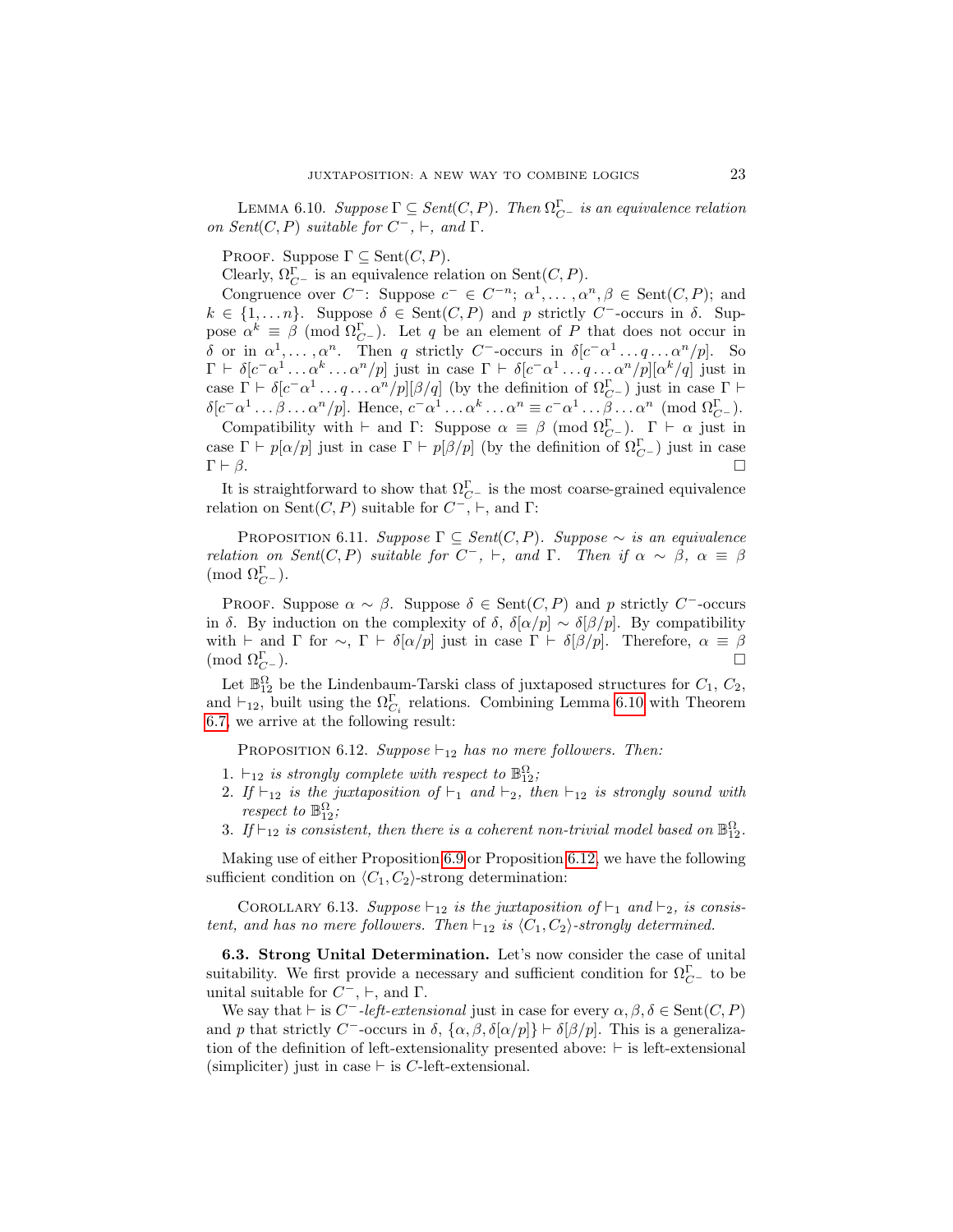Lemma 6.10. *Suppose $\Gamma \subseteq$ Sent$(C, P)$. Then $\Omega^{\Gamma}_{C^-}$ is an equivalence relation on Sent$(C, P)$ suitable for $C^-$, $\vdash$, and $\Gamma$.*

Proof. Suppose $\Gamma \subseteq \text{Sent}(C, P)$.

Clearly, $\Omega^{\Gamma}_{C^-}$ is an equivalence relation on Sent$(C, P)$.

Congruence over $C^-$: Suppose $c^- \in C^{-n}$; $\alpha^1, \dots, \alpha^n, \beta \in \text{Sent}(C, P)$; and $k \in \{1, \dots n\}$. Suppose $\delta \in \text{Sent}(C, P)$ and $p$ strictly $C^-$-occurs in $\delta$. Suppose $\alpha^k \equiv \beta \pmod{\Omega^{\Gamma}_{C^-}}$. Let $q$ be an element of $P$ that does not occur in $\delta$ or in $\alpha^1, \dots, \alpha^n$. Then $q$ strictly $C^-$-occurs in $\delta[c^-\alpha^1 \dots q \dots \alpha^n/p]$. So $\Gamma \vdash \delta[c^-\alpha^1 \dots \alpha^k \dots \alpha^n/p]$ just in case $\Gamma \vdash \delta[c^-\alpha^1 \dots q \dots \alpha^n/p][\alpha^k/q]$ just in case $\Gamma \vdash \delta[c^-\alpha^1 \dots q \dots \alpha^n/p][\beta/q]$ (by the definition of $\Omega^{\Gamma}_{C^-}$) just in case $\Gamma \vdash \delta[c^-\alpha^1 \dots \beta \dots \alpha^n/p]$. Hence, $c^-\alpha^1 \dots \alpha^k \dots \alpha^n \equiv c^-\alpha^1 \dots \beta \dots \alpha^n \pmod{\Omega^{\Gamma}_{C^-}}$.

Compatibility with $\vdash$ and $\Gamma$: Suppose $\alpha \equiv \beta \pmod{\Omega^{\Gamma}_{C^-}}$. $\Gamma \vdash \alpha$ just in case $\Gamma \vdash p[\alpha/p]$ just in case $\Gamma \vdash p[\beta/p]$ (by the definition of $\Omega^{\Gamma}_{C^-}$) just in case $\Gamma \vdash \beta$. $\square$

It is straightforward to show that $\Omega^{\Gamma}_{C^-}$ is the most coarse-grained equivalence relation on Sent$(C, P)$ suitable for $C^-$, $\vdash$, and $\Gamma$:

Proposition 6.11. *Suppose $\Gamma \subseteq$ Sent$(C, P)$. Suppose $\sim$ is an equivalence relation on Sent$(C, P)$ suitable for $C^-$, $\vdash$, and $\Gamma$. Then if $\alpha \sim \beta$, $\alpha \equiv \beta$ $\pmod{\Omega^{\Gamma}_{C^-}}$.*

Proof. Suppose $\alpha \sim \beta$. Suppose $\delta \in \text{Sent}(C, P)$ and $p$ strictly $C^-$-occurs in $\delta$. By induction on the complexity of $\delta$, $\delta[\alpha/p] \sim \delta[\beta/p]$. By compatibility with $\vdash$ and $\Gamma$ for $\sim$, $\Gamma \vdash \delta[\alpha/p]$ just in case $\Gamma \vdash \delta[\beta/p]$. Therefore, $\alpha \equiv \beta$ $\pmod{\Omega^{\Gamma}_{C^-}}$. $\square$

Let $\mathbb{B}^{\Omega}_{12}$ be the Lindenbaum-Tarski class of juxtaposed structures for $C_1$, $C_2$, and $\vdash_{12}$, built using the $\Omega^{\Gamma}_{C_i}$ relations. Combining Lemma 6.10 with Theorem 6.7, we arrive at the following result:

Proposition 6.12. *Suppose $\vdash_{12}$ has no mere followers. Then:*

1. *$\vdash_{12}$ is strongly complete with respect to $\mathbb{B}^{\Omega}_{12}$;*
2. *If $\vdash_{12}$ is the juxtaposition of $\vdash_1$ and $\vdash_2$, then $\vdash_{12}$ is strongly sound with respect to $\mathbb{B}^{\Omega}_{12}$;*
3. *If $\vdash_{12}$ is consistent, then there is a coherent non-trivial model based on $\mathbb{B}^{\Omega}_{12}$.*

Making use of either Proposition 6.9 or Proposition 6.12, we have the following sufficient condition on $\langle C_1, C_2\rangle$-strong determination:

Corollary 6.13. *Suppose $\vdash_{12}$ is the juxtaposition of $\vdash_1$ and $\vdash_2$, is consistent, and has no mere followers. Then $\vdash_{12}$ is $\langle C_1, C_2\rangle$-strongly determined.*

**6.3. Strong Unital Determination.** Let's now consider the case of unital suitability. We first provide a necessary and sufficient condition for $\Omega^{\Gamma}_{C^-}$ to be unital suitable for $C^-$, $\vdash$, and $\Gamma$.

We say that $\vdash$ is *$C^-$-left-extensional* just in case for every $\alpha, \beta, \delta \in \text{Sent}(C, P)$ and $p$ that strictly $C^-$-occurs in $\delta$, $\{\alpha, \beta, \delta[\alpha/p]\} \vdash \delta[\beta/p]$. This is a generalization of the definition of left-extensionality presented above: $\vdash$ is left-extensional (simpliciter) just in case $\vdash$ is $C$-left-extensional.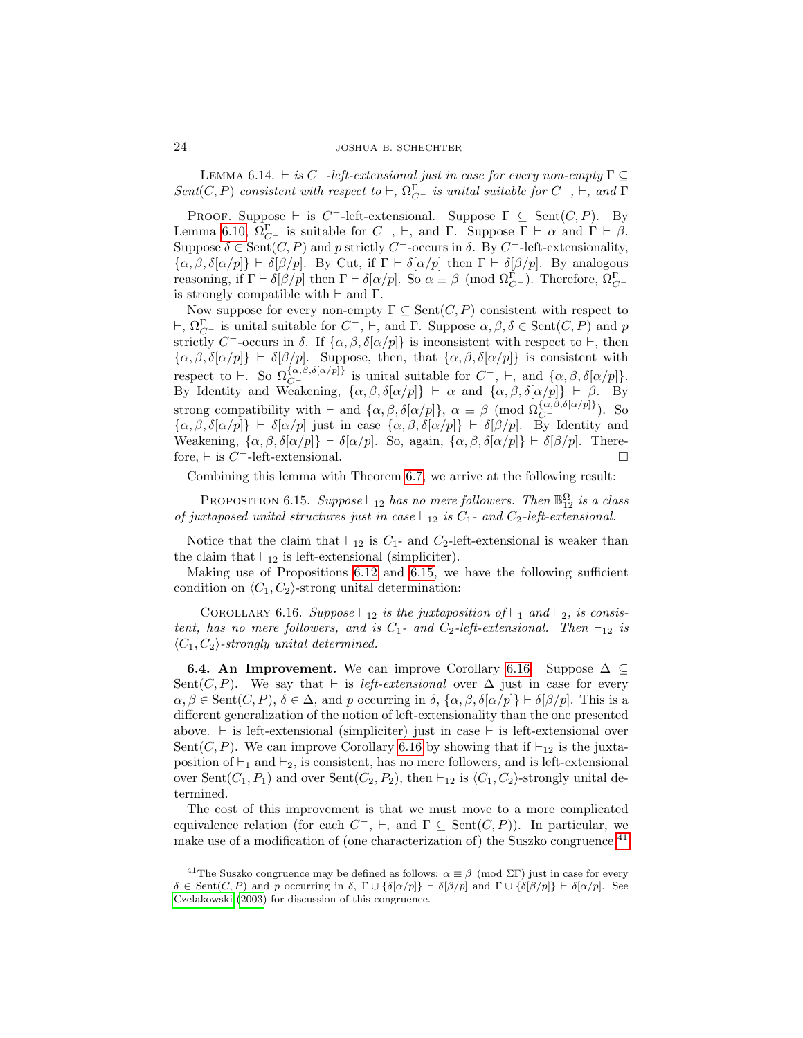Lemma 6.14. *$\vdash$ is $C^-$-left-extensional just in case for every non-empty $\Gamma \subseteq$ Sent$(C, P)$ consistent with respect to $\vdash$, $\Omega^\Gamma_{C^-}$ is unital suitable for $C^-$, $\vdash$, and $\Gamma$*

Proof. Suppose $\vdash$ is $C^-$-left-extensional. Suppose $\Gamma \subseteq \text{Sent}(C, P)$. By Lemma 6.10, $\Omega^\Gamma_{C^-}$ is suitable for $C^-$, $\vdash$, and $\Gamma$. Suppose $\Gamma \vdash \alpha$ and $\Gamma \vdash \beta$. Suppose $\delta \in \text{Sent}(C, P)$ and $p$ strictly $C^-$-occurs in $\delta$. By $C^-$-left-extensionality, $\{\alpha, \beta, \delta[\alpha/p]\} \vdash \delta[\beta/p]$. By Cut, if $\Gamma \vdash \delta[\alpha/p]$ then $\Gamma \vdash \delta[\beta/p]$. By analogous reasoning, if $\Gamma \vdash \delta[\beta/p]$ then $\Gamma \vdash \delta[\alpha/p]$. So $\alpha \equiv \beta \pmod{\Omega^\Gamma_{C^-}}$. Therefore, $\Omega^\Gamma_{C^-}$ is strongly compatible with $\vdash$ and $\Gamma$.

Now suppose for every non-empty $\Gamma \subseteq \text{Sent}(C, P)$ consistent with respect to $\vdash$, $\Omega^\Gamma_{C^-}$ is unital suitable for $C^-$, $\vdash$, and $\Gamma$. Suppose $\alpha, \beta, \delta \in \text{Sent}(C, P)$ and $p$ strictly $C^-$-occurs in $\delta$. If $\{\alpha, \beta, \delta[\alpha/p]\}$ is inconsistent with respect to $\vdash$, then $\{\alpha, \beta, \delta[\alpha/p]\} \vdash \delta[\beta/p]$. Suppose, then, that $\{\alpha, \beta, \delta[\alpha/p]\}$ is consistent with respect to $\vdash$. So $\Omega^{\{\alpha,\beta,\delta[\alpha/p]\}}_{C^-}$ is unital suitable for $C^-$, $\vdash$, and $\{\alpha, \beta, \delta[\alpha/p]\}$. By Identity and Weakening, $\{\alpha, \beta, \delta[\alpha/p]\} \vdash \alpha$ and $\{\alpha, \beta, \delta[\alpha/p]\} \vdash \beta$. By strong compatibility with $\vdash$ and $\{\alpha, \beta, \delta[\alpha/p]\}$, $\alpha \equiv \beta \pmod{\Omega^{\{\alpha,\beta,\delta[\alpha/p]\}}_{C^-}}$. So $\{\alpha, \beta, \delta[\alpha/p]\} \vdash \delta[\alpha/p]$ just in case $\{\alpha, \beta, \delta[\alpha/p]\} \vdash \delta[\beta/p]$. By Identity and Weakening, $\{\alpha, \beta, \delta[\alpha/p]\} \vdash \delta[\alpha/p]$. So, again, $\{\alpha, \beta, \delta[\alpha/p]\} \vdash \delta[\beta/p]$. Therefore, $\vdash$ is $C^-$-left-extensional. $\square$

Combining this lemma with Theorem 6.7, we arrive at the following result:

Proposition 6.15. *Suppose $\vdash_{12}$ has no mere followers. Then $\mathbb{B}^\Omega_{12}$ is a class of juxtaposed unital structures just in case $\vdash_{12}$ is $C_1$- and $C_2$-left-extensional.*

Notice that the claim that $\vdash_{12}$ is $C_1$- and $C_2$-left-extensional is weaker than the claim that $\vdash_{12}$ is left-extensional (simpliciter).

Making use of Propositions 6.12 and 6.15, we have the following sufficient condition on $\langle C_1, C_2\rangle$-strong unital determination:

Corollary 6.16. *Suppose $\vdash_{12}$ is the juxtaposition of $\vdash_1$ and $\vdash_2$, is consistent, has no mere followers, and is $C_1$- and $C_2$-left-extensional. Then $\vdash_{12}$ is $\langle C_1, C_2\rangle$-strongly unital determined.*

**6.4. An Improvement.** We can improve Corollary 6.16. Suppose $\Delta \subseteq \text{Sent}(C, P)$. We say that $\vdash$ is *left-extensional* over $\Delta$ just in case for every $\alpha, \beta \in \text{Sent}(C, P)$, $\delta \in \Delta$, and $p$ occurring in $\delta$, $\{\alpha, \beta, \delta[\alpha/p]\} \vdash \delta[\beta/p]$. This is a different generalization of the notion of left-extensionality than the one presented above. $\vdash$ is left-extensional (simpliciter) just in case $\vdash$ is left-extensional over $\text{Sent}(C, P)$. We can improve Corollary 6.16 by showing that if $\vdash_{12}$ is the juxtaposition of $\vdash_1$ and $\vdash_2$, is consistent, has no mere followers, and is left-extensional over $\text{Sent}(C_1, P_1)$ and over $\text{Sent}(C_2, P_2)$, then $\vdash_{12}$ is $\langle C_1, C_2\rangle$-strongly unital determined.

The cost of this improvement is that we must move to a more complicated equivalence relation (for each $C^-$, $\vdash$, and $\Gamma \subseteq \text{Sent}(C, P)$). In particular, we make use of a modification of (one characterization of) the Suszko congruence.[41]

[41]The Suszko congruence may be defined as follows: $\alpha \equiv \beta \pmod{\Sigma\Gamma}$ just in case for every $\delta \in \text{Sent}(C, P)$ and $p$ occurring in $\delta$, $\Gamma \cup \{\delta[\alpha/p]\} \vdash \delta[\beta/p]$ and $\Gamma \cup \{\delta[\beta/p]\} \vdash \delta[\alpha/p]$. See Czelakowski (2003) for discussion of this congruence.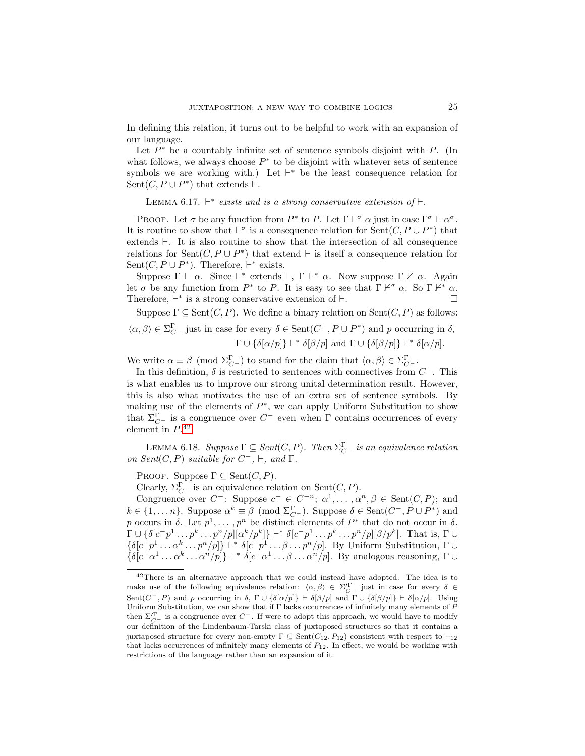In defining this relation, it turns out to be helpful to work with an expansion of our language.

Let $P^*$ be a countably infinite set of sentence symbols disjoint with $P$. (In what follows, we always choose $P^*$ to be disjoint with whatever sets of sentence symbols we are working with.) Let $\vdash^*$ be the least consequence relation for $\mathrm{Sent}(C, P \cup P^*)$ that extends $\vdash$.

Lemma 6.17. *$\vdash^*$ exists and is a strong conservative extension of $\vdash$.*

Proof. Let $\sigma$ be any function from $P^*$ to $P$. Let $\Gamma \vdash^\sigma \alpha$ just in case $\Gamma^\sigma \vdash \alpha^\sigma$. It is routine to show that $\vdash^\sigma$ is a consequence relation for $\mathrm{Sent}(C, P \cup P^*)$ that extends $\vdash$. It is also routine to show that the intersection of all consequence relations for $\mathrm{Sent}(C, P \cup P^*)$ that extend $\vdash$ is itself a consequence relation for $\mathrm{Sent}(C, P \cup P^*)$. Therefore, $\vdash^*$ exists.

Suppose $\Gamma \vdash \alpha$. Since $\vdash^*$ extends $\vdash$, $\Gamma \vdash^* \alpha$. Now suppose $\Gamma \nvdash \alpha$. Again let $\sigma$ be any function from $P^*$ to $P$. It is easy to see that $\Gamma \nvdash^\sigma \alpha$. So $\Gamma \nvdash^* \alpha$. Therefore, $\vdash^*$ is a strong conservative extension of $\vdash$. $\square$

Suppose $\Gamma \subseteq \mathrm{Sent}(C, P)$. We define a binary relation on $\mathrm{Sent}(C, P)$ as follows:

$\langle \alpha, \beta \rangle \in \Sigma^\Gamma_{C^-}$ just in case for every $\delta \in \mathrm{Sent}(C^-, P \cup P^*)$ and $p$ occurring in $\delta$,

$$\Gamma \cup \{\delta[\alpha/p]\} \vdash^* \delta[\beta/p] \text{ and } \Gamma \cup \{\delta[\beta/p]\} \vdash^* \delta[\alpha/p].$$

We write $\alpha \equiv \beta \pmod{\Sigma^\Gamma_{C^-}}$ to stand for the claim that $\langle \alpha, \beta \rangle \in \Sigma^\Gamma_{C^-}$.

In this definition, $\delta$ is restricted to sentences with connectives from $C^-$. This is what enables us to improve our strong unital determination result. However, this is also what motivates the use of an extra set of sentence symbols. By making use of the elements of $P^*$, we can apply Uniform Substitution to show that $\Sigma^\Gamma_{C^-}$ is a congruence over $C^-$ even when $\Gamma$ contains occurrences of every element in $P$.[42]

Lemma 6.18. *Suppose $\Gamma \subseteq \mathit{Sent}(C, P)$. Then $\Sigma^\Gamma_{C^-}$ is an equivalence relation on $\mathit{Sent}(C, P)$ suitable for $C^-$, $\vdash$, and $\Gamma$.*

Proof. Suppose $\Gamma \subseteq \mathrm{Sent}(C, P)$.

Clearly, $\Sigma^\Gamma_{C^-}$ is an equivalence relation on $\mathrm{Sent}(C, P)$.

Congruence over $C^-$: Suppose $c^- \in C^{-n}$; $\alpha^1, \ldots, \alpha^n, \beta \in \mathrm{Sent}(C, P)$; and $k \in \{1, \ldots n\}$. Suppose $\alpha^k \equiv \beta \pmod{\Sigma^\Gamma_{C^-}}$. Suppose $\delta \in \mathrm{Sent}(C^-, P \cup P^*)$ and $p$ occurs in $\delta$. Let $p^1, \ldots, p^n$ be distinct elements of $P^*$ that do not occur in $\delta$. $\Gamma \cup \{\delta[c^- p^1 \ldots p^k \ldots p^n/p][\alpha^k/p^k]\} \vdash^* \delta[c^- p^1 \ldots p^k \ldots p^n/p][\beta/p^k]$. That is, $\Gamma \cup \{\delta[c^- p^1 \ldots \alpha^k \ldots p^n/p]\} \vdash^* \delta[c^- p^1 \ldots \beta \ldots p^n/p]$. By Uniform Substitution, $\Gamma \cup \{\delta[c^- \alpha^1 \ldots \alpha^k \ldots \alpha^n/p]\} \vdash^* \delta[c^- \alpha^1 \ldots \beta \ldots \alpha^n/p]$. By analogous reasoning, $\Gamma \cup$

---

[42] There is an alternative approach that we could instead have adopted. The idea is to make use of the following equivalence relation: $\langle \alpha, \beta \rangle \in \Sigma'^\Gamma_{C^-}$ just in case for every $\delta \in \mathrm{Sent}(C^-, P)$ and $p$ occurring in $\delta$, $\Gamma \cup \{\delta[\alpha/p]\} \vdash \delta[\beta/p]$ and $\Gamma \cup \{\delta[\beta/p]\} \vdash \delta[\alpha/p]$. Using Uniform Substitution, we can show that if $\Gamma$ lacks occurrences of infinitely many elements of $P$ then $\Sigma'^\Gamma_{C^-}$ is a congruence over $C^-$. If were to adopt this approach, we would have to modify our definition of the Lindenbaum-Tarski class of juxtaposed structures so that it contains a juxtaposed structure for every non-empty $\Gamma \subseteq \mathrm{Sent}(C_{12}, P_{12})$ consistent with respect to $\vdash_{12}$ that lacks occurrences of infinitely many elements of $P_{12}$. In effect, we would be working with restrictions of the language rather than an expansion of it.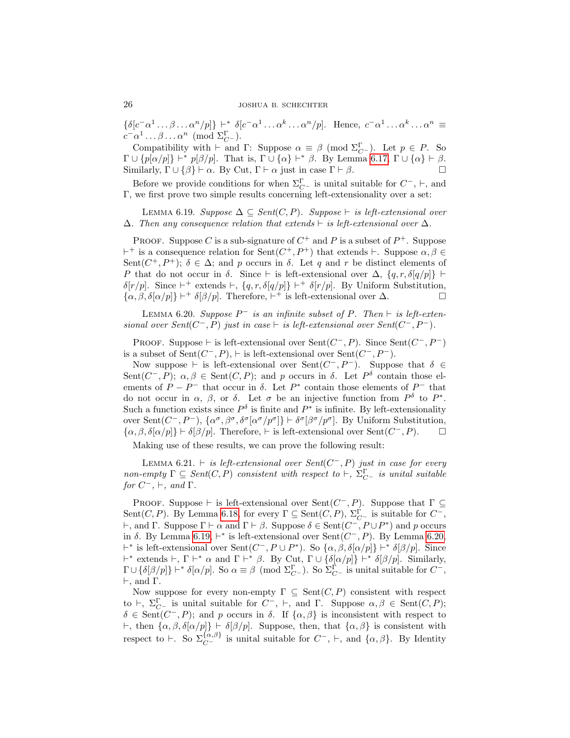$\{\delta[c^-\alpha^1 \ldots \beta \ldots \alpha^n/p]\} \vdash^* \delta[c^-\alpha^1 \ldots \alpha^k \ldots \alpha^n/p]$. Hence, $c^-\alpha^1 \ldots \alpha^k \ldots \alpha^n \equiv c^-\alpha^1 \ldots \beta \ldots \alpha^n \pmod{\Sigma^\Gamma_{C^-}}$.

Compatibility with $\vdash$ and $\Gamma$: Suppose $\alpha \equiv \beta \pmod{\Sigma^\Gamma_{C^-}}$. Let $p \in P$. So $\Gamma \cup \{p[\alpha/p]\} \vdash^* p[\beta/p]$. That is, $\Gamma \cup \{\alpha\} \vdash^* \beta$. By Lemma 6.17, $\Gamma \cup \{\alpha\} \vdash \beta$. Similarly, $\Gamma \cup \{\beta\} \vdash \alpha$. By Cut, $\Gamma \vdash \alpha$ just in case $\Gamma \vdash \beta$. $\square$

Before we provide conditions for when $\Sigma^\Gamma_{C^-}$ is unital suitable for $C^-$, $\vdash$, and $\Gamma$, we first prove two simple results concerning left-extensionality over a set:

Lemma 6.19. *Suppose $\Delta \subseteq Sent(C, P)$. Suppose $\vdash$ is left-extensional over $\Delta$. Then any consequence relation that extends $\vdash$ is left-extensional over $\Delta$.*

Proof. Suppose $C$ is a sub-signature of $C^+$ and $P$ is a subset of $P^+$. Suppose $\vdash^+$ is a consequence relation for $\text{Sent}(C^+, P^+)$ that extends $\vdash$. Suppose $\alpha, \beta \in \text{Sent}(C^+, P^+)$; $\delta \in \Delta$; and $p$ occurs in $\delta$. Let $q$ and $r$ be distinct elements of $P$ that do not occur in $\delta$. Since $\vdash$ is left-extensional over $\Delta$, $\{q, r, \delta[q/p]\} \vdash \delta[r/p]$. Since $\vdash^+$ extends $\vdash$, $\{q, r, \delta[q/p]\} \vdash^+ \delta[r/p]$. By Uniform Substitution, $\{\alpha, \beta, \delta[\alpha/p]\} \vdash^+ \delta[\beta/p]$. Therefore, $\vdash^+$ is left-extensional over $\Delta$. $\square$

Lemma 6.20. *Suppose $P^-$ is an infinite subset of $P$. Then $\vdash$ is left-extensional over $Sent(C^-, P)$ just in case $\vdash$ is left-extensional over $Sent(C^-, P^-)$.*

Proof. Suppose $\vdash$ is left-extensional over $\text{Sent}(C^-, P)$. Since $\text{Sent}(C^-, P^-)$ is a subset of $\text{Sent}(C^-, P)$, $\vdash$ is left-extensional over $\text{Sent}(C^-, P^-)$.

Now suppose $\vdash$ is left-extensional over $\text{Sent}(C^-, P^-)$. Suppose that $\delta \in \text{Sent}(C^-, P)$; $\alpha, \beta \in \text{Sent}(C, P)$; and $p$ occurs in $\delta$. Let $P^\delta$ contain those elements of $P - P^-$ that occur in $\delta$. Let $P^*$ contain those elements of $P^-$ that do not occur in $\alpha$, $\beta$, or $\delta$. Let $\sigma$ be an injective function from $P^\delta$ to $P^*$. Such a function exists since $P^\delta$ is finite and $P^*$ is infinite. By left-extensionality over $\text{Sent}(C^-, P^-)$, $\{\alpha^\sigma, \beta^\sigma, \delta^\sigma[\alpha^\sigma/p^\sigma]\} \vdash \delta^\sigma[\beta^\sigma/p^\sigma]$. By Uniform Substitution, $\{\alpha, \beta, \delta[\alpha/p]\} \vdash \delta[\beta/p]$. Therefore, $\vdash$ is left-extensional over $\text{Sent}(C^-, P)$. $\square$

Making use of these results, we can prove the following result:

Lemma 6.21. *$\vdash$ is left-extensional over $Sent(C^-, P)$ just in case for every non-empty $\Gamma \subseteq Sent(C, P)$ consistent with respect to $\vdash$, $\Sigma^\Gamma_{C^-}$ is unital suitable for $C^-$, $\vdash$, and $\Gamma$.*

Proof. Suppose $\vdash$ is left-extensional over $\text{Sent}(C^-, P)$. Suppose that $\Gamma \subseteq \text{Sent}(C, P)$. By Lemma 6.18, for every $\Gamma \subseteq \text{Sent}(C, P)$, $\Sigma^\Gamma_{C^-}$ is suitable for $C^-$, $\vdash$, and $\Gamma$. Suppose $\Gamma \vdash \alpha$ and $\Gamma \vdash \beta$. Suppose $\delta \in \text{Sent}(C^-, P \cup P^*)$ and $p$ occurs in $\delta$. By Lemma 6.19, $\vdash^*$ is left-extensional over $\text{Sent}(C^-, P)$. By Lemma 6.20, $\vdash^*$ is left-extensional over $\text{Sent}(C^-, P \cup P^*)$. So $\{\alpha, \beta, \delta[\alpha/p]\} \vdash^* \delta[\beta/p]$. Since $\vdash^*$ extends $\vdash$, $\Gamma \vdash^* \alpha$ and $\Gamma \vdash^* \beta$. By Cut, $\Gamma \cup \{\delta[\alpha/p]\} \vdash^* \delta[\beta/p]$. Similarly, $\Gamma \cup \{\delta[\beta/p]\} \vdash^* \delta[\alpha/p]$. So $\alpha \equiv \beta \pmod{\Sigma^\Gamma_{C^-}}$. So $\Sigma^\Gamma_{C^-}$ is unital suitable for $C^-$, $\vdash$, and $\Gamma$.

Now suppose for every non-empty $\Gamma \subseteq \text{Sent}(C, P)$ consistent with respect to $\vdash$, $\Sigma^\Gamma_{C^-}$ is unital suitable for $C^-$, $\vdash$, and $\Gamma$. Suppose $\alpha, \beta \in \text{Sent}(C, P)$; $\delta \in \text{Sent}(C^-, P)$; and $p$ occurs in $\delta$. If $\{\alpha, \beta\}$ is inconsistent with respect to $\vdash$, then $\{\alpha, \beta, \delta[\alpha/p]\} \vdash \delta[\beta/p]$. Suppose, then, that $\{\alpha, \beta\}$ is consistent with respect to $\vdash$. So $\Sigma^{\{\alpha,\beta\}}_{C^-}$ is unital suitable for $C^-$, $\vdash$, and $\{\alpha, \beta\}$. By Identity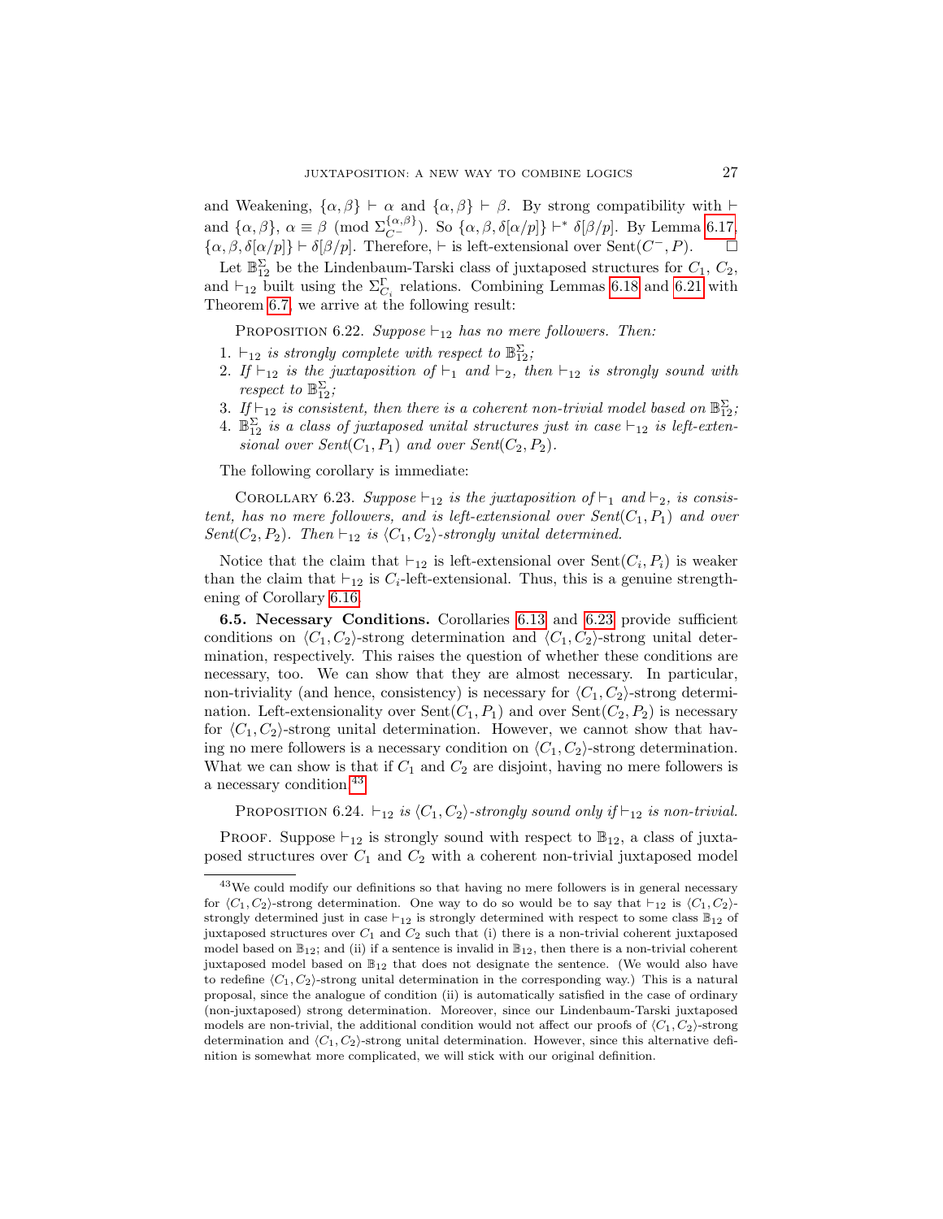and Weakening, $\{\alpha, \beta\} \vdash \alpha$ and $\{\alpha, \beta\} \vdash \beta$. By strong compatibility with $\vdash$ and $\{\alpha, \beta\}$, $\alpha \equiv \beta \pmod{\Sigma_{C^-}^{\{\alpha,\beta\}}}$. So $\{\alpha, \beta, \delta[\alpha/p]\} \vdash^* \delta[\beta/p]$. By Lemma 6.17, $\{\alpha, \beta, \delta[\alpha/p]\} \vdash \delta[\beta/p]$. Therefore, $\vdash$ is left-extensional over $\text{Sent}(C^-, P)$. $\square$

Let $\mathbb{B}_{12}^{\Sigma}$ be the Lindenbaum-Tarski class of juxtaposed structures for $C_1$, $C_2$, and $\vdash_{12}$ built using the $\Sigma_{C_i}^{\Gamma}$ relations. Combining Lemmas 6.18 and 6.21 with Theorem 6.7, we arrive at the following result:

Proposition 6.22. *Suppose $\vdash_{12}$ has no mere followers. Then:*

1. *$\vdash_{12}$ is strongly complete with respect to $\mathbb{B}_{12}^{\Sigma}$;*
2. *If $\vdash_{12}$ is the juxtaposition of $\vdash_1$ and $\vdash_2$, then $\vdash_{12}$ is strongly sound with respect to $\mathbb{B}_{12}^{\Sigma}$;*
3. *If $\vdash_{12}$ is consistent, then there is a coherent non-trivial model based on $\mathbb{B}_{12}^{\Sigma}$;*
4. *$\mathbb{B}_{12}^{\Sigma}$ is a class of juxtaposed unital structures just in case $\vdash_{12}$ is left-extensional over Sent$(C_1, P_1)$ and over Sent$(C_2, P_2)$.*

The following corollary is immediate:

Corollary 6.23. *Suppose $\vdash_{12}$ is the juxtaposition of $\vdash_1$ and $\vdash_2$, is consistent, has no mere followers, and is left-extensional over Sent$(C_1, P_1)$ and over Sent$(C_2, P_2)$. Then $\vdash_{12}$ is $\langle C_1, C_2\rangle$-strongly unital determined.*

Notice that the claim that $\vdash_{12}$ is left-extensional over $\text{Sent}(C_i, P_i)$ is weaker than the claim that $\vdash_{12}$ is $C_i$-left-extensional. Thus, this is a genuine strengthening of Corollary 6.16.

**6.5. Necessary Conditions.** Corollaries 6.13 and 6.23 provide sufficient conditions on $\langle C_1, C_2\rangle$-strong determination and $\langle C_1, C_2\rangle$-strong unital determination, respectively. This raises the question of whether these conditions are necessary, too. We can show that they are almost necessary. In particular, non-triviality (and hence, consistency) is necessary for $\langle C_1, C_2\rangle$-strong determination. Left-extensionality over $\text{Sent}(C_1, P_1)$ and over $\text{Sent}(C_2, P_2)$ is necessary for $\langle C_1, C_2\rangle$-strong unital determination. However, we cannot show that having no mere followers is a necessary condition on $\langle C_1, C_2\rangle$-strong determination. What we can show is that if $C_1$ and $C_2$ are disjoint, having no mere followers is a necessary condition.[43]

Proposition 6.24. *$\vdash_{12}$ is $\langle C_1, C_2\rangle$-strongly sound only if $\vdash_{12}$ is non-trivial.*

Proof. Suppose $\vdash_{12}$ is strongly sound with respect to $\mathbb{B}_{12}$, a class of juxtaposed structures over $C_1$ and $C_2$ with a coherent non-trivial juxtaposed model

---

[43] We could modify our definitions so that having no mere followers is in general necessary for $\langle C_1, C_2\rangle$-strong determination. One way to do so would be to say that $\vdash_{12}$ is $\langle C_1, C_2\rangle$-strongly determined just in case $\vdash_{12}$ is strongly determined with respect to some class $\mathbb{B}_{12}$ of juxtaposed structures over $C_1$ and $C_2$ such that (i) there is a non-trivial coherent juxtaposed model based on $\mathbb{B}_{12}$; and (ii) if a sentence is invalid in $\mathbb{B}_{12}$, then there is a non-trivial coherent juxtaposed model based on $\mathbb{B}_{12}$ that does not designate the sentence. (We would also have to redefine $\langle C_1, C_2\rangle$-strong unital determination in the corresponding way.) This is a natural proposal, since the analogue of condition (ii) is automatically satisfied in the case of ordinary (non-juxtaposed) strong determination. Moreover, since our Lindenbaum-Tarski juxtaposed models are non-trivial, the additional condition would not affect our proofs of $\langle C_1, C_2\rangle$-strong determination and $\langle C_1, C_2\rangle$-strong unital determination. However, since this alternative definition is somewhat more complicated, we will stick with our original definition.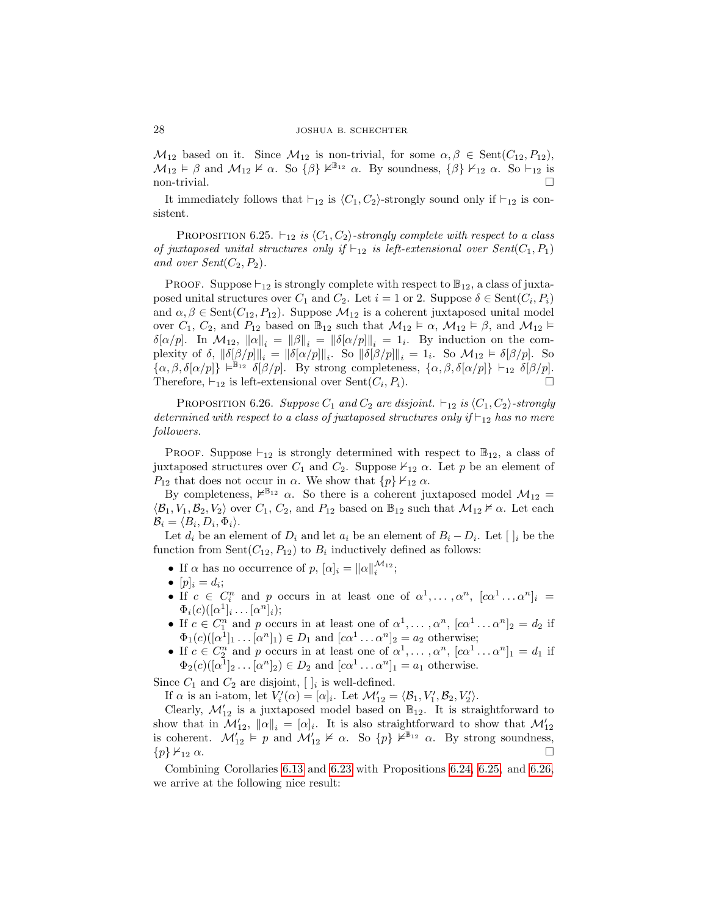$\mathcal{M}_{12}$ based on it. Since $\mathcal{M}_{12}$ is non-trivial, for some $\alpha, \beta \in \text{Sent}(C_{12}, P_{12})$, $\mathcal{M}_{12} \vDash \beta$ and $\mathcal{M}_{12} \nvDash \alpha$. So $\{\beta\} \nvDash^{\mathbb{B}_{12}} \alpha$. By soundness, $\{\beta\} \nvdash_{12} \alpha$. So $\vdash_{12}$ is non-trivial. □

It immediately follows that $\vdash_{12}$ is $\langle C_1, C_2\rangle$-strongly sound only if $\vdash_{12}$ is consistent.

Proposition 6.25. *$\vdash_{12}$ is $\langle C_1, C_2\rangle$-strongly complete with respect to a class of juxtaposed unital structures only if $\vdash_{12}$ is left-extensional over Sent$(C_1, P_1)$ and over Sent$(C_2, P_2)$.*

Proof. Suppose $\vdash_{12}$ is strongly complete with respect to $\mathbb{B}_{12}$, a class of juxtaposed unital structures over $C_1$ and $C_2$. Let $i = 1$ or $2$. Suppose $\delta \in \text{Sent}(C_i, P_i)$ and $\alpha, \beta \in \text{Sent}(C_{12}, P_{12})$. Suppose $\mathcal{M}_{12}$ is a coherent juxtaposed unital model over $C_1$, $C_2$, and $P_{12}$ based on $\mathbb{B}_{12}$ such that $\mathcal{M}_{12} \vDash \alpha$, $\mathcal{M}_{12} \vDash \beta$, and $\mathcal{M}_{12} \vDash \delta[\alpha/p]$. In $\mathcal{M}_{12}$, $\|\alpha\|_i = \|\beta\|_i = \|\delta[\alpha/p]\|_i = 1_i$. By induction on the complexity of $\delta$, $\|\delta[\beta/p]\|_i = \|\delta[\alpha/p]\|_i$. So $\|\delta[\beta/p]\|_i = 1_i$. So $\mathcal{M}_{12} \vDash \delta[\beta/p]$. So $\{\alpha, \beta, \delta[\alpha/p]\} \vDash^{\mathbb{B}_{12}} \delta[\beta/p]$. By strong completeness, $\{\alpha, \beta, \delta[\alpha/p]\} \vdash_{12} \delta[\beta/p]$. Therefore, $\vdash_{12}$ is left-extensional over $\text{Sent}(C_i, P_i)$. □

Proposition 6.26. *Suppose $C_1$ and $C_2$ are disjoint. $\vdash_{12}$ is $\langle C_1, C_2\rangle$-strongly determined with respect to a class of juxtaposed structures only if $\vdash_{12}$ has no mere followers.*

Proof. Suppose $\vdash_{12}$ is strongly determined with respect to $\mathbb{B}_{12}$, a class of juxtaposed structures over $C_1$ and $C_2$. Suppose $\nvdash_{12} \alpha$. Let $p$ be an element of $P_{12}$ that does not occur in $\alpha$. We show that $\{p\} \nvdash_{12} \alpha$.

By completeness, $\nvDash^{\mathbb{B}_{12}} \alpha$. So there is a coherent juxtaposed model $\mathcal{M}_{12} = \langle \mathcal{B}_1, V_1, \mathcal{B}_2, V_2\rangle$ over $C_1$, $C_2$, and $P_{12}$ based on $\mathbb{B}_{12}$ such that $\mathcal{M}_{12} \nvDash \alpha$. Let each $\mathcal{B}_i = \langle B_i, D_i, \Phi_i\rangle$.

Let $d_i$ be an element of $D_i$ and let $a_i$ be an element of $B_i - D_i$. Let $[\,]_i$ be the function from $\text{Sent}(C_{12}, P_{12})$ to $B_i$ inductively defined as follows:

- If $\alpha$ has no occurrence of $p$, $[\alpha]_i = \|\alpha\|_i^{\mathcal{M}_{12}}$;
- $[p]_i = d_i$;
- If $c \in C_i^n$ and $p$ occurs in at least one of $\alpha^1, \ldots, \alpha^n$, $[c\alpha^1 \ldots \alpha^n]_i = \Phi_i(c)([\alpha^1]_i \ldots [\alpha^n]_i)$;
- If $c \in C_1^n$ and $p$ occurs in at least one of $\alpha^1, \ldots, \alpha^n$, $[c\alpha^1 \ldots \alpha^n]_2 = d_2$ if $\Phi_1(c)([\alpha^1]_1 \ldots [\alpha^n]_1) \in D_1$ and $[c\alpha^1 \ldots \alpha^n]_2 = a_2$ otherwise;
- If $c \in C_2^n$ and $p$ occurs in at least one of $\alpha^1, \ldots, \alpha^n$, $[c\alpha^1 \ldots \alpha^n]_1 = d_1$ if $\Phi_2(c)([\alpha^1]_2 \ldots [\alpha^n]_2) \in D_2$ and $[c\alpha^1 \ldots \alpha^n]_1 = a_1$ otherwise.

Since $C_1$ and $C_2$ are disjoint, $[\,]_i$ is well-defined.

If $\alpha$ is an i-atom, let $V_i'(\alpha) = [\alpha]_i$. Let $\mathcal{M}_{12}' = \langle \mathcal{B}_1, V_1', \mathcal{B}_2, V_2'\rangle$.

Clearly, $\mathcal{M}_{12}'$ is a juxtaposed model based on $\mathbb{B}_{12}$. It is straightforward to show that in $\mathcal{M}_{12}'$, $\|\alpha\|_i = [\alpha]_i$. It is also straightforward to show that $\mathcal{M}_{12}'$ is coherent. $\mathcal{M}_{12}' \vDash p$ and $\mathcal{M}_{12}' \nvDash \alpha$. So $\{p\} \nvDash^{\mathbb{B}_{12}} \alpha$. By strong soundness, $\{p\} \nvdash_{12} \alpha$. □

Combining Corollaries 6.13 and 6.23 with Propositions 6.24, 6.25, and 6.26, we arrive at the following nice result: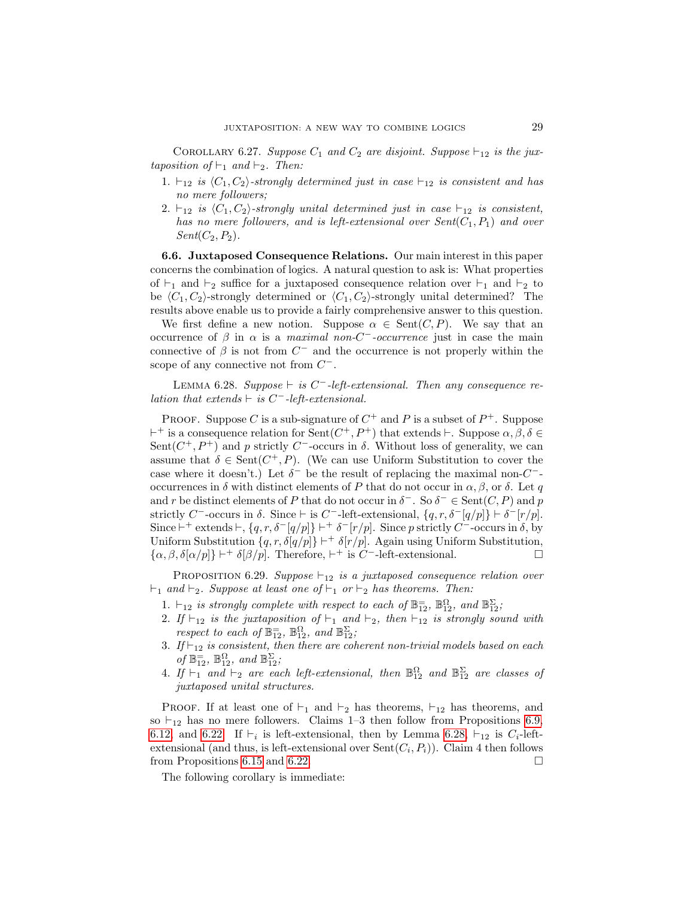Corollary 6.27. *Suppose $C_1$ and $C_2$ are disjoint. Suppose $\vdash_{12}$ is the juxtaposition of $\vdash_1$ and $\vdash_2$. Then:*

1. *$\vdash_{12}$ is $\langle C_1, C_2\rangle$-strongly determined just in case $\vdash_{12}$ is consistent and has no mere followers;*
2. *$\vdash_{12}$ is $\langle C_1, C_2\rangle$-strongly unital determined just in case $\vdash_{12}$ is consistent, has no mere followers, and is left-extensional over Sent$(C_1, P_1)$ and over Sent$(C_2, P_2)$.*

**6.6. Juxtaposed Consequence Relations.** Our main interest in this paper concerns the combination of logics. A natural question to ask is: What properties of $\vdash_1$ and $\vdash_2$ suffice for a juxtaposed consequence relation over $\vdash_1$ and $\vdash_2$ to be $\langle C_1, C_2\rangle$-strongly determined or $\langle C_1, C_2\rangle$-strongly unital determined? The results above enable us to provide a fairly comprehensive answer to this question.

We first define a new notion. Suppose $\alpha \in \text{Sent}(C, P)$. We say that an occurrence of $\beta$ in $\alpha$ is a *maximal non-$C^-$-occurrence* just in case the main connective of $\beta$ is not from $C^-$ and the occurrence is not properly within the scope of any connective not from $C^-$.

Lemma 6.28. *Suppose $\vdash$ is $C^-$-left-extensional. Then any consequence relation that extends $\vdash$ is $C^-$-left-extensional.*

Proof. Suppose $C$ is a sub-signature of $C^+$ and $P$ is a subset of $P^+$. Suppose $\vdash^+$ is a consequence relation for $\text{Sent}(C^+, P^+)$ that extends $\vdash$. Suppose $\alpha, \beta, \delta \in \text{Sent}(C^+, P^+)$ and $p$ strictly $C^-$-occurs in $\delta$. Without loss of generality, we can assume that $\delta \in \text{Sent}(C^+, P)$. (We can use Uniform Substitution to cover the case where it doesn't.) Let $\delta^-$ be the result of replacing the maximal non-$C^-$-occurrences in $\delta$ with distinct elements of $P$ that do not occur in $\alpha, \beta$, or $\delta$. Let $q$ and $r$ be distinct elements of $P$ that do not occur in $\delta^-$. So $\delta^- \in \text{Sent}(C, P)$ and $p$ strictly $C^-$-occurs in $\delta$. Since $\vdash$ is $C^-$-left-extensional, $\{q, r, \delta^-[q/p]\} \vdash \delta^-[r/p]$. Since $\vdash^+$ extends $\vdash$, $\{q, r, \delta^-[q/p]\} \vdash^+ \delta^-[r/p]$. Since $p$ strictly $C^-$-occurs in $\delta$, by Uniform Substitution $\{q, r, \delta[q/p]\} \vdash^+ \delta[r/p]$. Again using Uniform Substitution, $\{\alpha, \beta, \delta[\alpha/p]\} \vdash^+ \delta[\beta/p]$. Therefore, $\vdash^+$ is $C^-$-left-extensional. $\square$

Proposition 6.29. *Suppose $\vdash_{12}$ is a juxtaposed consequence relation over $\vdash_1$ and $\vdash_2$. Suppose at least one of $\vdash_1$ or $\vdash_2$ has theorems. Then:*

1. *$\vdash_{12}$ is strongly complete with respect to each of $\mathbb{B}^{=}_{12}$, $\mathbb{B}^{\Omega}_{12}$, and $\mathbb{B}^{\Sigma}_{12}$;*
2. *If $\vdash_{12}$ is the juxtaposition of $\vdash_1$ and $\vdash_2$, then $\vdash_{12}$ is strongly sound with respect to each of $\mathbb{B}^{=}_{12}$, $\mathbb{B}^{\Omega}_{12}$, and $\mathbb{B}^{\Sigma}_{12}$;*
3. *If $\vdash_{12}$ is consistent, then there are coherent non-trivial models based on each of $\mathbb{B}^{=}_{12}$, $\mathbb{B}^{\Omega}_{12}$, and $\mathbb{B}^{\Sigma}_{12}$;*
4. *If $\vdash_1$ and $\vdash_2$ are each left-extensional, then $\mathbb{B}^{\Omega}_{12}$ and $\mathbb{B}^{\Sigma}_{12}$ are classes of juxtaposed unital structures.*

Proof. If at least one of $\vdash_1$ and $\vdash_2$ has theorems, $\vdash_{12}$ has theorems, and so $\vdash_{12}$ has no mere followers. Claims 1–3 then follow from Propositions 6.9, 6.12, and 6.22. If $\vdash_i$ is left-extensional, then by Lemma 6.28, $\vdash_{12}$ is $C_i$-left-extensional (and thus, is left-extensional over $\text{Sent}(C_i, P_i)$). Claim 4 then follows from Propositions 6.15 and 6.22. $\square$

The following corollary is immediate: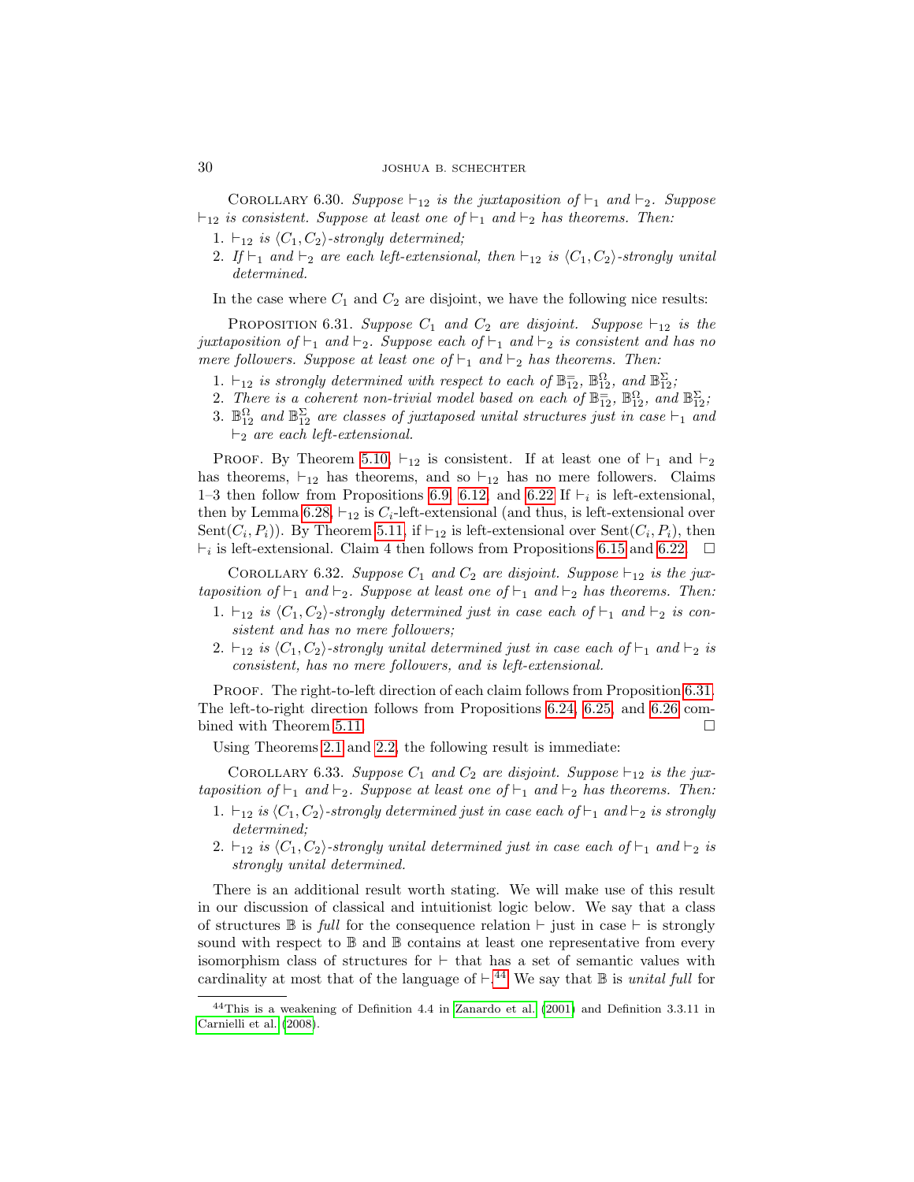COROLLARY 6.30. *Suppose $\vdash_{12}$ is the juxtaposition of $\vdash_1$ and $\vdash_2$. Suppose $\vdash_{12}$ is consistent. Suppose at least one of $\vdash_1$ and $\vdash_2$ has theorems. Then:*

1. *$\vdash_{12}$ is $\langle C_1, C_2\rangle$-strongly determined;*
2. *If $\vdash_1$ and $\vdash_2$ are each left-extensional, then $\vdash_{12}$ is $\langle C_1, C_2\rangle$-strongly unital determined.*

In the case where $C_1$ and $C_2$ are disjoint, we have the following nice results:

PROPOSITION 6.31. *Suppose $C_1$ and $C_2$ are disjoint. Suppose $\vdash_{12}$ is the juxtaposition of $\vdash_1$ and $\vdash_2$. Suppose each of $\vdash_1$ and $\vdash_2$ is consistent and has no mere followers. Suppose at least one of $\vdash_1$ and $\vdash_2$ has theorems. Then:*

1. *$\vdash_{12}$ is strongly determined with respect to each of $\mathbb{B}^{=}_{12}$, $\mathbb{B}^{\Omega}_{12}$, and $\mathbb{B}^{\Sigma}_{12}$;*
2. *There is a coherent non-trivial model based on each of $\mathbb{B}^{=}_{12}$, $\mathbb{B}^{\Omega}_{12}$, and $\mathbb{B}^{\Sigma}_{12}$;*
3. *$\mathbb{B}^{\Omega}_{12}$ and $\mathbb{B}^{\Sigma}_{12}$ are classes of juxtaposed unital structures just in case $\vdash_1$ and $\vdash_2$ are each left-extensional.*

PROOF. By Theorem 5.10, $\vdash_{12}$ is consistent. If at least one of $\vdash_1$ and $\vdash_2$ has theorems, $\vdash_{12}$ has theorems, and so $\vdash_{12}$ has no mere followers. Claims 1–3 then follow from Propositions 6.9, 6.12, and 6.22 If $\vdash_i$ is left-extensional, then by Lemma 6.28, $\vdash_{12}$ is $C_i$-left-extensional (and thus, is left-extensional over $\text{Sent}(C_i, P_i)$). By Theorem 5.11, if $\vdash_{12}$ is left-extensional over $\text{Sent}(C_i, P_i)$, then $\vdash_i$ is left-extensional. Claim 4 then follows from Propositions 6.15 and 6.22. □

COROLLARY 6.32. *Suppose $C_1$ and $C_2$ are disjoint. Suppose $\vdash_{12}$ is the juxtaposition of $\vdash_1$ and $\vdash_2$. Suppose at least one of $\vdash_1$ and $\vdash_2$ has theorems. Then:*

1. *$\vdash_{12}$ is $\langle C_1, C_2\rangle$-strongly determined just in case each of $\vdash_1$ and $\vdash_2$ is consistent and has no mere followers;*
2. *$\vdash_{12}$ is $\langle C_1, C_2\rangle$-strongly unital determined just in case each of $\vdash_1$ and $\vdash_2$ is consistent, has no mere followers, and is left-extensional.*

PROOF. The right-to-left direction of each claim follows from Proposition 6.31. The left-to-right direction follows from Propositions 6.24, 6.25, and 6.26 combined with Theorem 5.11. □

Using Theorems 2.1 and 2.2, the following result is immediate:

COROLLARY 6.33. *Suppose $C_1$ and $C_2$ are disjoint. Suppose $\vdash_{12}$ is the juxtaposition of $\vdash_1$ and $\vdash_2$. Suppose at least one of $\vdash_1$ and $\vdash_2$ has theorems. Then:*

1. *$\vdash_{12}$ is $\langle C_1, C_2\rangle$-strongly determined just in case each of $\vdash_1$ and $\vdash_2$ is strongly determined;*
2. *$\vdash_{12}$ is $\langle C_1, C_2\rangle$-strongly unital determined just in case each of $\vdash_1$ and $\vdash_2$ is strongly unital determined.*

There is an additional result worth stating. We will make use of this result in our discussion of classical and intuitionist logic below. We say that a class of structures $\mathbb{B}$ is *full* for the consequence relation $\vdash$ just in case $\vdash$ is strongly sound with respect to $\mathbb{B}$ and $\mathbb{B}$ contains at least one representative from every isomorphism class of structures for $\vdash$ that has a set of semantic values with cardinality at most that of the language of $\vdash$.[44] We say that $\mathbb{B}$ is *unital full* for

[44] This is a weakening of Definition 4.4 in Zanardo et al. (2001) and Definition 3.3.11 in Carnielli et al. (2008).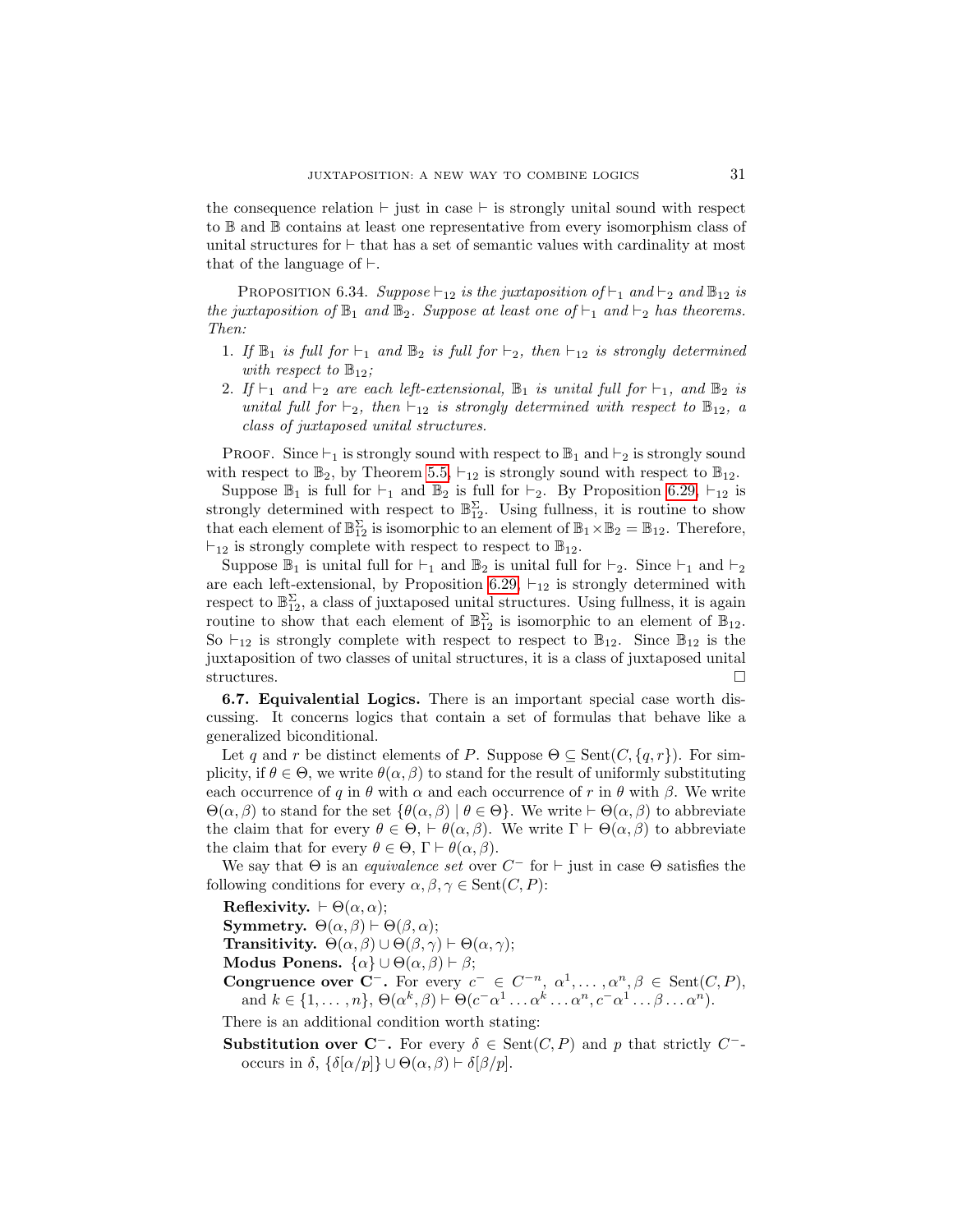the consequence relation $\vdash$ just in case $\vdash$ is strongly unital sound with respect to $\mathbb{B}$ and $\mathbb{B}$ contains at least one representative from every isomorphism class of unital structures for $\vdash$ that has a set of semantic values with cardinality at most that of the language of $\vdash$.

Proposition 6.34. *Suppose $\vdash_{12}$ is the juxtaposition of $\vdash_1$ and $\vdash_2$ and $\mathbb{B}_{12}$ is the juxtaposition of $\mathbb{B}_1$ and $\mathbb{B}_2$. Suppose at least one of $\vdash_1$ and $\vdash_2$ has theorems. Then:*

1. *If $\mathbb{B}_1$ is full for $\vdash_1$ and $\mathbb{B}_2$ is full for $\vdash_2$, then $\vdash_{12}$ is strongly determined with respect to $\mathbb{B}_{12}$;*
2. *If $\vdash_1$ and $\vdash_2$ are each left-extensional, $\mathbb{B}_1$ is unital full for $\vdash_1$, and $\mathbb{B}_2$ is unital full for $\vdash_2$, then $\vdash_{12}$ is strongly determined with respect to $\mathbb{B}_{12}$, a class of juxtaposed unital structures.*

Proof. Since $\vdash_1$ is strongly sound with respect to $\mathbb{B}_1$ and $\vdash_2$ is strongly sound with respect to $\mathbb{B}_2$, by Theorem 5.5, $\vdash_{12}$ is strongly sound with respect to $\mathbb{B}_{12}$.

Suppose $\mathbb{B}_1$ is full for $\vdash_1$ and $\mathbb{B}_2$ is full for $\vdash_2$. By Proposition 6.29, $\vdash_{12}$ is strongly determined with respect to $\mathbb{B}^{\Sigma}_{12}$. Using fullness, it is routine to show that each element of $\mathbb{B}^{\Sigma}_{12}$ is isomorphic to an element of $\mathbb{B}_1 \times \mathbb{B}_2 = \mathbb{B}_{12}$. Therefore, $\vdash_{12}$ is strongly complete with respect to respect to $\mathbb{B}_{12}$.

Suppose $\mathbb{B}_1$ is unital full for $\vdash_1$ and $\mathbb{B}_2$ is unital full for $\vdash_2$. Since $\vdash_1$ and $\vdash_2$ are each left-extensional, by Proposition 6.29, $\vdash_{12}$ is strongly determined with respect to $\mathbb{B}^{\Sigma}_{12}$, a class of juxtaposed unital structures. Using fullness, it is again routine to show that each element of $\mathbb{B}^{\Sigma}_{12}$ is isomorphic to an element of $\mathbb{B}_{12}$. So $\vdash_{12}$ is strongly complete with respect to respect to $\mathbb{B}_{12}$. Since $\mathbb{B}_{12}$ is the juxtaposition of two classes of unital structures, it is a class of juxtaposed unital structures. □

**6.7. Equivalential Logics.** There is an important special case worth discussing. It concerns logics that contain a set of formulas that behave like a generalized biconditional.

Let $q$ and $r$ be distinct elements of $P$. Suppose $\Theta \subseteq \mathrm{Sent}(C, \{q, r\})$. For simplicity, if $\theta \in \Theta$, we write $\theta(\alpha, \beta)$ to stand for the result of uniformly substituting each occurrence of $q$ in $\theta$ with $\alpha$ and each occurrence of $r$ in $\theta$ with $\beta$. We write $\Theta(\alpha, \beta)$ to stand for the set $\{\theta(\alpha, \beta) \mid \theta \in \Theta\}$. We write $\vdash \Theta(\alpha, \beta)$ to abbreviate the claim that for every $\theta \in \Theta$, $\vdash \theta(\alpha, \beta)$. We write $\Gamma \vdash \Theta(\alpha, \beta)$ to abbreviate the claim that for every $\theta \in \Theta$, $\Gamma \vdash \theta(\alpha, \beta)$.

We say that $\Theta$ is an *equivalence set* over $C^-$ for $\vdash$ just in case $\Theta$ satisfies the following conditions for every $\alpha, \beta, \gamma \in \mathrm{Sent}(C, P)$:

**Reflexivity.** $\vdash \Theta(\alpha, \alpha)$;
**Symmetry.** $\Theta(\alpha, \beta) \vdash \Theta(\beta, \alpha)$;
**Transitivity.** $\Theta(\alpha, \beta) \cup \Theta(\beta, \gamma) \vdash \Theta(\alpha, \gamma)$;
**Modus Ponens.** $\{\alpha\} \cup \Theta(\alpha, \beta) \vdash \beta$;
**Congruence over $\mathbf{C^-}$.** For every $c^- \in C^{-n}$, $\alpha^1, \ldots, \alpha^n, \beta \in \mathrm{Sent}(C, P)$, and $k \in \{1, \ldots, n\}$, $\Theta(\alpha^k, \beta) \vdash \Theta(c^-\alpha^1 \ldots \alpha^k \ldots \alpha^n, c^-\alpha^1 \ldots \beta \ldots \alpha^n)$.

There is an additional condition worth stating:

**Substitution over $\mathbf{C^-}$.** For every $\delta \in \mathrm{Sent}(C, P)$ and $p$ that strictly $C^-$-occurs in $\delta$, $\{\delta[\alpha/p]\} \cup \Theta(\alpha, \beta) \vdash \delta[\beta/p]$.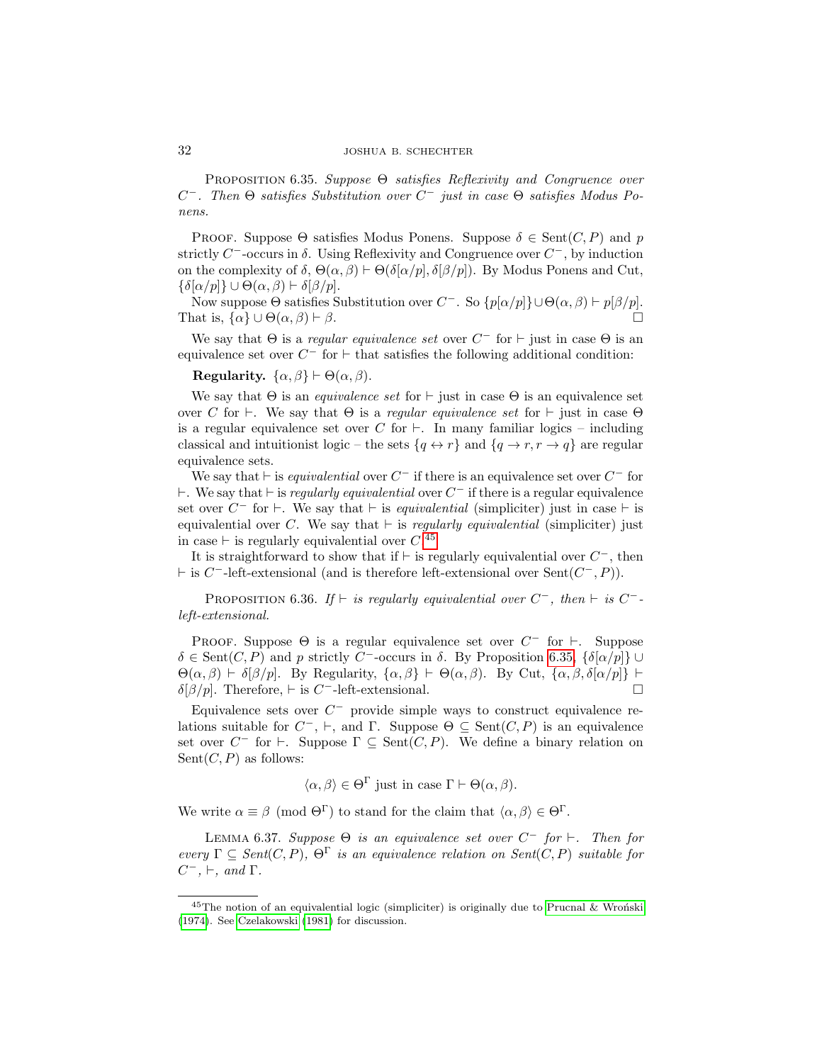**Proposition 6.35.** *Suppose $\Theta$ satisfies Reflexivity and Congruence over $C^-$. Then $\Theta$ satisfies Substitution over $C^-$ just in case $\Theta$ satisfies Modus Ponens.*

Proof. Suppose $\Theta$ satisfies Modus Ponens. Suppose $\delta \in \text{Sent}(C, P)$ and $p$ strictly $C^-$-occurs in $\delta$. Using Reflexivity and Congruence over $C^-$, by induction on the complexity of $\delta$, $\Theta(\alpha, \beta) \vdash \Theta(\delta[\alpha/p], \delta[\beta/p])$. By Modus Ponens and Cut, $\{\delta[\alpha/p]\} \cup \Theta(\alpha, \beta) \vdash \delta[\beta/p]$.

Now suppose $\Theta$ satisfies Substitution over $C^-$. So $\{p[\alpha/p]\} \cup \Theta(\alpha, \beta) \vdash p[\beta/p]$. That is, $\{\alpha\} \cup \Theta(\alpha, \beta) \vdash \beta$. □

We say that $\Theta$ is a *regular equivalence set* over $C^-$ for $\vdash$ just in case $\Theta$ is an equivalence set over $C^-$ for $\vdash$ that satisfies the following additional condition:

**Regularity.** $\{\alpha, \beta\} \vdash \Theta(\alpha, \beta)$.

We say that $\Theta$ is an *equivalence set* for $\vdash$ just in case $\Theta$ is an equivalence set over $C$ for $\vdash$. We say that $\Theta$ is a *regular equivalence set* for $\vdash$ just in case $\Theta$ is a regular equivalence set over $C$ for $\vdash$. In many familiar logics – including classical and intuitionist logic – the sets $\{q \leftrightarrow r\}$ and $\{q \to r, r \to q\}$ are regular equivalence sets.

We say that $\vdash$ is *equivalential* over $C^-$ if there is an equivalence set over $C^-$ for $\vdash$. We say that $\vdash$ is *regularly equivalential* over $C^-$ if there is a regular equivalence set over $C^-$ for $\vdash$. We say that $\vdash$ is *equivalential* (simpliciter) just in case $\vdash$ is equivalential over $C$. We say that $\vdash$ is *regularly equivalential* (simpliciter) just in case $\vdash$ is regularly equivalential over $C$.[45]

It is straightforward to show that if $\vdash$ is regularly equivalential over $C^-$, then $\vdash$ is $C^-$-left-extensional (and is therefore left-extensional over $\text{Sent}(C^-, P)$).

**Proposition 6.36.** *If $\vdash$ is regularly equivalential over $C^-$, then $\vdash$ is $C^-$-left-extensional.*

Proof. Suppose $\Theta$ is a regular equivalence set over $C^-$ for $\vdash$. Suppose $\delta \in \text{Sent}(C, P)$ and $p$ strictly $C^-$-occurs in $\delta$. By Proposition 6.35, $\{\delta[\alpha/p]\} \cup \Theta(\alpha, \beta) \vdash \delta[\beta/p]$. By Regularity, $\{\alpha, \beta\} \vdash \Theta(\alpha, \beta)$. By Cut, $\{\alpha, \beta, \delta[\alpha/p]\} \vdash \delta[\beta/p]$. Therefore, $\vdash$ is $C^-$-left-extensional. □

Equivalence sets over $C^-$ provide simple ways to construct equivalence relations suitable for $C^-$, $\vdash$, and $\Gamma$. Suppose $\Theta \subseteq \text{Sent}(C, P)$ is an equivalence set over $C^-$ for $\vdash$. Suppose $\Gamma \subseteq \text{Sent}(C, P)$. We define a binary relation on $\text{Sent}(C, P)$ as follows:

$$\langle \alpha, \beta \rangle \in \Theta^\Gamma \text{ just in case } \Gamma \vdash \Theta(\alpha, \beta).$$

We write $\alpha \equiv \beta \pmod{\Theta^\Gamma}$ to stand for the claim that $\langle \alpha, \beta \rangle \in \Theta^\Gamma$.

**Lemma 6.37.** *Suppose $\Theta$ is an equivalence set over $C^-$ for $\vdash$. Then for every $\Gamma \subseteq$ Sent$(C, P)$, $\Theta^\Gamma$ is an equivalence relation on Sent$(C, P)$ suitable for $C^-$, $\vdash$, and $\Gamma$.*

---

[45] The notion of an equivalential logic (simpliciter) is originally due to Prucnal & Wroński (1974). See Czelakowski (1981) for discussion.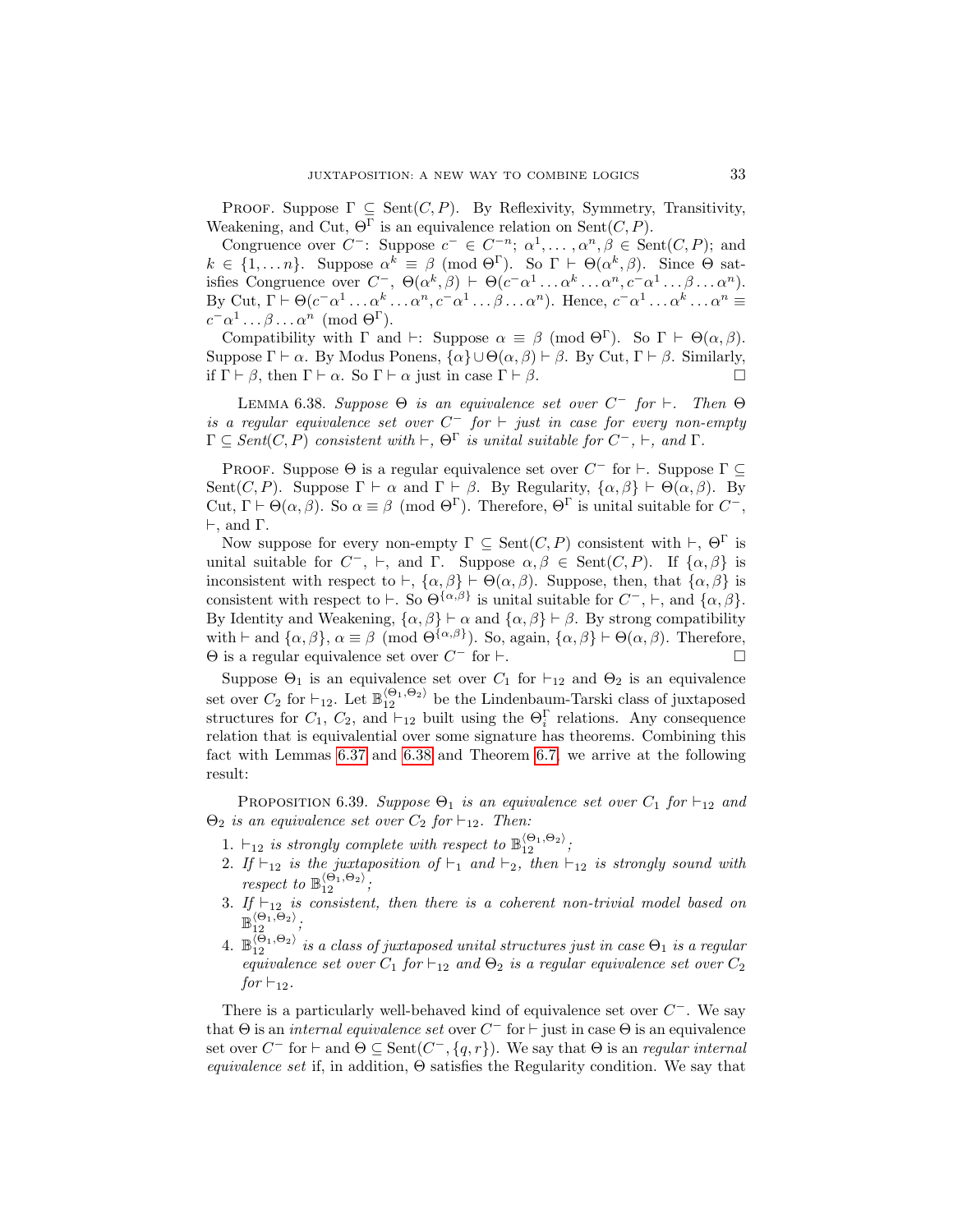PROOF. Suppose $\Gamma \subseteq \text{Sent}(C, P)$. By Reflexivity, Symmetry, Transitivity, Weakening, and Cut, $\Theta^\Gamma$ is an equivalence relation on $\text{Sent}(C, P)$.

Congruence over $C^-$: Suppose $c^- \in C^{-n}$; $\alpha^1, \ldots, \alpha^n, \beta \in \text{Sent}(C, P)$; and $k \in \{1, \ldots n\}$. Suppose $\alpha^k \equiv \beta \pmod{\Theta^\Gamma}$. So $\Gamma \vdash \Theta(\alpha^k, \beta)$. Since $\Theta$ satisfies Congruence over $C^-$, $\Theta(\alpha^k, \beta) \vdash \Theta(c^-\alpha^1 \ldots \alpha^k \ldots \alpha^n, c^-\alpha^1 \ldots \beta \ldots \alpha^n)$. By Cut, $\Gamma \vdash \Theta(c^-\alpha^1 \ldots \alpha^k \ldots \alpha^n, c^-\alpha^1 \ldots \beta \ldots \alpha^n)$. Hence, $c^-\alpha^1 \ldots \alpha^k \ldots \alpha^n \equiv c^-\alpha^1 \ldots \beta \ldots \alpha^n \pmod{\Theta^\Gamma}$.

Compatibility with $\Gamma$ and $\vdash$: Suppose $\alpha \equiv \beta \pmod{\Theta^\Gamma}$. So $\Gamma \vdash \Theta(\alpha, \beta)$. Suppose $\Gamma \vdash \alpha$. By Modus Ponens, $\{\alpha\} \cup \Theta(\alpha, \beta) \vdash \beta$. By Cut, $\Gamma \vdash \beta$. Similarly, if $\Gamma \vdash \beta$, then $\Gamma \vdash \alpha$. So $\Gamma \vdash \alpha$ just in case $\Gamma \vdash \beta$. □

LEMMA 6.38. *Suppose $\Theta$ is an equivalence set over $C^-$ for $\vdash$. Then $\Theta$ is a regular equivalence set over $C^-$ for $\vdash$ just in case for every non-empty $\Gamma \subseteq \text{Sent}(C, P)$ consistent with $\vdash$, $\Theta^\Gamma$ is unital suitable for $C^-$, $\vdash$, and $\Gamma$.*

PROOF. Suppose $\Theta$ is a regular equivalence set over $C^-$ for $\vdash$. Suppose $\Gamma \subseteq \text{Sent}(C, P)$. Suppose $\Gamma \vdash \alpha$ and $\Gamma \vdash \beta$. By Regularity, $\{\alpha, \beta\} \vdash \Theta(\alpha, \beta)$. By Cut, $\Gamma \vdash \Theta(\alpha, \beta)$. So $\alpha \equiv \beta \pmod{\Theta^\Gamma}$. Therefore, $\Theta^\Gamma$ is unital suitable for $C^-$, $\vdash$, and $\Gamma$.

Now suppose for every non-empty $\Gamma \subseteq \text{Sent}(C, P)$ consistent with $\vdash$, $\Theta^\Gamma$ is unital suitable for $C^-$, $\vdash$, and $\Gamma$. Suppose $\alpha, \beta \in \text{Sent}(C, P)$. If $\{\alpha, \beta\}$ is inconsistent with respect to $\vdash$, $\{\alpha, \beta\} \vdash \Theta(\alpha, \beta)$. Suppose, then, that $\{\alpha, \beta\}$ is consistent with respect to $\vdash$. So $\Theta^{\{\alpha,\beta\}}$ is unital suitable for $C^-$, $\vdash$, and $\{\alpha, \beta\}$. By Identity and Weakening, $\{\alpha, \beta\} \vdash \alpha$ and $\{\alpha, \beta\} \vdash \beta$. By strong compatibility with $\vdash$ and $\{\alpha, \beta\}$, $\alpha \equiv \beta \pmod{\Theta^{\{\alpha,\beta\}}}$. So, again, $\{\alpha, \beta\} \vdash \Theta(\alpha, \beta)$. Therefore, $\Theta$ is a regular equivalence set over $C^-$ for $\vdash$. □

Suppose $\Theta_1$ is an equivalence set over $C_1$ for $\vdash_{12}$ and $\Theta_2$ is an equivalence set over $C_2$ for $\vdash_{12}$. Let $\mathbb{B}_{12}^{\langle\Theta_1,\Theta_2\rangle}$ be the Lindenbaum-Tarski class of juxtaposed structures for $C_1$, $C_2$, and $\vdash_{12}$ built using the $\Theta_i^\Gamma$ relations. Any consequence relation that is equivalential over some signature has theorems. Combining this fact with Lemmas 6.37 and 6.38 and Theorem 6.7, we arrive at the following result:

PROPOSITION 6.39. *Suppose $\Theta_1$ is an equivalence set over $C_1$ for $\vdash_{12}$ and $\Theta_2$ is an equivalence set over $C_2$ for $\vdash_{12}$. Then:*

1. *$\vdash_{12}$ is strongly complete with respect to $\mathbb{B}_{12}^{\langle\Theta_1,\Theta_2\rangle}$;*
2. *If $\vdash_{12}$ is the juxtaposition of $\vdash_1$ and $\vdash_2$, then $\vdash_{12}$ is strongly sound with respect to $\mathbb{B}_{12}^{\langle\Theta_1,\Theta_2\rangle}$;*
3. *If $\vdash_{12}$ is consistent, then there is a coherent non-trivial model based on $\mathbb{B}_{12}^{\langle\Theta_1,\Theta_2\rangle}$;*
4. *$\mathbb{B}_{12}^{\langle\Theta_1,\Theta_2\rangle}$ is a class of juxtaposed unital structures just in case $\Theta_1$ is a regular equivalence set over $C_1$ for $\vdash_{12}$ and $\Theta_2$ is a regular equivalence set over $C_2$ for $\vdash_{12}$.*

There is a particularly well-behaved kind of equivalence set over $C^-$. We say that $\Theta$ is an *internal equivalence set* over $C^-$ for $\vdash$ just in case $\Theta$ is an equivalence set over $C^-$ for $\vdash$ and $\Theta \subseteq \text{Sent}(C^-, \{q, r\})$. We say that $\Theta$ is an *regular internal equivalence set* if, in addition, $\Theta$ satisfies the Regularity condition. We say that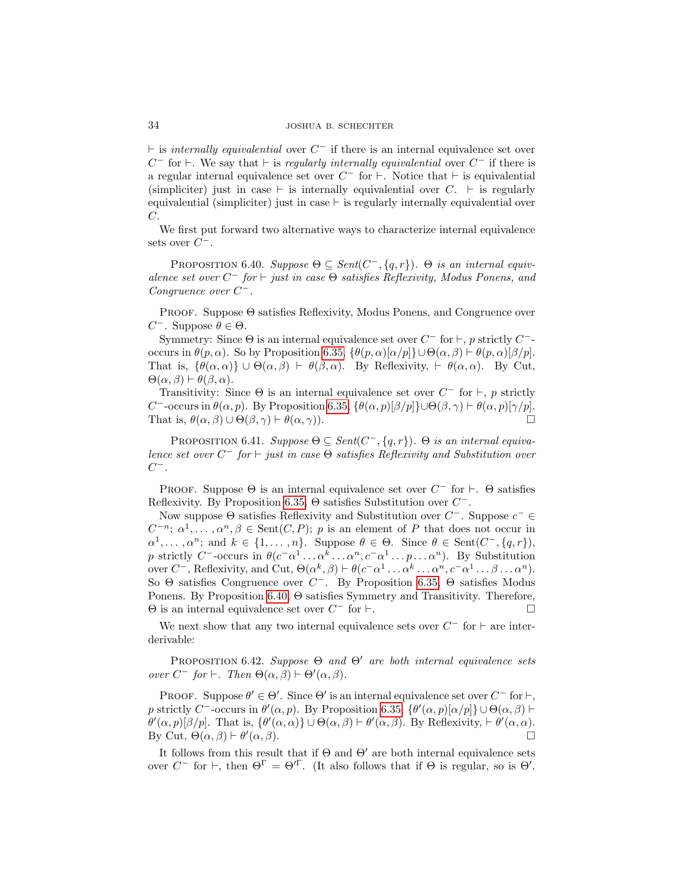$\vdash$ is *internally equivalential* over $C^-$ if there is an internal equivalence set over $C^-$ for $\vdash$. We say that $\vdash$ is *regularly internally equivalential* over $C^-$ if there is a regular internal equivalence set over $C^-$ for $\vdash$. Notice that $\vdash$ is equivalential (simpliciter) just in case $\vdash$ is internally equivalential over $C$. $\vdash$ is regularly equivalential (simpliciter) just in case $\vdash$ is regularly internally equivalential over $C$.

We first put forward two alternative ways to characterize internal equivalence sets over $C^-$.

Proposition 6.40. *Suppose $\Theta \subseteq Sent(C^-, \{q, r\})$. $\Theta$ is an internal equivalence set over $C^-$ for $\vdash$ just in case $\Theta$ satisfies Reflexivity, Modus Ponens, and Congruence over $C^-$.*

Proof. Suppose $\Theta$ satisfies Reflexivity, Modus Ponens, and Congruence over $C^-$. Suppose $\theta \in \Theta$.

Symmetry: Since $\Theta$ is an internal equivalence set over $C^-$ for $\vdash$, $p$ strictly $C^-$-occurs in $\theta(p, \alpha)$. So by Proposition 6.35, $\{\theta(p, \alpha)[\alpha/p]\} \cup \Theta(\alpha, \beta) \vdash \theta(p, \alpha)[\beta/p]$. That is, $\{\theta(\alpha, \alpha)\} \cup \Theta(\alpha, \beta) \vdash \theta(\beta, \alpha)$. By Reflexivity, $\vdash \theta(\alpha, \alpha)$. By Cut, $\Theta(\alpha, \beta) \vdash \theta(\beta, \alpha)$.

Transitivity: Since $\Theta$ is an internal equivalence set over $C^-$ for $\vdash$, $p$ strictly $C^-$-occurs in $\theta(\alpha, p)$. By Proposition 6.35, $\{\theta(\alpha, p)[\beta/p]\} \cup \Theta(\beta, \gamma) \vdash \theta(\alpha, p)[\gamma/p]$. That is, $\theta(\alpha, \beta) \cup \Theta(\beta, \gamma) \vdash \theta(\alpha, \gamma)$). $\square$

Proposition 6.41. *Suppose $\Theta \subseteq Sent(C^-, \{q, r\})$. $\Theta$ is an internal equivalence set over $C^-$ for $\vdash$ just in case $\Theta$ satisfies Reflexivity and Substitution over $C^-$.*

Proof. Suppose $\Theta$ is an internal equivalence set over $C^-$ for $\vdash$. $\Theta$ satisfies Reflexivity. By Proposition 6.35, $\Theta$ satisfies Substitution over $C^-$.

Now suppose $\Theta$ satisfies Reflexivity and Substitution over $C^-$. Suppose $c^- \in C^{-n}$; $\alpha^1, \ldots, \alpha^n, \beta \in \text{Sent}(C, P)$; $p$ is an element of $P$ that does not occur in $\alpha^1, \ldots, \alpha^n$; and $k \in \{1, \ldots, n\}$. Suppose $\theta \in \Theta$. Since $\theta \in \text{Sent}(C^-, \{q, r\})$, $p$ strictly $C^-$-occurs in $\theta(c^-\alpha^1 \ldots \alpha^k \ldots \alpha^n, c^-\alpha^1 \ldots p \ldots \alpha^n)$. By Substitution over $C^-$, Reflexivity, and Cut, $\Theta(\alpha^k, \beta) \vdash \theta(c^-\alpha^1 \ldots \alpha^k \ldots \alpha^n, c^-\alpha^1 \ldots \beta \ldots \alpha^n)$. So $\Theta$ satisfies Congruence over $C^-$. By Proposition 6.35, $\Theta$ satisfies Modus Ponens. By Proposition 6.40, $\Theta$ satisfies Symmetry and Transitivity. Therefore, $\Theta$ is an internal equivalence set over $C^-$ for $\vdash$. $\square$

We next show that any two internal equivalence sets over $C^-$ for $\vdash$ are interderivable:

Proposition 6.42. *Suppose $\Theta$ and $\Theta'$ are both internal equivalence sets over $C^-$ for $\vdash$. Then $\Theta(\alpha, \beta) \vdash \Theta'(\alpha, \beta)$.*

Proof. Suppose $\theta' \in \Theta'$. Since $\Theta'$ is an internal equivalence set over $C^-$ for $\vdash$, $p$ strictly $C^-$-occurs in $\theta'(\alpha, p)$. By Proposition 6.35, $\{\theta'(\alpha, p)[\alpha/p]\} \cup \Theta(\alpha, \beta) \vdash \theta'(\alpha, p)[\beta/p]$. That is, $\{\theta'(\alpha, \alpha)\} \cup \Theta(\alpha, \beta) \vdash \theta'(\alpha, \beta)$. By Reflexivity, $\vdash \theta'(\alpha, \alpha)$. By Cut, $\Theta(\alpha, \beta) \vdash \theta'(\alpha, \beta)$. $\square$

It follows from this result that if $\Theta$ and $\Theta'$ are both internal equivalence sets over $C^-$ for $\vdash$, then $\Theta^\Gamma = \Theta'^\Gamma$. (It also follows that if $\Theta$ is regular, so is $\Theta'$.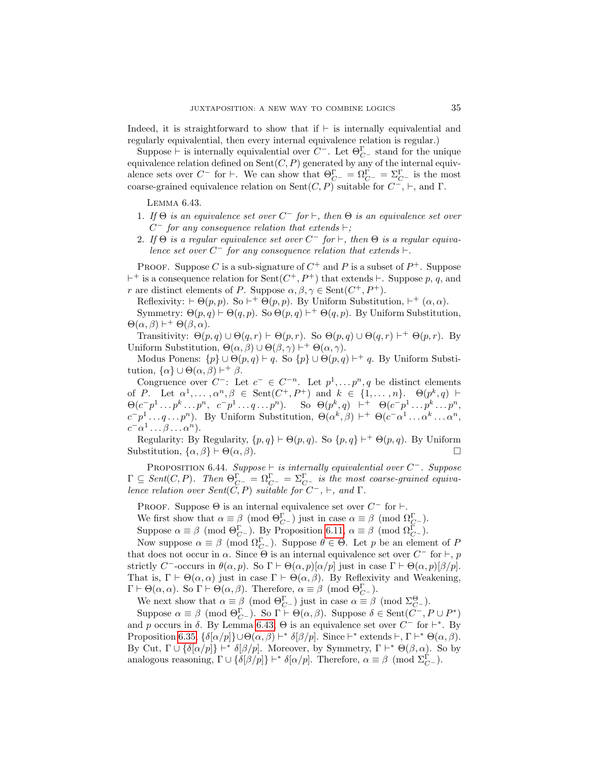Indeed, it is straightforward to show that if $\vdash$ is internally equivalential and regularly equivalential, then every internal equivalence relation is regular.)

Suppose $\vdash$ is internally equivalential over $C^-$. Let $\Theta^{\Gamma}_{C^-}$ stand for the unique equivalence relation defined on $\mathrm{Sent}(C, P)$ generated by any of the internal equivalence sets over $C^-$ for $\vdash$. We can show that $\Theta^{\Gamma}_{C^-} = \Omega^{\Gamma}_{C^-} = \Sigma^{\Gamma}_{C^-}$ is the most coarse-grained equivalence relation on $\mathrm{Sent}(C, P)$ suitable for $C^-$, $\vdash$, and $\Gamma$.

Lemma 6.43.

1. *If $\Theta$ is an equivalence set over $C^-$ for $\vdash$, then $\Theta$ is an equivalence set over $C^-$ for any consequence relation that extends $\vdash$;*
2. *If $\Theta$ is a regular equivalence set over $C^-$ for $\vdash$, then $\Theta$ is a regular equivalence set over $C^-$ for any consequence relation that extends $\vdash$.*

Proof. Suppose $C$ is a sub-signature of $C^+$ and $P$ is a subset of $P^+$. Suppose $\vdash^+$ is a consequence relation for $\mathrm{Sent}(C^+, P^+)$ that extends $\vdash$. Suppose $p$, $q$, and $r$ are distinct elements of $P$. Suppose $\alpha, \beta, \gamma \in \mathrm{Sent}(C^+, P^+)$.

Reflexivity: $\vdash \Theta(p, p)$. So $\vdash^+ \Theta(p, p)$. By Uniform Substitution, $\vdash^+ (\alpha, \alpha)$.

Symmetry: $\Theta(p, q) \vdash \Theta(q, p)$. So $\Theta(p, q) \vdash^+ \Theta(q, p)$. By Uniform Substitution, $\Theta(\alpha, \beta) \vdash^+ \Theta(\beta, \alpha)$.

Transitivity: $\Theta(p, q) \cup \Theta(q, r) \vdash \Theta(p, r)$. So $\Theta(p, q) \cup \Theta(q, r) \vdash^+ \Theta(p, r)$. By Uniform Substitution, $\Theta(\alpha, \beta) \cup \Theta(\beta, \gamma) \vdash^+ \Theta(\alpha, \gamma)$.

Modus Ponens: $\{p\} \cup \Theta(p, q) \vdash q$. So $\{p\} \cup \Theta(p, q) \vdash^+ q$. By Uniform Substitution, $\{\alpha\} \cup \Theta(\alpha, \beta) \vdash^+ \beta$.

Congruence over $C^-$: Let $c^- \in C^{-n}$. Let $p^1, \ldots p^n, q$ be distinct elements of $P$. Let $\alpha^1, \ldots, \alpha^n, \beta \in \mathrm{Sent}(C^+, P^+)$ and $k \in \{1, \ldots, n\}$. $\Theta(p^k, q) \vdash \Theta(c^- p^1 \ldots p^k \ldots p^n,\ c^- p^1 \ldots q \ldots p^n)$. So $\Theta(p^k, q) \vdash^+ \Theta(c^- p^1 \ldots p^k \ldots p^n,$ $c^- p^1 \ldots q \ldots p^n)$. By Uniform Substitution, $\Theta(\alpha^k, \beta) \vdash^+ \Theta(c^- \alpha^1 \ldots \alpha^k \ldots \alpha^n,$ $c^- \alpha^1 \ldots \beta \ldots \alpha^n)$.

Regularity: By Regularity, $\{p, q\} \vdash \Theta(p, q)$. So $\{p, q\} \vdash^+ \Theta(p, q)$. By Uniform Substitution, $\{\alpha, \beta\} \vdash \Theta(\alpha, \beta)$. □

Proposition 6.44. *Suppose $\vdash$ is internally equivalential over $C^-$. Suppose $\Gamma \subseteq \mathit{Sent}(C, P)$. Then $\Theta^{\Gamma}_{C^-} = \Omega^{\Gamma}_{C^-} = \Sigma^{\Gamma}_{C^-}$ is the most coarse-grained equivalence relation over $\mathit{Sent}(C, P)$ suitable for $C^-$, $\vdash$, and $\Gamma$.*

Proof. Suppose $\Theta$ is an internal equivalence set over $C^-$ for $\vdash$.

We first show that $\alpha \equiv \beta \pmod{\Theta^{\Gamma}_{C^-}}$ just in case $\alpha \equiv \beta \pmod{\Omega^{\Gamma}_{C^-}}$.

Suppose $\alpha \equiv \beta \pmod{\Theta^{\Gamma}_{C^-}}$. By Proposition 6.11, $\alpha \equiv \beta \pmod{\Omega^{\Gamma}_{C^-}}$.

Now suppose $\alpha \equiv \beta \pmod{\Omega^{\Gamma}_{C^-}}$. Suppose $\theta \in \Theta$. Let $p$ be an element of $P$ that does not occur in $\alpha$. Since $\Theta$ is an internal equivalence set over $C^-$ for $\vdash$, $p$ strictly $C^-$-occurs in $\theta(\alpha, p)$. So $\Gamma \vdash \Theta(\alpha, p)[\alpha/p]$ just in case $\Gamma \vdash \Theta(\alpha, p)[\beta/p]$. That is, $\Gamma \vdash \Theta(\alpha, \alpha)$ just in case $\Gamma \vdash \Theta(\alpha, \beta)$. By Reflexivity and Weakening, $\Gamma \vdash \Theta(\alpha, \alpha)$. So $\Gamma \vdash \Theta(\alpha, \beta)$. Therefore, $\alpha \equiv \beta \pmod{\Theta^{\Gamma}_{C^-}}$.

We next show that $\alpha \equiv \beta \pmod{\Theta^{\Gamma}_{C^-}}$ just in case $\alpha \equiv \beta \pmod{\Sigma^{\Theta}_{C^-}}$.

Suppose $\alpha \equiv \beta \pmod{\Theta^{\Gamma}_{C^-}}$. So $\Gamma \vdash \Theta(\alpha, \beta)$. Suppose $\delta \in \mathrm{Sent}(C^-, P \cup P^*)$ and $p$ occurs in $\delta$. By Lemma 6.43, $\Theta$ is an equivalence set over $C^-$ for $\vdash^*$. By Proposition 6.35, $\{\delta[\alpha/p]\} \cup \Theta(\alpha, \beta) \vdash^* \delta[\beta/p]$. Since $\vdash^*$ extends $\vdash$, $\Gamma \vdash^* \Theta(\alpha, \beta)$. By Cut, $\Gamma \cup \{\delta[\alpha/p]\} \vdash^* \delta[\beta/p]$. Moreover, by Symmetry, $\Gamma \vdash^* \Theta(\beta, \alpha)$. So by analogous reasoning, $\Gamma \cup \{\delta[\beta/p]\} \vdash^* \delta[\alpha/p]$. Therefore, $\alpha \equiv \beta \pmod{\Sigma^{\Gamma}_{C^-}}$.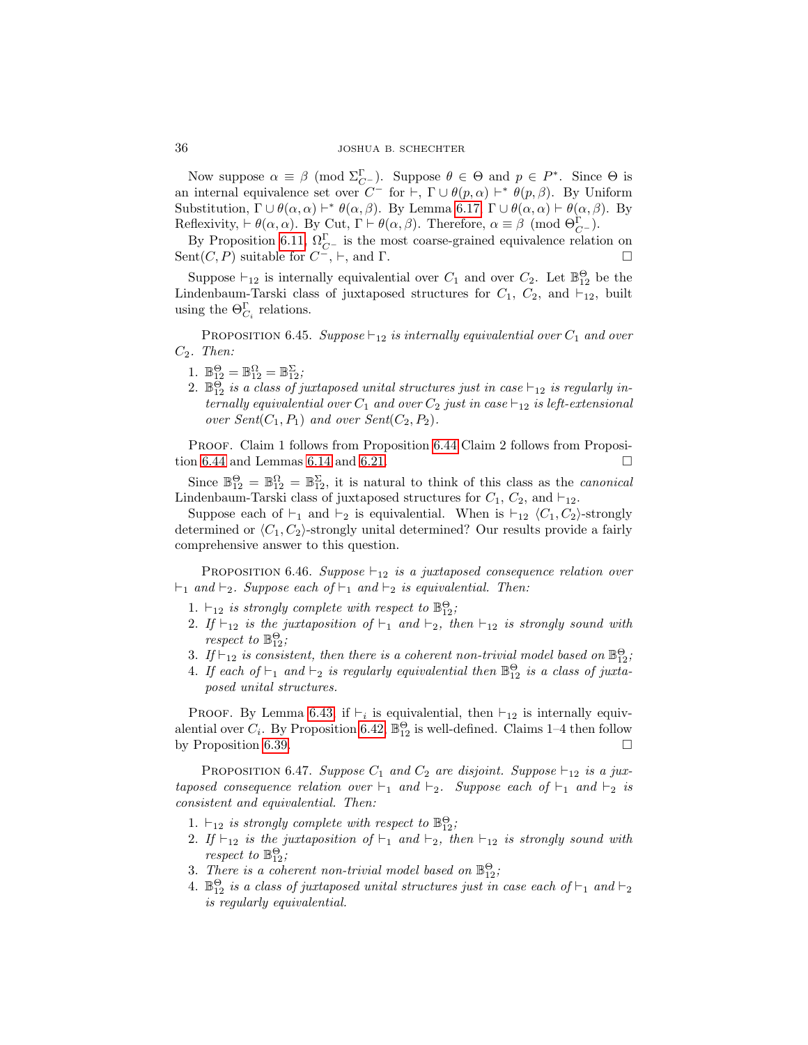Now suppose $\alpha \equiv \beta \pmod{\Sigma^{\Gamma}_{C^-}}$. Suppose $\theta \in \Theta$ and $p \in P^*$. Since $\Theta$ is an internal equivalence set over $C^-$ for $\vdash$, $\Gamma \cup \theta(p, \alpha) \vdash^* \theta(p, \beta)$. By Uniform Substitution, $\Gamma \cup \theta(\alpha, \alpha) \vdash^* \theta(\alpha, \beta)$. By Lemma 6.17, $\Gamma \cup \theta(\alpha, \alpha) \vdash \theta(\alpha, \beta)$. By Reflexivity, $\vdash \theta(\alpha, \alpha)$. By Cut, $\Gamma \vdash \theta(\alpha, \beta)$. Therefore, $\alpha \equiv \beta \pmod{\Theta^{\Gamma}_{C^-}}$.

By Proposition 6.11, $\Omega^{\Gamma}_{C^-}$ is the most coarse-grained equivalence relation on $\mathrm{Sent}(C, P)$ suitable for $C^-$, $\vdash$, and $\Gamma$. □

Suppose $\vdash_{12}$ is internally equivalential over $C_1$ and over $C_2$. Let $\mathbb{B}^{\Theta}_{12}$ be the Lindenbaum-Tarski class of juxtaposed structures for $C_1$, $C_2$, and $\vdash_{12}$, built using the $\Theta^{\Gamma}_{C_i}$ relations.

Proposition 6.45. *Suppose $\vdash_{12}$ is internally equivalential over $C_1$ and over $C_2$. Then:*

1. $\mathbb{B}^{\Theta}_{12} = \mathbb{B}^{\Omega}_{12} = \mathbb{B}^{\Sigma}_{12}$*;*
2. $\mathbb{B}^{\Theta}_{12}$ *is a class of juxtaposed unital structures just in case $\vdash_{12}$ is regularly internally equivalential over $C_1$ and over $C_2$ just in case $\vdash_{12}$ is left-extensional over $Sent(C_1, P_1)$ and over $Sent(C_2, P_2)$.*

Proof. Claim 1 follows from Proposition 6.44 Claim 2 follows from Proposition 6.44 and Lemmas 6.14 and 6.21. □

Since $\mathbb{B}^{\Theta}_{12} = \mathbb{B}^{\Omega}_{12} = \mathbb{B}^{\Sigma}_{12}$, it is natural to think of this class as the *canonical* Lindenbaum-Tarski class of juxtaposed structures for $C_1$, $C_2$, and $\vdash_{12}$.

Suppose each of $\vdash_1$ and $\vdash_2$ is equivalential. When is $\vdash_{12}$ $\langle C_1, C_2\rangle$-strongly determined or $\langle C_1, C_2\rangle$-strongly unital determined? Our results provide a fairly comprehensive answer to this question.

Proposition 6.46. *Suppose $\vdash_{12}$ is a juxtaposed consequence relation over $\vdash_1$ and $\vdash_2$. Suppose each of $\vdash_1$ and $\vdash_2$ is equivalential. Then:*

1. *$\vdash_{12}$ is strongly complete with respect to $\mathbb{B}^{\Theta}_{12}$;*
2. *If $\vdash_{12}$ is the juxtaposition of $\vdash_1$ and $\vdash_2$, then $\vdash_{12}$ is strongly sound with respect to $\mathbb{B}^{\Theta}_{12}$;*
3. *If $\vdash_{12}$ is consistent, then there is a coherent non-trivial model based on $\mathbb{B}^{\Theta}_{12}$;*
4. *If each of $\vdash_1$ and $\vdash_2$ is regularly equivalential then $\mathbb{B}^{\Theta}_{12}$ is a class of juxtaposed unital structures.*

Proof. By Lemma 6.43, if $\vdash_i$ is equivalential, then $\vdash_{12}$ is internally equivalential over $C_i$. By Proposition 6.42, $\mathbb{B}^{\Theta}_{12}$ is well-defined. Claims 1–4 then follow by Proposition 6.39. □

Proposition 6.47. *Suppose $C_1$ and $C_2$ are disjoint. Suppose $\vdash_{12}$ is a juxtaposed consequence relation over $\vdash_1$ and $\vdash_2$. Suppose each of $\vdash_1$ and $\vdash_2$ is consistent and equivalential. Then:*

1. *$\vdash_{12}$ is strongly complete with respect to $\mathbb{B}^{\Theta}_{12}$;*
2. *If $\vdash_{12}$ is the juxtaposition of $\vdash_1$ and $\vdash_2$, then $\vdash_{12}$ is strongly sound with respect to $\mathbb{B}^{\Theta}_{12}$;*
3. *There is a coherent non-trivial model based on $\mathbb{B}^{\Theta}_{12}$;*
4. *$\mathbb{B}^{\Theta}_{12}$ is a class of juxtaposed unital structures just in case each of $\vdash_1$ and $\vdash_2$ is regularly equivalential.*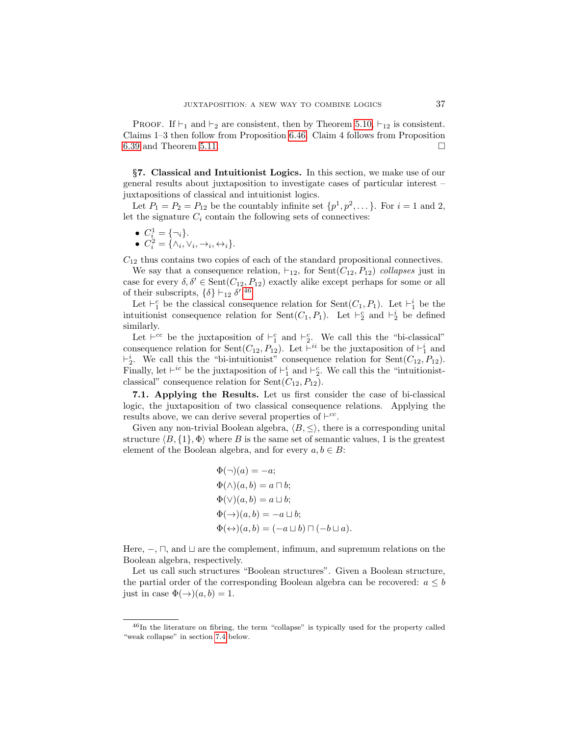Proof. If $\vdash_1$ and $\vdash_2$ are consistent, then by Theorem 5.10, $\vdash_{12}$ is consistent. Claims 1–3 then follow from Proposition 6.46. Claim 4 follows from Proposition 6.39 and Theorem 5.11. □

## §7. Classical and Intuitionist Logics.

In this section, we make use of our general results about juxtaposition to investigate cases of particular interest – juxtapositions of classical and intuitionist logics.

Let $P_1 = P_2 = P_{12}$ be the countably infinite set $\{p^1, p^2, \dots\}$. For $i = 1$ and 2, let the signature $C_i$ contain the following sets of connectives:

- $C_i^1 = \{\neg_i\}$.
- $C_i^2 = \{\wedge_i, \vee_i, \rightarrow_i, \leftrightarrow_i\}$.

$C_{12}$ thus contains two copies of each of the standard propositional connectives.

We say that a consequence relation, $\vdash_{12}$, for $\text{Sent}(C_{12}, P_{12})$ *collapses* just in case for every $\delta, \delta' \in \text{Sent}(C_{12}, P_{12})$ exactly alike except perhaps for some or all of their subscripts, $\{\delta\} \vdash_{12} \delta'$.[46]

Let $\vdash_1^c$ be the classical consequence relation for $\text{Sent}(C_1, P_1)$. Let $\vdash_1^i$ be the intuitionist consequence relation for $\text{Sent}(C_1, P_1)$. Let $\vdash_2^c$ and $\vdash_2^i$ be defined similarly.

Let $\vdash^{cc}$ be the juxtaposition of $\vdash_1^c$ and $\vdash_2^c$. We call this the "bi-classical" consequence relation for $\text{Sent}(C_{12}, P_{12})$. Let $\vdash^{ii}$ be the juxtaposition of $\vdash_1^i$ and $\vdash_2^i$. We call this the "bi-intuitionist" consequence relation for $\text{Sent}(C_{12}, P_{12})$. Finally, let $\vdash^{ic}$ be the juxtaposition of $\vdash_1^i$ and $\vdash_2^c$. We call this the "intuitionist-classical" consequence relation for $\text{Sent}(C_{12}, P_{12})$.

**7.1. Applying the Results.** Let us first consider the case of bi-classical logic, the juxtaposition of two classical consequence relations. Applying the results above, we can derive several properties of $\vdash^{cc}$.

Given any non-trivial Boolean algebra, $\langle B, \leq \rangle$, there is a corresponding unital structure $\langle B, \{1\}, \Phi \rangle$ where $B$ is the same set of semantic values, 1 is the greatest element of the Boolean algebra, and for every $a, b \in B$:

$$
\begin{aligned}
\Phi(\neg)(a) &= -a;\\
\Phi(\wedge)(a, b) &= a \sqcap b;\\
\Phi(\vee)(a, b) &= a \sqcup b;\\
\Phi(\rightarrow)(a, b) &= -a \sqcup b;\\
\Phi(\leftrightarrow)(a, b) &= (-a \sqcup b) \sqcap (-b \sqcup a).
\end{aligned}
$$

Here, $-$, $\sqcap$, and $\sqcup$ are the complement, infimum, and supremum relations on the Boolean algebra, respectively.

Let us call such structures "Boolean structures". Given a Boolean structure, the partial order of the corresponding Boolean algebra can be recovered: $a \leq b$ just in case $\Phi(\rightarrow)(a, b) = 1$.

---

[46] In the literature on fibring, the term "collapse" is typically used for the property called "weak collapse" in section 7.4 below.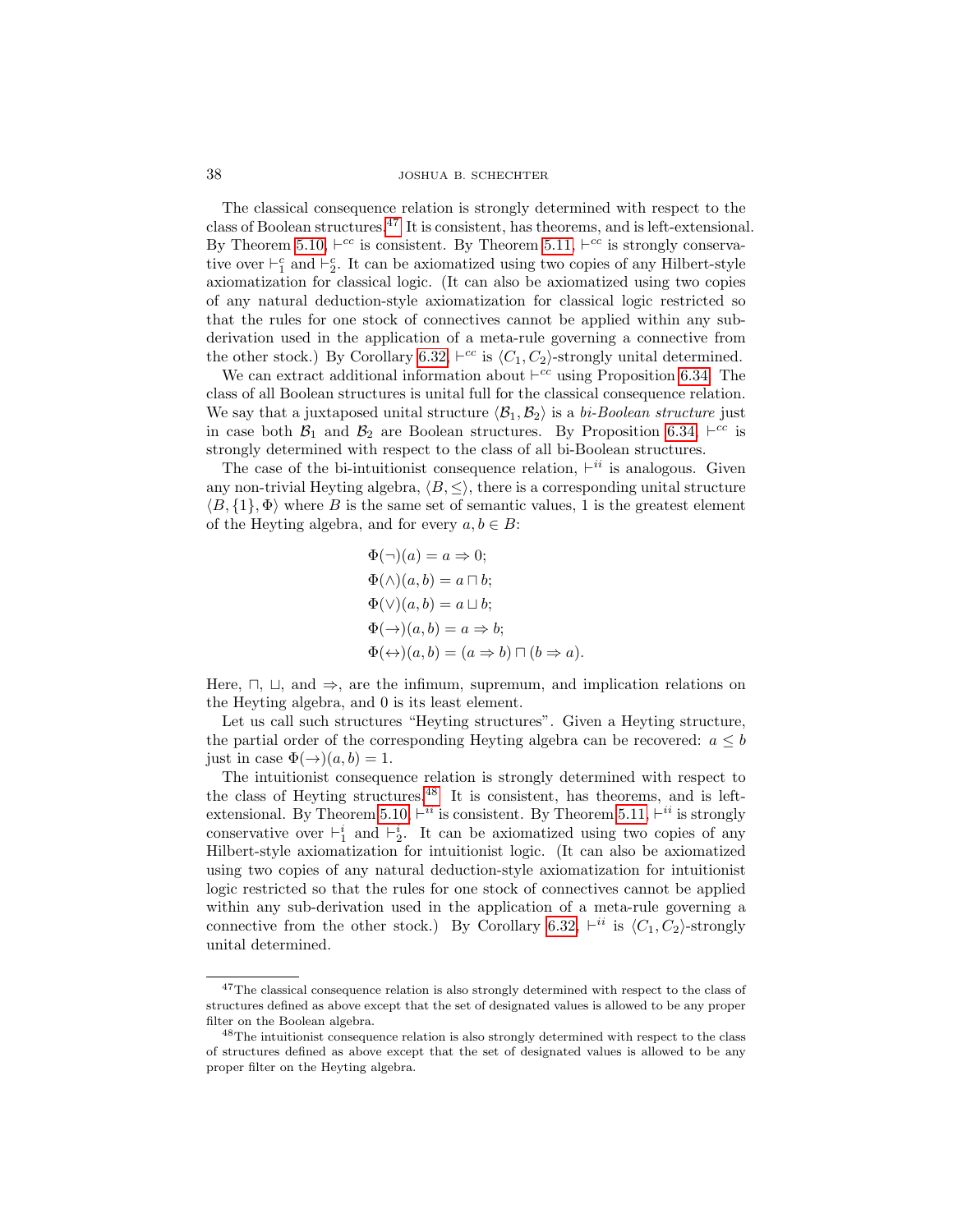The classical consequence relation is strongly determined with respect to the class of Boolean structures.[47] It is consistent, has theorems, and is left-extensional. By Theorem 5.10, $\vdash^{cc}$ is consistent. By Theorem 5.11, $\vdash^{cc}$ is strongly conservative over $\vdash^{c}_{1}$ and $\vdash^{c}_{2}$. It can be axiomatized using two copies of any Hilbert-style axiomatization for classical logic. (It can also be axiomatized using two copies of any natural deduction-style axiomatization for classical logic restricted so that the rules for one stock of connectives cannot be applied within any sub-derivation used in the application of a meta-rule governing a connective from the other stock.) By Corollary 6.32, $\vdash^{cc}$ is $\langle C_1, C_2 \rangle$-strongly unital determined.

We can extract additional information about $\vdash^{cc}$ using Proposition 6.34. The class of all Boolean structures is unital full for the classical consequence relation. We say that a juxtaposed unital structure $\langle \mathcal{B}_1, \mathcal{B}_2 \rangle$ is a *bi-Boolean structure* just in case both $\mathcal{B}_1$ and $\mathcal{B}_2$ are Boolean structures. By Proposition 6.34, $\vdash^{cc}$ is strongly determined with respect to the class of all bi-Boolean structures.

The case of the bi-intuitionist consequence relation, $\vdash^{ii}$ is analogous. Given any non-trivial Heyting algebra, $\langle B, \leq \rangle$, there is a corresponding unital structure $\langle B, \{1\}, \Phi \rangle$ where $B$ is the same set of semantic values, 1 is the greatest element of the Heyting algebra, and for every $a, b \in B$:

$$
\begin{aligned}
&\Phi(\neg)(a) = a \Rightarrow 0;\\
&\Phi(\wedge)(a, b) = a \sqcap b;\\
&\Phi(\vee)(a, b) = a \sqcup b;\\
&\Phi(\rightarrow)(a, b) = a \Rightarrow b;\\
&\Phi(\leftrightarrow)(a, b) = (a \Rightarrow b) \sqcap (b \Rightarrow a).
\end{aligned}
$$

Here, $\sqcap$, $\sqcup$, and $\Rightarrow$, are the infimum, supremum, and implication relations on the Heyting algebra, and 0 is its least element.

Let us call such structures "Heyting structures". Given a Heyting structure, the partial order of the corresponding Heyting algebra can be recovered: $a \leq b$ just in case $\Phi(\rightarrow)(a, b) = 1$.

The intuitionist consequence relation is strongly determined with respect to the class of Heyting structures.[48] It is consistent, has theorems, and is left-extensional. By Theorem 5.10, $\vdash^{ii}$ is consistent. By Theorem 5.11, $\vdash^{ii}$ is strongly conservative over $\vdash^{i}_{1}$ and $\vdash^{i}_{2}$. It can be axiomatized using two copies of any Hilbert-style axiomatization for intuitionist logic. (It can also be axiomatized using two copies of any natural deduction-style axiomatization for intuitionist logic restricted so that the rules for one stock of connectives cannot be applied within any sub-derivation used in the application of a meta-rule governing a connective from the other stock.) By Corollary 6.32, $\vdash^{ii}$ is $\langle C_1, C_2 \rangle$-strongly unital determined.

[47] The classical consequence relation is also strongly determined with respect to the class of structures defined as above except that the set of designated values is allowed to be any proper filter on the Boolean algebra.

[48] The intuitionist consequence relation is also strongly determined with respect to the class of structures defined as above except that the set of designated values is allowed to be any proper filter on the Heyting algebra.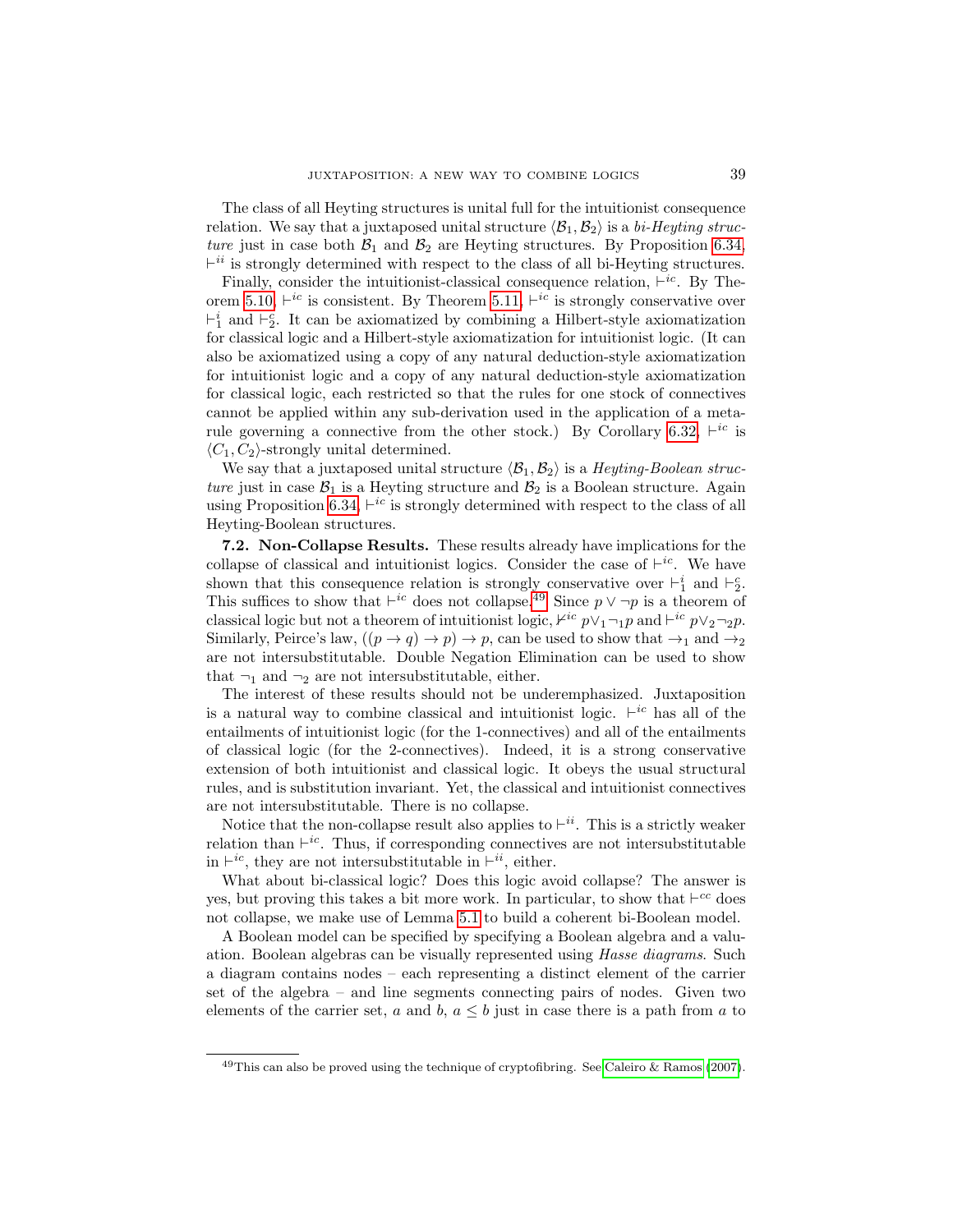The class of all Heyting structures is unital full for the intuitionist consequence relation. We say that a juxtaposed unital structure $\langle \mathcal{B}_1, \mathcal{B}_2 \rangle$ is a *bi-Heyting structure* just in case both $\mathcal{B}_1$ and $\mathcal{B}_2$ are Heyting structures. By Proposition 6.34, $\vdash^{ii}$ is strongly determined with respect to the class of all bi-Heyting structures.

Finally, consider the intuitionist-classical consequence relation, $\vdash^{ic}$. By Theorem 5.10, $\vdash^{ic}$ is consistent. By Theorem 5.11, $\vdash^{ic}$ is strongly conservative over $\vdash^{i}_{1}$ and $\vdash^{c}_{2}$. It can be axiomatized by combining a Hilbert-style axiomatization for classical logic and a Hilbert-style axiomatization for intuitionist logic. (It can also be axiomatized using a copy of any natural deduction-style axiomatization for intuitionist logic and a copy of any natural deduction-style axiomatization for classical logic, each restricted so that the rules for one stock of connectives cannot be applied within any sub-derivation used in the application of a meta-rule governing a connective from the other stock.) By Corollary 6.32, $\vdash^{ic}$ is $\langle C_1, C_2 \rangle$-strongly unital determined.

We say that a juxtaposed unital structure $\langle \mathcal{B}_1, \mathcal{B}_2 \rangle$ is a *Heyting-Boolean structure* just in case $\mathcal{B}_1$ is a Heyting structure and $\mathcal{B}_2$ is a Boolean structure. Again using Proposition 6.34, $\vdash^{ic}$ is strongly determined with respect to the class of all Heyting-Boolean structures.

**7.2. Non-Collapse Results.** These results already have implications for the collapse of classical and intuitionist logics. Consider the case of $\vdash^{ic}$. We have shown that this consequence relation is strongly conservative over $\vdash^{i}_{1}$ and $\vdash^{c}_{2}$. This suffices to show that $\vdash^{ic}$ does not collapse.[49] Since $p \vee \neg p$ is a theorem of classical logic but not a theorem of intuitionist logic, $\nvdash^{ic} p \vee_1 \neg_1 p$ and $\vdash^{ic} p \vee_2 \neg_2 p$. Similarly, Peirce's law, $((p \to q) \to p) \to p$, can be used to show that $\to_1$ and $\to_2$ are not intersubstitutable. Double Negation Elimination can be used to show that $\neg_1$ and $\neg_2$ are not intersubstitutable, either.

The interest of these results should not be underemphasized. Juxtaposition is a natural way to combine classical and intuitionist logic. $\vdash^{ic}$ has all of the entailments of intuitionist logic (for the 1-connectives) and all of the entailments of classical logic (for the 2-connectives). Indeed, it is a strong conservative extension of both intuitionist and classical logic. It obeys the usual structural rules, and is substitution invariant. Yet, the classical and intuitionist connectives are not intersubstitutable. There is no collapse.

Notice that the non-collapse result also applies to $\vdash^{ii}$. This is a strictly weaker relation than $\vdash^{ic}$. Thus, if corresponding connectives are not intersubstitutable in $\vdash^{ic}$, they are not intersubstitutable in $\vdash^{ii}$, either.

What about bi-classical logic? Does this logic avoid collapse? The answer is yes, but proving this takes a bit more work. In particular, to show that $\vdash^{cc}$ does not collapse, we make use of Lemma 5.1 to build a coherent bi-Boolean model.

A Boolean model can be specified by specifying a Boolean algebra and a valuation. Boolean algebras can be visually represented using *Hasse diagrams*. Such a diagram contains nodes – each representing a distinct element of the carrier set of the algebra – and line segments connecting pairs of nodes. Given two elements of the carrier set, $a$ and $b$, $a \leq b$ just in case there is a path from $a$ to

[49] This can also be proved using the technique of cryptofibring. See Caleiro & Ramos (2007).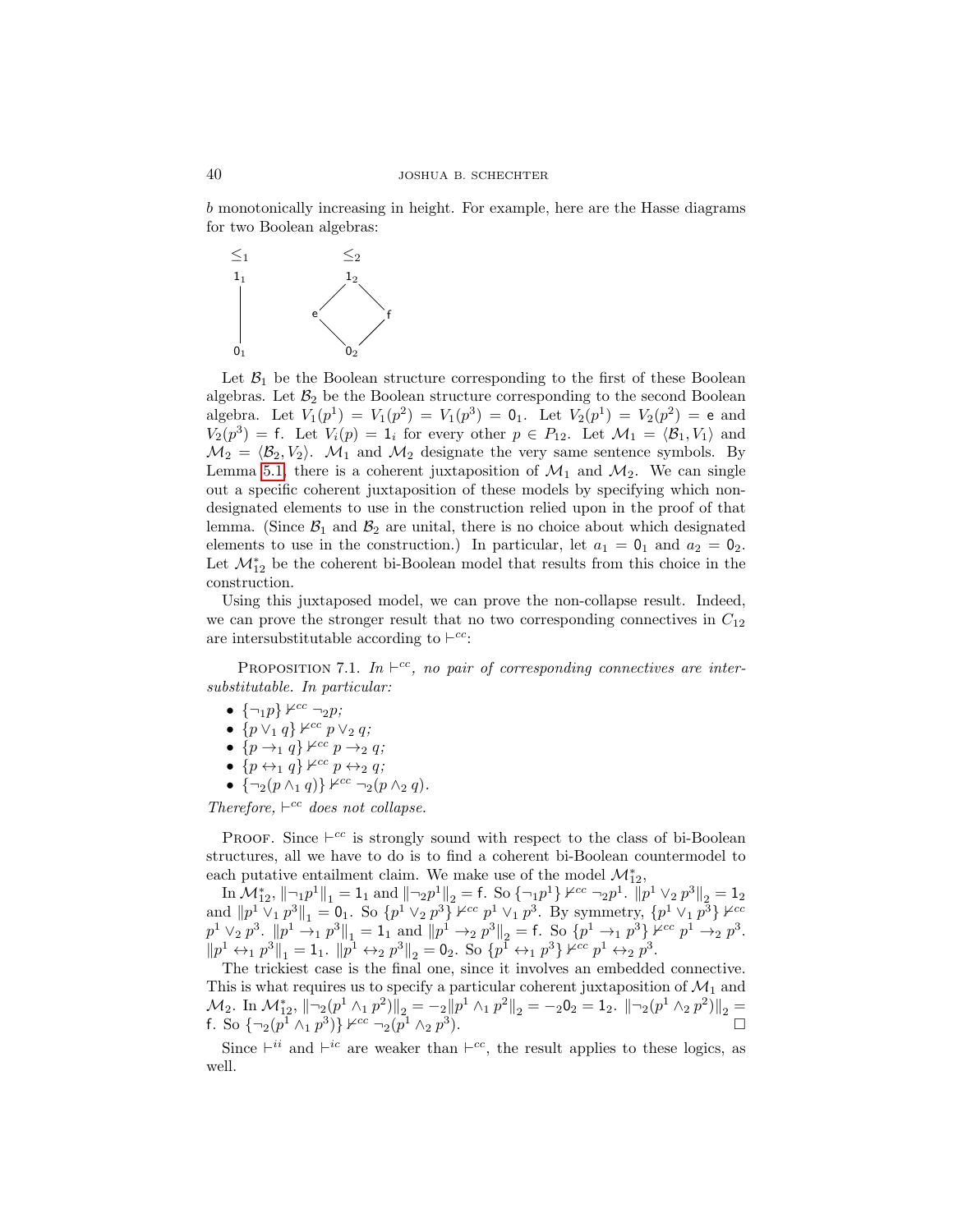$b$ monotonically increasing in height. For example, here are the Hasse diagrams for two Boolean algebras:

$$\begin{array}{ccc} \leq_1 & & \leq_2 \\ \mathsf{1}_1 & & \mathsf{1}_2 \\ | & & \diagup \quad \diagdown \\ | & & \mathsf{e} \qquad \mathsf{f} \\ | & & \diagdown \quad \diagup \\ \mathsf{0}_1 & & \mathsf{0}_2 \end{array}$$

Let $\mathcal{B}_1$ be the Boolean structure corresponding to the first of these Boolean algebras. Let $\mathcal{B}_2$ be the Boolean structure corresponding to the second Boolean algebra. Let $V_1(p^1) = V_1(p^2) = V_1(p^3) = \mathsf{0}_1$. Let $V_2(p^1) = V_2(p^2) = \mathsf{e}$ and $V_2(p^3) = \mathsf{f}$. Let $V_i(p) = \mathsf{1}_i$ for every other $p \in P_{12}$. Let $\mathcal{M}_1 = \langle \mathcal{B}_1, V_1 \rangle$ and $\mathcal{M}_2 = \langle \mathcal{B}_2, V_2 \rangle$. $\mathcal{M}_1$ and $\mathcal{M}_2$ designate the very same sentence symbols. By Lemma 5.1, there is a coherent juxtaposition of $\mathcal{M}_1$ and $\mathcal{M}_2$. We can single out a specific coherent juxtaposition of these models by specifying which non-designated elements to use in the construction relied upon in the proof of that lemma. (Since $\mathcal{B}_1$ and $\mathcal{B}_2$ are unital, there is no choice about which designated elements to use in the construction.) In particular, let $a_1 = \mathsf{0}_1$ and $a_2 = \mathsf{0}_2$. Let $\mathcal{M}^*_{12}$ be the coherent bi-Boolean model that results from this choice in the construction.

Using this juxtaposed model, we can prove the non-collapse result. Indeed, we can prove the stronger result that no two corresponding connectives in $C_{12}$ are intersubstitutable according to $\vdash^{cc}$:

Proposition 7.1. *In $\vdash^{cc}$, no pair of corresponding connectives are intersubstitutable. In particular:*

- $\{\neg_1 p\} \nvdash^{cc} \neg_2 p$;
- $\{p \vee_1 q\} \nvdash^{cc} p \vee_2 q$;
- $\{p \rightarrow_1 q\} \nvdash^{cc} p \rightarrow_2 q$;
- $\{p \leftrightarrow_1 q\} \nvdash^{cc} p \leftrightarrow_2 q$;
- $\{\neg_2(p \wedge_1 q)\} \nvdash^{cc} \neg_2(p \wedge_2 q)$.

*Therefore, $\vdash^{cc}$ does not collapse.*

Proof. Since $\vdash^{cc}$ is strongly sound with respect to the class of bi-Boolean structures, all we have to do is to find a coherent bi-Boolean countermodel to each putative entailment claim. We make use of the model $\mathcal{M}^*_{12}$,

In $\mathcal{M}^*_{12}$, $\|\neg_1 p^1\|_1 = \mathsf{1}_1$ and $\|\neg_2 p^1\|_2 = \mathsf{f}$. So $\{\neg_1 p^1\} \nvdash^{cc} \neg_2 p^1$. $\|p^1 \vee_2 p^3\|_2 = \mathsf{1}_2$ and $\|p^1 \vee_1 p^3\|_1 = \mathsf{0}_1$. So $\{p^1 \vee_2 p^3\} \nvdash^{cc} p^1 \vee_1 p^3$. By symmetry, $\{p^1 \vee_1 p^3\} \nvdash^{cc} p^1 \vee_2 p^3$. $\|p^1 \rightarrow_1 p^3\|_1 = \mathsf{1}_1$ and $\|p^1 \rightarrow_2 p^3\|_2 = \mathsf{f}$. So $\{p^1 \rightarrow_1 p^3\} \nvdash^{cc} p^1 \rightarrow_2 p^3$. $\|p^1 \leftrightarrow_1 p^3\|_1 = \mathsf{1}_1$. $\|p^1 \leftrightarrow_2 p^3\|_2 = \mathsf{0}_2$. So $\{p^1 \leftrightarrow_1 p^3\} \nvdash^{cc} p^1 \leftrightarrow_2 p^3$.

The trickiest case is the final one, since it involves an embedded connective. This is what requires us to specify a particular coherent juxtaposition of $\mathcal{M}_1$ and $\mathcal{M}_2$. In $\mathcal{M}^*_{12}$, $\|\neg_2(p^1 \wedge_1 p^2)\|_2 = -_2\|p^1 \wedge_1 p^2\|_2 = -_2\mathsf{0}_2 = \mathsf{1}_2$. $\|\neg_2(p^1 \wedge_2 p^2)\|_2 = \mathsf{f}$. So $\{\neg_2(p^1 \wedge_1 p^3)\} \nvdash^{cc} \neg_2(p^1 \wedge_2 p^3)$. □

Since $\vdash^{ii}$ and $\vdash^{ic}$ are weaker than $\vdash^{cc}$, the result applies to these logics, as well.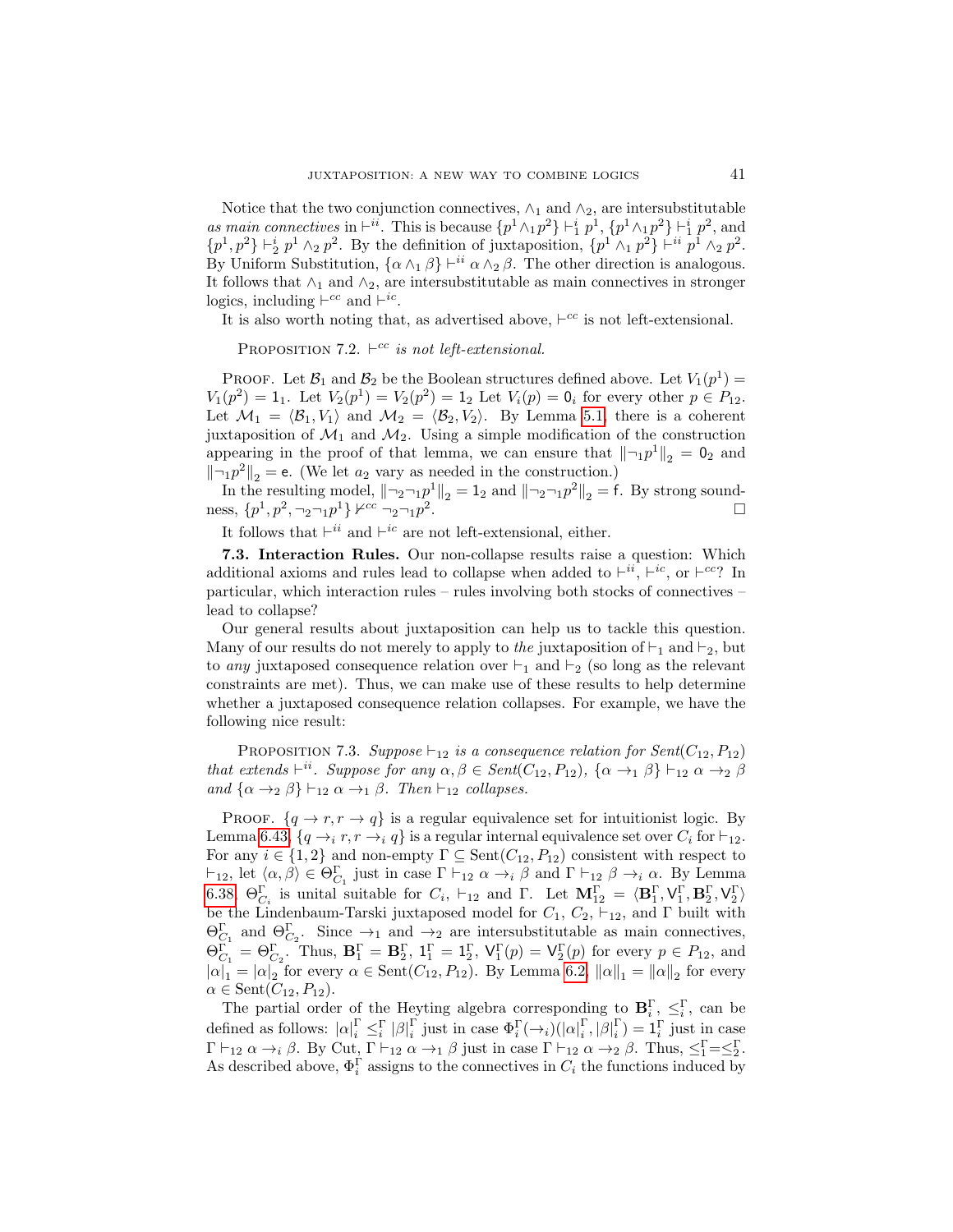Notice that the two conjunction connectives, $\wedge_1$ and $\wedge_2$, are intersubstitutable *as main connectives* in $\vdash^{ii}$. This is because $\{p^1 \wedge_1 p^2\} \vdash^i_1 p^1$, $\{p^1 \wedge_1 p^2\} \vdash^i_1 p^2$, and $\{p^1, p^2\} \vdash^i_2 p^1 \wedge_2 p^2$. By the definition of juxtaposition, $\{p^1 \wedge_1 p^2\} \vdash^{ii} p^1 \wedge_2 p^2$. By Uniform Substitution, $\{\alpha \wedge_1 \beta\} \vdash^{ii} \alpha \wedge_2 \beta$. The other direction is analogous. It follows that $\wedge_1$ and $\wedge_2$, are intersubstitutable as main connectives in stronger logics, including $\vdash^{cc}$ and $\vdash^{ic}$.

It is also worth noting that, as advertised above, $\vdash^{cc}$ is not left-extensional.

Proposition 7.2. *$\vdash^{cc}$ is not left-extensional.*

Proof. Let $\mathcal{B}_1$ and $\mathcal{B}_2$ be the Boolean structures defined above. Let $V_1(p^1) = V_1(p^2) = \mathsf{1}_1$. Let $V_2(p^1) = V_2(p^2) = \mathsf{1}_2$ Let $V_i(p) = \mathsf{0}_i$ for every other $p \in P_{12}$. Let $\mathcal{M}_1 = \langle \mathcal{B}_1, V_1 \rangle$ and $\mathcal{M}_2 = \langle \mathcal{B}_2, V_2 \rangle$. By Lemma 5.1, there is a coherent juxtaposition of $\mathcal{M}_1$ and $\mathcal{M}_2$. Using a simple modification of the construction appearing in the proof of that lemma, we can ensure that $\|\neg_1 p^1\|_2 = \mathsf{0}_2$ and $\|\neg_1 p^2\|_2 = \mathsf{e}$. (We let $a_2$ vary as needed in the construction.)

In the resulting model, $\|\neg_2 \neg_1 p^1\|_2 = \mathsf{1}_2$ and $\|\neg_2 \neg_1 p^2\|_2 = \mathsf{f}$. By strong soundness, $\{p^1, p^2, \neg_2 \neg_1 p^1\} \nvdash^{cc} \neg_2 \neg_1 p^2$. $\square$

It follows that $\vdash^{ii}$ and $\vdash^{ic}$ are not left-extensional, either.

**7.3. Interaction Rules.** Our non-collapse results raise a question: Which additional axioms and rules lead to collapse when added to $\vdash^{ii}$, $\vdash^{ic}$, or $\vdash^{cc}$? In particular, which interaction rules – rules involving both stocks of connectives – lead to collapse?

Our general results about juxtaposition can help us to tackle this question. Many of our results do not merely to apply to *the* juxtaposition of $\vdash_1$ and $\vdash_2$, but to *any* juxtaposed consequence relation over $\vdash_1$ and $\vdash_2$ (so long as the relevant constraints are met). Thus, we can make use of these results to help determine whether a juxtaposed consequence relation collapses. For example, we have the following nice result:

Proposition 7.3. *Suppose $\vdash_{12}$ is a consequence relation for $Sent(C_{12}, P_{12})$ that extends $\vdash^{ii}$. Suppose for any $\alpha, \beta \in Sent(C_{12}, P_{12})$, $\{\alpha \to_1 \beta\} \vdash_{12} \alpha \to_2 \beta$ and $\{\alpha \to_2 \beta\} \vdash_{12} \alpha \to_1 \beta$. Then $\vdash_{12}$ collapses.*

Proof. $\{q \to r, r \to q\}$ is a regular equivalence set for intuitionist logic. By Lemma 6.43, $\{q \to_i r, r \to_i q\}$ is a regular internal equivalence set over $C_i$ for $\vdash_{12}$. For any $i \in \{1, 2\}$ and non-empty $\Gamma \subseteq \mathrm{Sent}(C_{12}, P_{12})$ consistent with respect to $\vdash_{12}$, let $\langle \alpha, \beta \rangle \in \Theta^{\Gamma}_{C_1}$ just in case $\Gamma \vdash_{12} \alpha \to_i \beta$ and $\Gamma \vdash_{12} \beta \to_i \alpha$. By Lemma 6.38, $\Theta^{\Gamma}_{C_i}$ is unital suitable for $C_i$, $\vdash_{12}$ and $\Gamma$. Let $\mathbf{M}^{\Gamma}_{12} = \langle \mathbf{B}^{\Gamma}_1, \mathsf{V}^{\Gamma}_1, \mathbf{B}^{\Gamma}_2, \mathsf{V}^{\Gamma}_2 \rangle$ be the Lindenbaum-Tarski juxtaposed model for $C_1$, $C_2$, $\vdash_{12}$, and $\Gamma$ built with $\Theta^{\Gamma}_{C_1}$ and $\Theta^{\Gamma}_{C_2}$. Since $\to_1$ and $\to_2$ are intersubstitutable as main connectives, $\Theta^{\Gamma}_{C_1} = \Theta^{\Gamma}_{C_2}$. Thus, $\mathbf{B}^{\Gamma}_1 = \mathbf{B}^{\Gamma}_2$, $\mathsf{1}^{\Gamma}_1 = \mathsf{1}^{\Gamma}_2$, $\mathsf{V}^{\Gamma}_1(p) = \mathsf{V}^{\Gamma}_2(p)$ for every $p \in P_{12}$, and $|\alpha|_1 = |\alpha|_2$ for every $\alpha \in \mathrm{Sent}(C_{12}, P_{12})$. By Lemma 6.2, $\|\alpha\|_1 = \|\alpha\|_2$ for every $\alpha \in \mathrm{Sent}(C_{12}, P_{12})$.

The partial order of the Heyting algebra corresponding to $\mathbf{B}^{\Gamma}_i$, $\leq^{\Gamma}_i$, can be defined as follows: $|\alpha|^{\Gamma}_i \leq^{\Gamma}_i |\beta|^{\Gamma}_i$ just in case $\Phi^{\Gamma}_i(\to_i)(|\alpha|^{\Gamma}_i, |\beta|^{\Gamma}_i) = \mathsf{1}^{\Gamma}_i$ just in case $\Gamma \vdash_{12} \alpha \to_i \beta$. By Cut, $\Gamma \vdash_{12} \alpha \to_1 \beta$ just in case $\Gamma \vdash_{12} \alpha \to_2 \beta$. Thus, $\leq^{\Gamma}_1 = \leq^{\Gamma}_2$. As described above, $\Phi^{\Gamma}_i$ assigns to the connectives in $C_i$ the functions induced by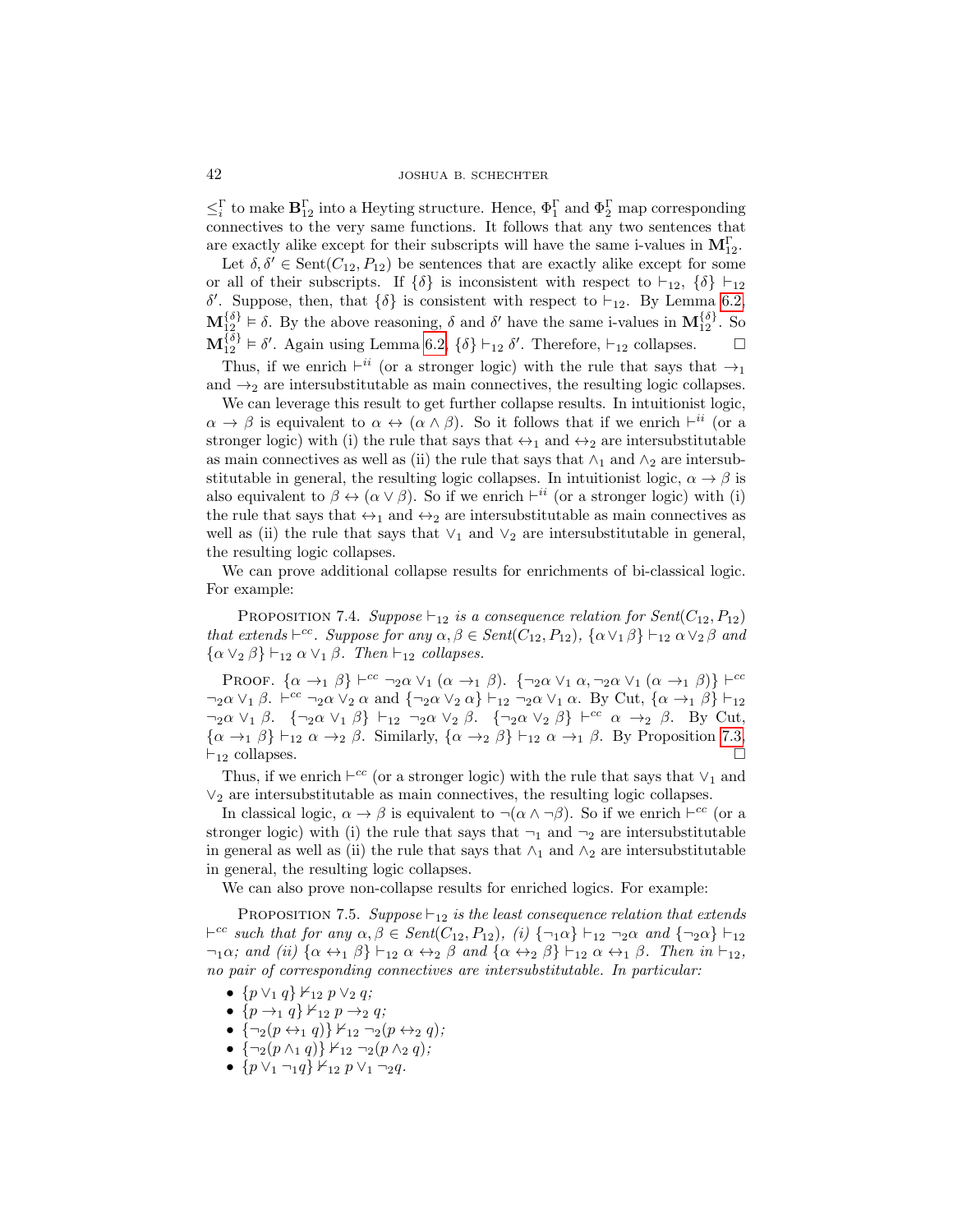$\leq_i^\Gamma$ to make $\mathbf{B}_{12}^\Gamma$ into a Heyting structure. Hence, $\Phi_1^\Gamma$ and $\Phi_2^\Gamma$ map corresponding connectives to the very same functions. It follows that any two sentences that are exactly alike except for their subscripts will have the same i-values in $\mathbf{M}_{12}^\Gamma$.

Let $\delta, \delta' \in \text{Sent}(C_{12}, P_{12})$ be sentences that are exactly alike except for some or all of their subscripts. If $\{\delta\}$ is inconsistent with respect to $\vdash_{12}$, $\{\delta\} \vdash_{12} \delta'$. Suppose, then, that $\{\delta\}$ is consistent with respect to $\vdash_{12}$. By Lemma 6.2, $\mathbf{M}_{12}^{\{\delta\}} \vDash \delta$. By the above reasoning, $\delta$ and $\delta'$ have the same i-values in $\mathbf{M}_{12}^{\{\delta\}}$. So $\mathbf{M}_{12}^{\{\delta\}} \vDash \delta'$. Again using Lemma 6.2, $\{\delta\} \vdash_{12} \delta'$. Therefore, $\vdash_{12}$ collapses. □

Thus, if we enrich $\vdash^{ii}$ (or a stronger logic) with the rule that says that $\rightarrow_1$ and $\rightarrow_2$ are intersubstitutable as main connectives, the resulting logic collapses.

We can leverage this result to get further collapse results. In intuitionist logic, $\alpha \rightarrow \beta$ is equivalent to $\alpha \leftrightarrow (\alpha \wedge \beta)$. So it follows that if we enrich $\vdash^{ii}$ (or a stronger logic) with (i) the rule that says that $\leftrightarrow_1$ and $\leftrightarrow_2$ are intersubstitutable as main connectives as well as (ii) the rule that says that $\wedge_1$ and $\wedge_2$ are intersubstitutable in general, the resulting logic collapses. In intuitionist logic, $\alpha \rightarrow \beta$ is also equivalent to $\beta \leftrightarrow (\alpha \vee \beta)$. So if we enrich $\vdash^{ii}$ (or a stronger logic) with (i) the rule that says that $\leftrightarrow_1$ and $\leftrightarrow_2$ are intersubstitutable as main connectives as well as (ii) the rule that says that $\vee_1$ and $\vee_2$ are intersubstitutable in general, the resulting logic collapses.

We can prove additional collapse results for enrichments of bi-classical logic. For example:

Proposition 7.4. *Suppose $\vdash_{12}$ is a consequence relation for Sent$(C_{12}, P_{12})$ that extends $\vdash^{cc}$. Suppose for any $\alpha, \beta \in$ Sent$(C_{12}, P_{12})$, $\{\alpha \vee_1 \beta\} \vdash_{12} \alpha \vee_2 \beta$ and $\{\alpha \vee_2 \beta\} \vdash_{12} \alpha \vee_1 \beta$. Then $\vdash_{12}$ collapses.*

Proof. $\{\alpha \rightarrow_1 \beta\} \vdash^{cc} \neg_2\alpha \vee_1 (\alpha \rightarrow_1 \beta)$. $\{\neg_2\alpha \vee_1 \alpha, \neg_2\alpha \vee_1 (\alpha \rightarrow_1 \beta)\} \vdash^{cc} \neg_2\alpha \vee_1 \beta$. $\vdash^{cc} \neg_2\alpha \vee_2 \alpha$ and $\{\neg_2\alpha \vee_2 \alpha\} \vdash_{12} \neg_2\alpha \vee_1 \alpha$. By Cut, $\{\alpha \rightarrow_1 \beta\} \vdash_{12} \neg_2\alpha \vee_1 \beta$. $\{\neg_2\alpha \vee_1 \beta\} \vdash_{12} \neg_2\alpha \vee_2 \beta$. $\{\neg_2\alpha \vee_2 \beta\} \vdash^{cc} \alpha \rightarrow_2 \beta$. By Cut, $\{\alpha \rightarrow_1 \beta\} \vdash_{12} \alpha \rightarrow_2 \beta$. Similarly, $\{\alpha \rightarrow_2 \beta\} \vdash_{12} \alpha \rightarrow_1 \beta$. By Proposition 7.3, $\vdash_{12}$ collapses. □

Thus, if we enrich $\vdash^{cc}$ (or a stronger logic) with the rule that says that $\vee_1$ and $\vee_2$ are intersubstitutable as main connectives, the resulting logic collapses.

In classical logic, $\alpha \rightarrow \beta$ is equivalent to $\neg(\alpha \wedge \neg\beta)$. So if we enrich $\vdash^{cc}$ (or a stronger logic) with (i) the rule that says that $\neg_1$ and $\neg_2$ are intersubstitutable in general as well as (ii) the rule that says that $\wedge_1$ and $\wedge_2$ are intersubstitutable in general, the resulting logic collapses.

We can also prove non-collapse results for enriched logics. For example:

Proposition 7.5. *Suppose $\vdash_{12}$ is the least consequence relation that extends $\vdash^{cc}$ such that for any $\alpha, \beta \in$ Sent$(C_{12}, P_{12})$, (i) $\{\neg_1\alpha\} \vdash_{12} \neg_2\alpha$ and $\{\neg_2\alpha\} \vdash_{12} \neg_1\alpha$; and (ii) $\{\alpha \leftrightarrow_1 \beta\} \vdash_{12} \alpha \leftrightarrow_2 \beta$ and $\{\alpha \leftrightarrow_2 \beta\} \vdash_{12} \alpha \leftrightarrow_1 \beta$. Then in $\vdash_{12}$, no pair of corresponding connectives are intersubstitutable. In particular:*

- *$\{p \vee_1 q\} \nvdash_{12} p \vee_2 q$;*
- *$\{p \rightarrow_1 q\} \nvdash_{12} p \rightarrow_2 q$;*
- *$\{\neg_2(p \leftrightarrow_1 q)\} \nvdash_{12} \neg_2(p \leftrightarrow_2 q)$;*
- *$\{\neg_2(p \wedge_1 q)\} \nvdash_{12} \neg_2(p \wedge_2 q)$;*
- *$\{p \vee_1 \neg_1 q\} \nvdash_{12} p \vee_1 \neg_2 q$.*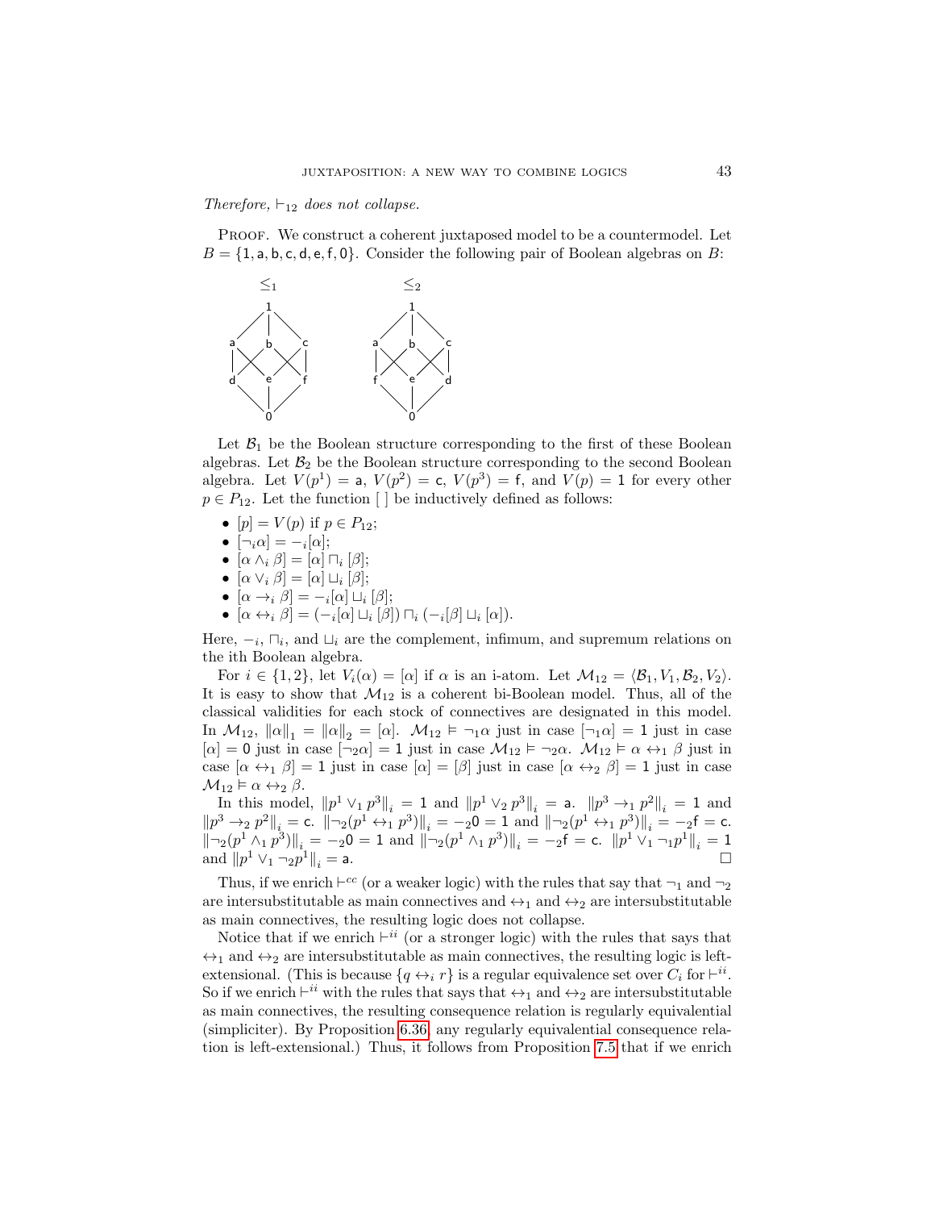*Therefore,* $\vdash_{12}$ *does not collapse.*

Proof. We construct a coherent juxtaposed model to be a countermodel. Let $B = \{1, \mathsf{a}, \mathsf{b}, \mathsf{c}, \mathsf{d}, \mathsf{e}, \mathsf{f}, 0\}$. Consider the following pair of Boolean algebras on $B$:

$\leq_1$ $\qquad\qquad$ $\leq_2$

Let $\mathcal{B}_1$ be the Boolean structure corresponding to the first of these Boolean algebras. Let $\mathcal{B}_2$ be the Boolean structure corresponding to the second Boolean algebra. Let $V(p^1) = \mathsf{a}$, $V(p^2) = \mathsf{c}$, $V(p^3) = \mathsf{f}$, and $V(p) = 1$ for every other $p \in P_{12}$. Let the function $[\ ]$ be inductively defined as follows:

- $[p] = V(p)$ if $p \in P_{12}$;
- $[\neg_i \alpha] = -_i[\alpha]$;
- $[\alpha \wedge_i \beta] = [\alpha] \sqcap_i [\beta]$;
- $[\alpha \vee_i \beta] = [\alpha] \sqcup_i [\beta]$;
- $[\alpha \to_i \beta] = -_i[\alpha] \sqcup_i [\beta]$;
- $[\alpha \leftrightarrow_i \beta] = (-_i[\alpha] \sqcup_i [\beta]) \sqcap_i (-_i[\beta] \sqcup_i [\alpha])$.

Here, $-_i$, $\sqcap_i$, and $\sqcup_i$ are the complement, infimum, and supremum relations on the ith Boolean algebra.

For $i \in \{1, 2\}$, let $V_i(\alpha) = [\alpha]$ if $\alpha$ is an i-atom. Let $\mathcal{M}_{12} = \langle \mathcal{B}_1, V_1, \mathcal{B}_2, V_2 \rangle$. It is easy to show that $\mathcal{M}_{12}$ is a coherent bi-Boolean model. Thus, all of the classical validities for each stock of connectives are designated in this model. In $\mathcal{M}_{12}$, $\|\alpha\|_1 = \|\alpha\|_2 = [\alpha]$. $\mathcal{M}_{12} \vDash \neg_1 \alpha$ just in case $[\neg_1 \alpha] = 1$ just in case $[\alpha] = 0$ just in case $[\neg_2 \alpha] = 1$ just in case $\mathcal{M}_{12} \vDash \neg_2 \alpha$. $\mathcal{M}_{12} \vDash \alpha \leftrightarrow_1 \beta$ just in case $[\alpha \leftrightarrow_1 \beta] = 1$ just in case $[\alpha] = [\beta]$ just in case $[\alpha \leftrightarrow_2 \beta] = 1$ just in case $\mathcal{M}_{12} \vDash \alpha \leftrightarrow_2 \beta$.

In this model, $\|p^1 \vee_1 p^3\|_i = 1$ and $\|p^1 \vee_2 p^3\|_i = \mathsf{a}$. $\|p^3 \to_1 p^2\|_i = 1$ and $\|p^3 \to_2 p^2\|_i = \mathsf{c}$. $\|\neg_2(p^1 \leftrightarrow_1 p^3)\|_i = -_2 0 = 1$ and $\|\neg_2(p^1 \leftrightarrow_1 p^3)\|_i = -_2 \mathsf{f} = \mathsf{c}$. $\|\neg_2(p^1 \wedge_1 p^3)\|_i = -_2 0 = 1$ and $\|\neg_2(p^1 \wedge_1 p^3)\|_i = -_2 \mathsf{f} = \mathsf{c}$. $\|p^1 \vee_1 \neg_1 p^1\|_i = 1$ and $\|p^1 \vee_1 \neg_2 p^1\|_i = \mathsf{a}$. □

Thus, if we enrich $\vdash^{cc}$ (or a weaker logic) with the rules that say that $\neg_1$ and $\neg_2$ are intersubstitutable as main connectives and $\leftrightarrow_1$ and $\leftrightarrow_2$ are intersubstitutable as main connectives, the resulting logic does not collapse.

Notice that if we enrich $\vdash^{ii}$ (or a stronger logic) with the rules that says that $\leftrightarrow_1$ and $\leftrightarrow_2$ are intersubstitutable as main connectives, the resulting logic is left-extensional. (This is because $\{q \leftrightarrow_i r\}$ is a regular equivalence set over $C_i$ for $\vdash^{ii}$. So if we enrich $\vdash^{ii}$ with the rules that says that $\leftrightarrow_1$ and $\leftrightarrow_2$ are intersubstitutable as main connectives, the resulting consequence relation is regularly equivalential (simpliciter). By Proposition 6.36, any regularly equivalential consequence relation is left-extensional.) Thus, it follows from Proposition 7.5 that if we enrich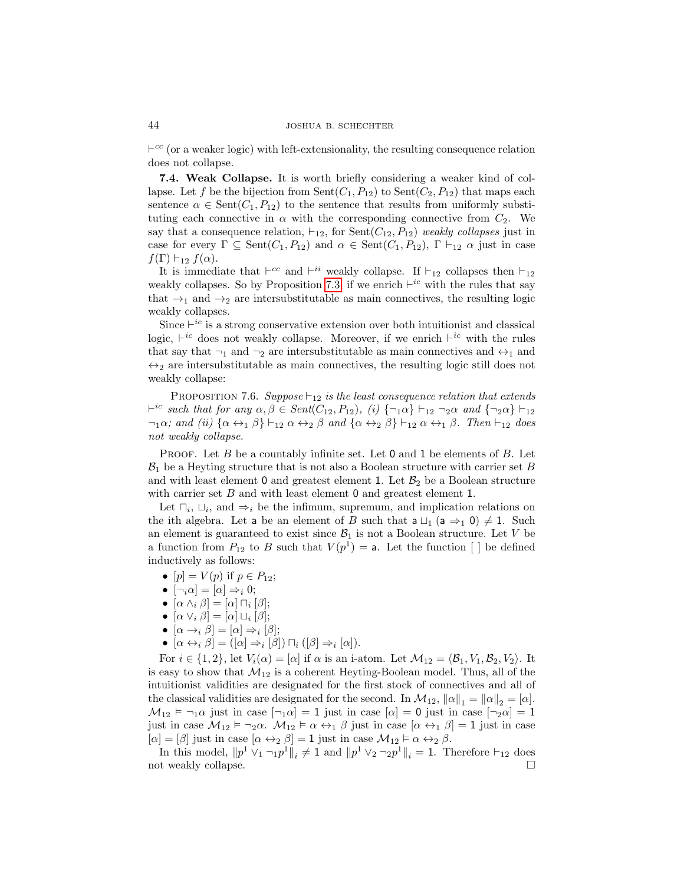$\vdash^{cc}$ (or a weaker logic) with left-extensionality, the resulting consequence relation does not collapse.

**7.4. Weak Collapse.** It is worth briefly considering a weaker kind of collapse. Let $f$ be the bijection from $\text{Sent}(C_1, P_{12})$ to $\text{Sent}(C_2, P_{12})$ that maps each sentence $\alpha \in \text{Sent}(C_1, P_{12})$ to the sentence that results from uniformly substituting each connective in $\alpha$ with the corresponding connective from $C_2$. We say that a consequence relation, $\vdash_{12}$, for $\text{Sent}(C_{12}, P_{12})$ *weakly collapses* just in case for every $\Gamma \subseteq \text{Sent}(C_1, P_{12})$ and $\alpha \in \text{Sent}(C_1, P_{12})$, $\Gamma \vdash_{12} \alpha$ just in case $f(\Gamma) \vdash_{12} f(\alpha)$.

It is immediate that $\vdash^{cc}$ and $\vdash^{ii}$ weakly collapse. If $\vdash_{12}$ collapses then $\vdash_{12}$ weakly collapses. So by Proposition 7.3, if we enrich $\vdash^{ic}$ with the rules that say that $\rightarrow_1$ and $\rightarrow_2$ are intersubstitutable as main connectives, the resulting logic weakly collapses.

Since $\vdash^{ic}$ is a strong conservative extension over both intuitionist and classical logic, $\vdash^{ic}$ does not weakly collapse. Moreover, if we enrich $\vdash^{ic}$ with the rules that say that $\neg_1$ and $\neg_2$ are intersubstitutable as main connectives and $\leftrightarrow_1$ and $\leftrightarrow_2$ are intersubstitutable as main connectives, the resulting logic still does not weakly collapse:

Proposition 7.6. *Suppose $\vdash_{12}$ is the least consequence relation that extends $\vdash^{ic}$ such that for any $\alpha, \beta \in Sent(C_{12}, P_{12})$, (i) $\{\neg_1\alpha\} \vdash_{12} \neg_2\alpha$ and $\{\neg_2\alpha\} \vdash_{12} \neg_1\alpha$; and (ii) $\{\alpha \leftrightarrow_1 \beta\} \vdash_{12} \alpha \leftrightarrow_2 \beta$ and $\{\alpha \leftrightarrow_2 \beta\} \vdash_{12} \alpha \leftrightarrow_1 \beta$. Then $\vdash_{12}$ does not weakly collapse.*

Proof. Let $B$ be a countably infinite set. Let $\mathsf{0}$ and $\mathsf{1}$ be elements of $B$. Let $\mathcal{B}_1$ be a Heyting structure that is not also a Boolean structure with carrier set $B$ and with least element $\mathsf{0}$ and greatest element $\mathsf{1}$. Let $\mathcal{B}_2$ be a Boolean structure with carrier set $B$ and with least element $\mathsf{0}$ and greatest element $\mathsf{1}$.

Let $\sqcap_i$, $\sqcup_i$, and $\Rightarrow_i$ be the infimum, supremum, and implication relations on the ith algebra. Let $\mathsf{a}$ be an element of $B$ such that $\mathsf{a} \sqcup_1 (\mathsf{a} \Rightarrow_1 \mathsf{0}) \neq \mathsf{1}$. Such an element is guaranteed to exist since $\mathcal{B}_1$ is not a Boolean structure. Let $V$ be a function from $P_{12}$ to $B$ such that $V(p^1) = \mathsf{a}$. Let the function $[\;]$ be defined inductively as follows:

- $[p] = V(p)$ if $p \in P_{12}$;
- $[\neg_i\alpha] = [\alpha] \Rightarrow_i \mathsf{0}$;
- $[\alpha \wedge_i \beta] = [\alpha] \sqcap_i [\beta]$;
- $[\alpha \vee_i \beta] = [\alpha] \sqcup_i [\beta]$;
- $[\alpha \rightarrow_i \beta] = [\alpha] \Rightarrow_i [\beta]$;
- $[\alpha \leftrightarrow_i \beta] = ([\alpha] \Rightarrow_i [\beta]) \sqcap_i ([\beta] \Rightarrow_i [\alpha])$.

For $i \in \{1, 2\}$, let $V_i(\alpha) = [\alpha]$ if $\alpha$ is an i-atom. Let $\mathcal{M}_{12} = \langle \mathcal{B}_1, V_1, \mathcal{B}_2, V_2 \rangle$. It is easy to show that $\mathcal{M}_{12}$ is a coherent Heyting-Boolean model. Thus, all of the intuitionist validities are designated for the first stock of connectives and all of the classical validities are designated for the second. In $\mathcal{M}_{12}$, $\|\alpha\|_1 = \|\alpha\|_2 = [\alpha]$. $\mathcal{M}_{12} \vDash \neg_1\alpha$ just in case $[\neg_1\alpha] = \mathsf{1}$ just in case $[\alpha] = \mathsf{0}$ just in case $[\neg_2\alpha] = \mathsf{1}$ just in case $\mathcal{M}_{12} \vDash \neg_2\alpha$. $\mathcal{M}_{12} \vDash \alpha \leftrightarrow_1 \beta$ just in case $[\alpha \leftrightarrow_1 \beta] = \mathsf{1}$ just in case $[\alpha] = [\beta]$ just in case $[\alpha \leftrightarrow_2 \beta] = \mathsf{1}$ just in case $\mathcal{M}_{12} \vDash \alpha \leftrightarrow_2 \beta$.

In this model, $\|p^1 \vee_1 \neg_1 p^1\|_i \neq \mathsf{1}$ and $\|p^1 \vee_2 \neg_2 p^1\|_i = \mathsf{1}$. Therefore $\vdash_{12}$ does not weakly collapse. $\square$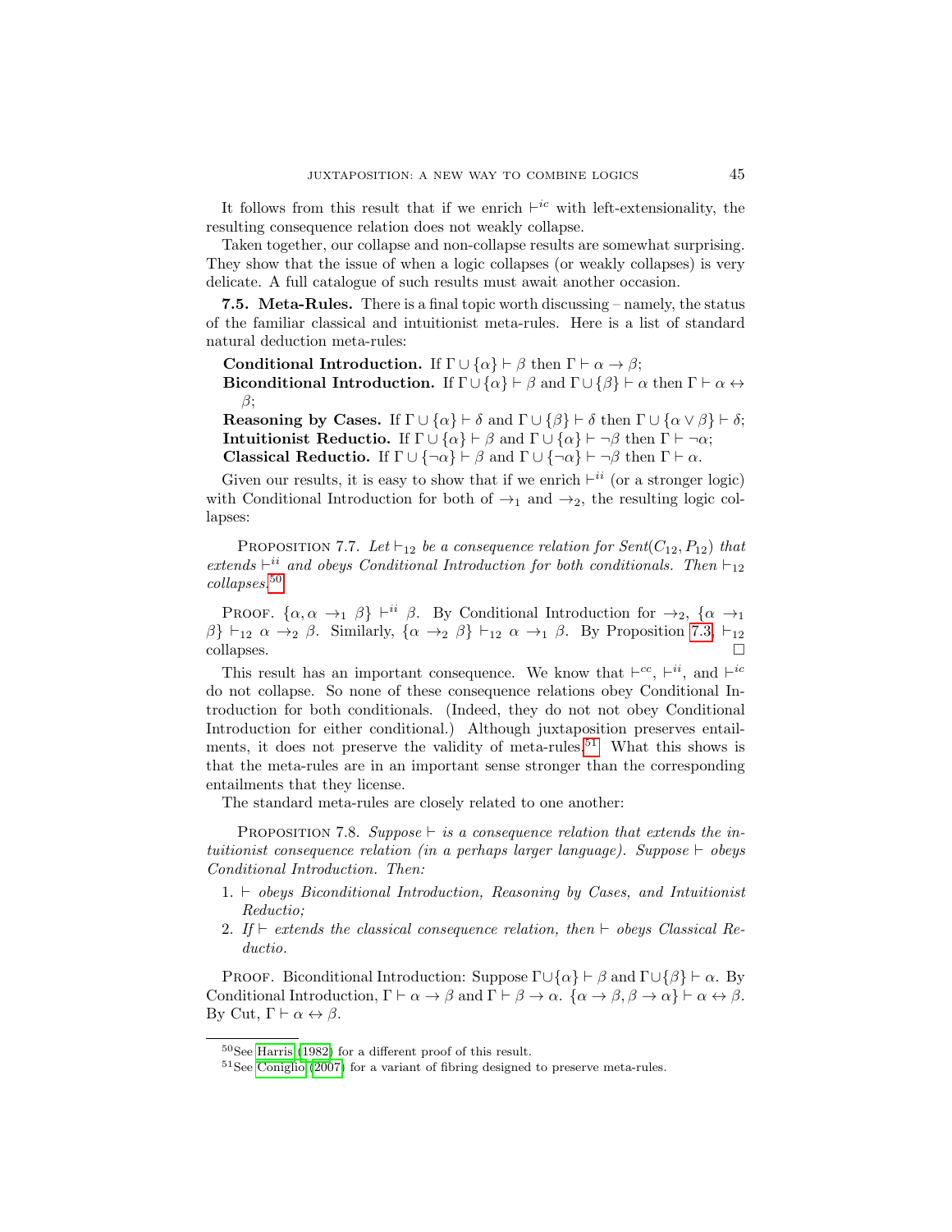It follows from this result that if we enrich $\vdash^{ic}$ with left-extensionality, the resulting consequence relation does not weakly collapse.

Taken together, our collapse and non-collapse results are somewhat surprising. They show that the issue of when a logic collapses (or weakly collapses) is very delicate. A full catalogue of such results must await another occasion.

**7.5. Meta-Rules.** There is a final topic worth discussing – namely, the status of the familiar classical and intuitionist meta-rules. Here is a list of standard natural deduction meta-rules:

**Conditional Introduction.** If $\Gamma \cup \{\alpha\} \vdash \beta$ then $\Gamma \vdash \alpha \to \beta$;

**Biconditional Introduction.** If $\Gamma \cup \{\alpha\} \vdash \beta$ and $\Gamma \cup \{\beta\} \vdash \alpha$ then $\Gamma \vdash \alpha \leftrightarrow \beta$;

**Reasoning by Cases.** If $\Gamma \cup \{\alpha\} \vdash \delta$ and $\Gamma \cup \{\beta\} \vdash \delta$ then $\Gamma \cup \{\alpha \vee \beta\} \vdash \delta$;

**Intuitionist Reductio.** If $\Gamma \cup \{\alpha\} \vdash \beta$ and $\Gamma \cup \{\alpha\} \vdash \neg\beta$ then $\Gamma \vdash \neg\alpha$;

**Classical Reductio.** If $\Gamma \cup \{\neg\alpha\} \vdash \beta$ and $\Gamma \cup \{\neg\alpha\} \vdash \neg\beta$ then $\Gamma \vdash \alpha$.

Given our results, it is easy to show that if we enrich $\vdash^{ii}$ (or a stronger logic) with Conditional Introduction for both of $\to_1$ and $\to_2$, the resulting logic collapses:

Proposition 7.7. *Let $\vdash_{12}$ be a consequence relation for Sent$(C_{12}, P_{12})$ that extends $\vdash^{ii}$ and obeys Conditional Introduction for both conditionals. Then $\vdash_{12}$ collapses.*[50]

Proof. $\{\alpha, \alpha \to_1 \beta\} \vdash^{ii} \beta$. By Conditional Introduction for $\to_2$, $\{\alpha \to_1 \beta\} \vdash_{12} \alpha \to_2 \beta$. Similarly, $\{\alpha \to_2 \beta\} \vdash_{12} \alpha \to_1 \beta$. By Proposition 7.3, $\vdash_{12}$ collapses. □

This result has an important consequence. We know that $\vdash^{cc}$, $\vdash^{ii}$, and $\vdash^{ic}$ do not collapse. So none of these consequence relations obey Conditional Introduction for both conditionals. (Indeed, they do not not obey Conditional Introduction for either conditional.) Although juxtaposition preserves entailments, it does not preserve the validity of meta-rules.[51] What this shows is that the meta-rules are in an important sense stronger than the corresponding entailments that they license.

The standard meta-rules are closely related to one another:

Proposition 7.8. *Suppose $\vdash$ is a consequence relation that extends the intuitionist consequence relation (in a perhaps larger language). Suppose $\vdash$ obeys Conditional Introduction. Then:*

1. *$\vdash$ obeys Biconditional Introduction, Reasoning by Cases, and Intuitionist Reductio;*
2. *If $\vdash$ extends the classical consequence relation, then $\vdash$ obeys Classical Reductio.*

Proof. Biconditional Introduction: Suppose $\Gamma \cup \{\alpha\} \vdash \beta$ and $\Gamma \cup \{\beta\} \vdash \alpha$. By Conditional Introduction, $\Gamma \vdash \alpha \to \beta$ and $\Gamma \vdash \beta \to \alpha$. $\{\alpha \to \beta, \beta \to \alpha\} \vdash \alpha \leftrightarrow \beta$. By Cut, $\Gamma \vdash \alpha \leftrightarrow \beta$.

[50] See Harris (1982) for a different proof of this result.

[51] See Coniglio (2007) for a variant of fibring designed to preserve meta-rules.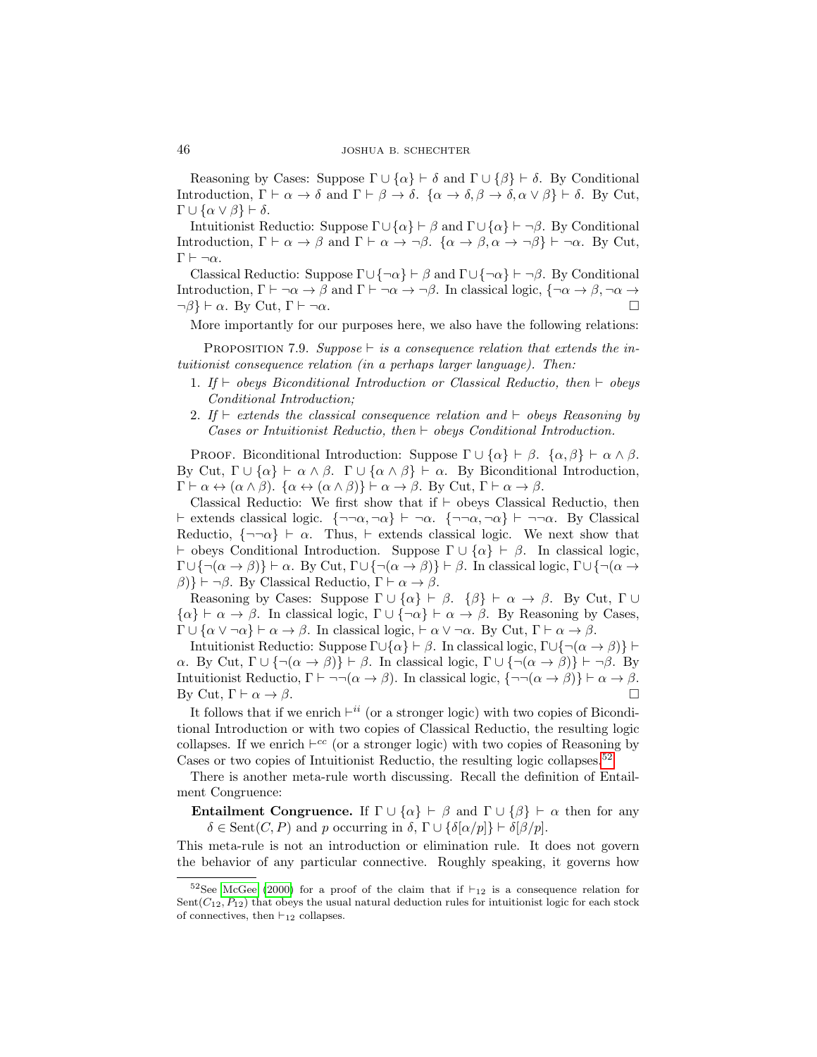Reasoning by Cases: Suppose $\Gamma \cup \{\alpha\} \vdash \delta$ and $\Gamma \cup \{\beta\} \vdash \delta$. By Conditional Introduction, $\Gamma \vdash \alpha \to \delta$ and $\Gamma \vdash \beta \to \delta$. $\{\alpha \to \delta, \beta \to \delta, \alpha \vee \beta\} \vdash \delta$. By Cut, $\Gamma \cup \{\alpha \vee \beta\} \vdash \delta$.

Intuitionist Reductio: Suppose $\Gamma \cup \{\alpha\} \vdash \beta$ and $\Gamma \cup \{\alpha\} \vdash \neg\beta$. By Conditional Introduction, $\Gamma \vdash \alpha \to \beta$ and $\Gamma \vdash \alpha \to \neg\beta$. $\{\alpha \to \beta, \alpha \to \neg\beta\} \vdash \neg\alpha$. By Cut, $\Gamma \vdash \neg\alpha$.

Classical Reductio: Suppose $\Gamma \cup \{\neg\alpha\} \vdash \beta$ and $\Gamma \cup \{\neg\alpha\} \vdash \neg\beta$. By Conditional Introduction, $\Gamma \vdash \neg\alpha \to \beta$ and $\Gamma \vdash \neg\alpha \to \neg\beta$. In classical logic, $\{\neg\alpha \to \beta, \neg\alpha \to \neg\beta\} \vdash \alpha$. By Cut, $\Gamma \vdash \neg\alpha$. □

More importantly for our purposes here, we also have the following relations:

PROPOSITION 7.9. *Suppose $\vdash$ is a consequence relation that extends the intuitionist consequence relation (in a perhaps larger language). Then:*

1. *If $\vdash$ obeys Biconditional Introduction or Classical Reductio, then $\vdash$ obeys Conditional Introduction;*
2. *If $\vdash$ extends the classical consequence relation and $\vdash$ obeys Reasoning by Cases or Intuitionist Reductio, then $\vdash$ obeys Conditional Introduction.*

PROOF. Biconditional Introduction: Suppose $\Gamma \cup \{\alpha\} \vdash \beta$. $\{\alpha, \beta\} \vdash \alpha \wedge \beta$. By Cut, $\Gamma \cup \{\alpha\} \vdash \alpha \wedge \beta$. $\Gamma \cup \{\alpha \wedge \beta\} \vdash \alpha$. By Biconditional Introduction, $\Gamma \vdash \alpha \leftrightarrow (\alpha \wedge \beta)$. $\{\alpha \leftrightarrow (\alpha \wedge \beta)\} \vdash \alpha \to \beta$. By Cut, $\Gamma \vdash \alpha \to \beta$.

Classical Reductio: We first show that if $\vdash$ obeys Classical Reductio, then $\vdash$ extends classical logic. $\{\neg\neg\alpha, \neg\alpha\} \vdash \neg\alpha$. $\{\neg\neg\alpha, \neg\alpha\} \vdash \neg\neg\alpha$. By Classical Reductio, $\{\neg\neg\alpha\} \vdash \alpha$. Thus, $\vdash$ extends classical logic. We next show that $\vdash$ obeys Conditional Introduction. Suppose $\Gamma \cup \{\alpha\} \vdash \beta$. In classical logic, $\Gamma \cup \{\neg(\alpha \to \beta)\} \vdash \alpha$. By Cut, $\Gamma \cup \{\neg(\alpha \to \beta)\} \vdash \beta$. In classical logic, $\Gamma \cup \{\neg(\alpha \to \beta)\} \vdash \neg\beta$. By Classical Reductio, $\Gamma \vdash \alpha \to \beta$.

Reasoning by Cases: Suppose $\Gamma \cup \{\alpha\} \vdash \beta$. $\{\beta\} \vdash \alpha \to \beta$. By Cut, $\Gamma \cup \{\alpha\} \vdash \alpha \to \beta$. In classical logic, $\Gamma \cup \{\neg\alpha\} \vdash \alpha \to \beta$. By Reasoning by Cases, $\Gamma \cup \{\alpha \vee \neg\alpha\} \vdash \alpha \to \beta$. In classical logic, $\vdash \alpha \vee \neg\alpha$. By Cut, $\Gamma \vdash \alpha \to \beta$.

Intuitionist Reductio: Suppose $\Gamma \cup \{\alpha\} \vdash \beta$. In classical logic, $\Gamma \cup \{\neg(\alpha \to \beta)\} \vdash \alpha$. By Cut, $\Gamma \cup \{\neg(\alpha \to \beta)\} \vdash \beta$. In classical logic, $\Gamma \cup \{\neg(\alpha \to \beta)\} \vdash \neg\beta$. By Intuitionist Reductio, $\Gamma \vdash \neg\neg(\alpha \to \beta)$. In classical logic, $\{\neg\neg(\alpha \to \beta)\} \vdash \alpha \to \beta$. By Cut, $\Gamma \vdash \alpha \to \beta$. □

It follows that if we enrich $\vdash^{ii}$ (or a stronger logic) with two copies of Biconditional Introduction or with two copies of Classical Reductio, the resulting logic collapses. If we enrich $\vdash^{cc}$ (or a stronger logic) with two copies of Reasoning by Cases or two copies of Intuitionist Reductio, the resulting logic collapses.[52]

There is another meta-rule worth discussing. Recall the definition of Entailment Congruence:

**Entailment Congruence.** If $\Gamma \cup \{\alpha\} \vdash \beta$ and $\Gamma \cup \{\beta\} \vdash \alpha$ then for any $\delta \in \mathrm{Sent}(C, P)$ and $p$ occurring in $\delta$, $\Gamma \cup \{\delta[\alpha/p]\} \vdash \delta[\beta/p]$.

This meta-rule is not an introduction or elimination rule. It does not govern the behavior of any particular connective. Roughly speaking, it governs how

---

[52] See McGee (2000) for a proof of the claim that if $\vdash_{12}$ is a consequence relation for $\mathrm{Sent}(C_{12}, P_{12})$ that obeys the usual natural deduction rules for intuitionist logic for each stock of connectives, then $\vdash_{12}$ collapses.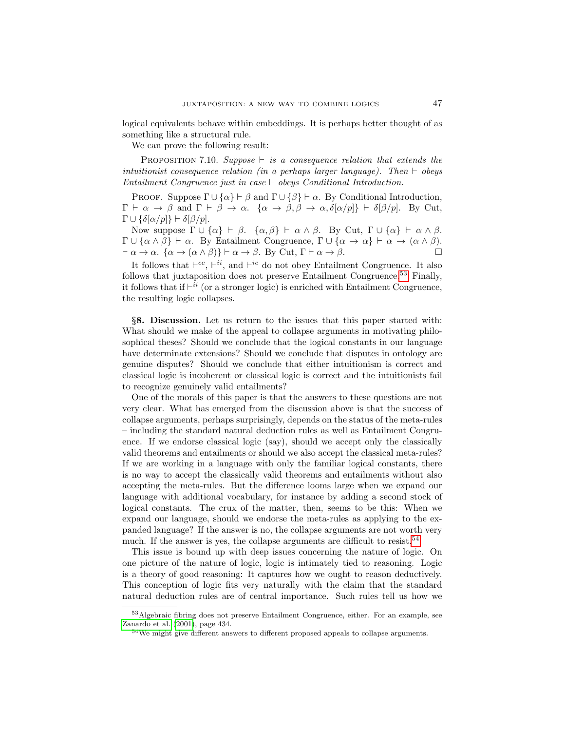logical equivalents behave within embeddings. It is perhaps better thought of as something like a structural rule.

We can prove the following result:

PROPOSITION 7.10. *Suppose $\vdash$ is a consequence relation that extends the intuitionist consequence relation (in a perhaps larger language). Then $\vdash$ obeys Entailment Congruence just in case $\vdash$ obeys Conditional Introduction.*

PROOF. Suppose $\Gamma \cup \{\alpha\} \vdash \beta$ and $\Gamma \cup \{\beta\} \vdash \alpha$. By Conditional Introduction, $\Gamma \vdash \alpha \to \beta$ and $\Gamma \vdash \beta \to \alpha$. $\{\alpha \to \beta, \beta \to \alpha, \delta[\alpha/p]\} \vdash \delta[\beta/p]$. By Cut, $\Gamma \cup \{\delta[\alpha/p]\} \vdash \delta[\beta/p]$.

Now suppose $\Gamma \cup \{\alpha\} \vdash \beta$. $\{\alpha, \beta\} \vdash \alpha \wedge \beta$. By Cut, $\Gamma \cup \{\alpha\} \vdash \alpha \wedge \beta$. $\Gamma \cup \{\alpha \wedge \beta\} \vdash \alpha$. By Entailment Congruence, $\Gamma \cup \{\alpha \to \alpha\} \vdash \alpha \to (\alpha \wedge \beta)$. $\vdash \alpha \to \alpha$. $\{\alpha \to (\alpha \wedge \beta)\} \vdash \alpha \to \beta$. By Cut, $\Gamma \vdash \alpha \to \beta$. □

It follows that $\vdash^{cc}$, $\vdash^{ii}$, and $\vdash^{ic}$ do not obey Entailment Congruence. It also follows that juxtaposition does not preserve Entailment Congruence.[53] Finally, it follows that if $\vdash^{ii}$ (or a stronger logic) is enriched with Entailment Congruence, the resulting logic collapses.

**§8. Discussion.** Let us return to the issues that this paper started with: What should we make of the appeal to collapse arguments in motivating philosophical theses? Should we conclude that the logical constants in our language have determinate extensions? Should we conclude that disputes in ontology are genuine disputes? Should we conclude that either intuitionism is correct and classical logic is incoherent or classical logic is correct and the intuitionists fail to recognize genuinely valid entailments?

One of the morals of this paper is that the answers to these questions are not very clear. What has emerged from the discussion above is that the success of collapse arguments, perhaps surprisingly, depends on the status of the meta-rules – including the standard natural deduction rules as well as Entailment Congruence. If we endorse classical logic (say), should we accept only the classically valid theorems and entailments or should we also accept the classical meta-rules? If we are working in a language with only the familiar logical constants, there is no way to accept the classically valid theorems and entailments without also accepting the meta-rules. But the difference looms large when we expand our language with additional vocabulary, for instance by adding a second stock of logical constants. The crux of the matter, then, seems to be this: When we expand our language, should we endorse the meta-rules as applying to the expanded language? If the answer is no, the collapse arguments are not worth very much. If the answer is yes, the collapse arguments are difficult to resist.[54]

This issue is bound up with deep issues concerning the nature of logic. On one picture of the nature of logic, logic is intimately tied to reasoning. Logic is a theory of good reasoning: It captures how we ought to reason deductively. This conception of logic fits very naturally with the claim that the standard natural deduction rules are of central importance. Such rules tell us how we

[53] Algebraic fibring does not preserve Entailment Congruence, either. For an example, see Zanardo et al. (2001), page 434.

[54] We might give different answers to different proposed appeals to collapse arguments.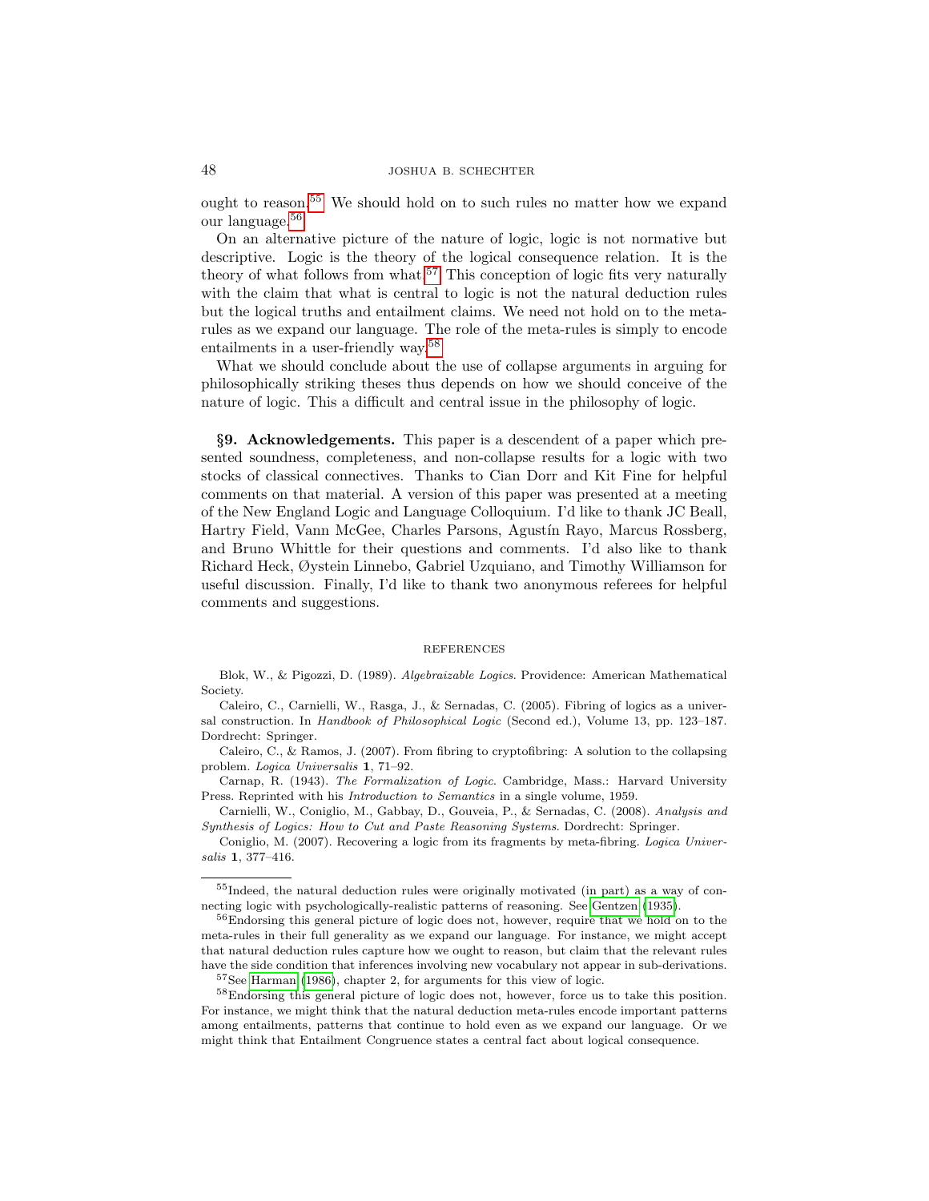ought to reason.[55] We should hold on to such rules no matter how we expand our language.[56]

On an alternative picture of the nature of logic, logic is not normative but descriptive. Logic is the theory of the logical consequence relation. It is the theory of what follows from what.[57] This conception of logic fits very naturally with the claim that what is central to logic is not the natural deduction rules but the logical truths and entailment claims. We need not hold on to the meta-rules as we expand our language. The role of the meta-rules is simply to encode entailments in a user-friendly way.[58]

What we should conclude about the use of collapse arguments in arguing for philosophically striking theses thus depends on how we should conceive of the nature of logic. This a difficult and central issue in the philosophy of logic.

**§9. Acknowledgements.** This paper is a descendent of a paper which presented soundness, completeness, and non-collapse results for a logic with two stocks of classical connectives. Thanks to Cian Dorr and Kit Fine for helpful comments on that material. A version of this paper was presented at a meeting of the New England Logic and Language Colloquium. I'd like to thank JC Beall, Hartry Field, Vann McGee, Charles Parsons, Agustín Rayo, Marcus Rossberg, and Bruno Whittle for their questions and comments. I'd also like to thank Richard Heck, Øystein Linnebo, Gabriel Uzquiano, and Timothy Williamson for useful discussion. Finally, I'd like to thank two anonymous referees for helpful comments and suggestions.

## REFERENCES

Blok, W., & Pigozzi, D. (1989). *Algebraizable Logics*. Providence: American Mathematical Society.

Caleiro, C., Carnielli, W., Rasga, J., & Sernadas, C. (2005). Fibring of logics as a universal construction. In *Handbook of Philosophical Logic* (Second ed.), Volume 13, pp. 123–187. Dordrecht: Springer.

Caleiro, C., & Ramos, J. (2007). From fibring to cryptofibring: A solution to the collapsing problem. *Logica Universalis* **1**, 71–92.

Carnap, R. (1943). *The Formalization of Logic*. Cambridge, Mass.: Harvard University Press. Reprinted with his *Introduction to Semantics* in a single volume, 1959.

Carnielli, W., Coniglio, M., Gabbay, D., Gouveia, P., & Sernadas, C. (2008). *Analysis and Synthesis of Logics: How to Cut and Paste Reasoning Systems*. Dordrecht: Springer.

Coniglio, M. (2007). Recovering a logic from its fragments by meta-fibring. *Logica Universalis* **1**, 377–416.

---

[55] Indeed, the natural deduction rules were originally motivated (in part) as a way of connecting logic with psychologically-realistic patterns of reasoning. See Gentzen (1935).

[56] Endorsing this general picture of logic does not, however, require that we hold on to the meta-rules in their full generality as we expand our language. For instance, we might accept that natural deduction rules capture how we ought to reason, but claim that the relevant rules have the side condition that inferences involving new vocabulary not appear in sub-derivations.

[57] See Harman (1986), chapter 2, for arguments for this view of logic.

[58] Endorsing this general picture of logic does not, however, force us to take this position. For instance, we might think that the natural deduction meta-rules encode important patterns among entailments, patterns that continue to hold even as we expand our language. Or we might think that Entailment Congruence states a central fact about logical consequence.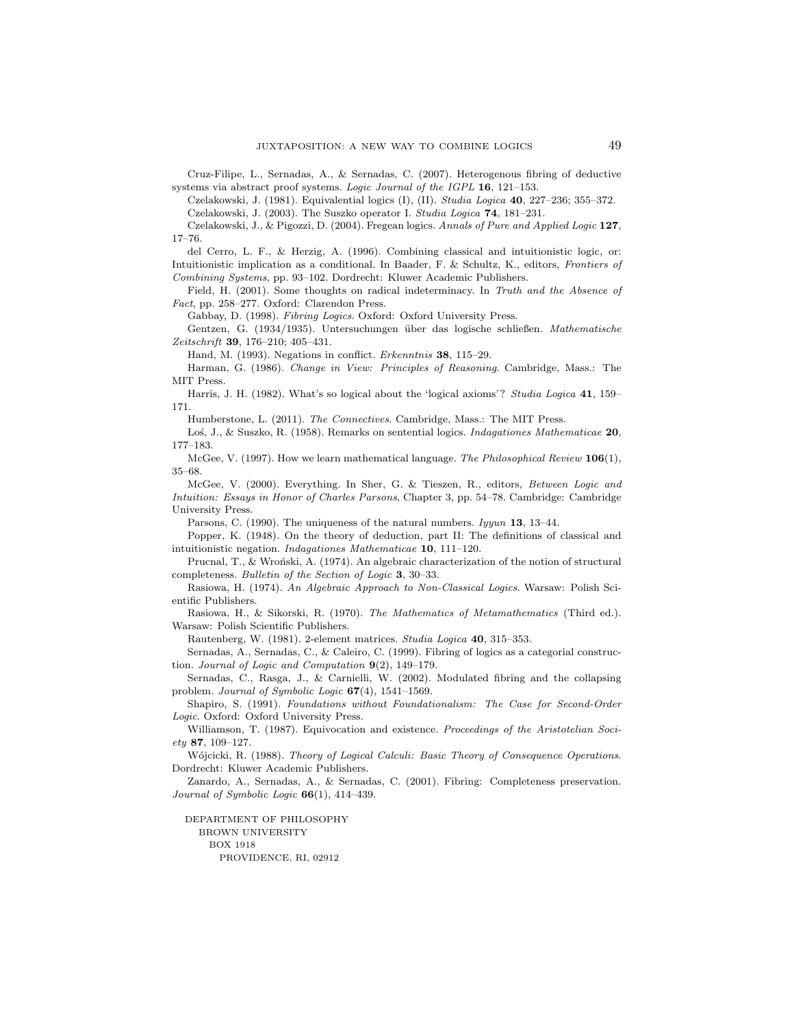Cruz-Filipe, L., Sernadas, A., & Sernadas, C. (2007). Heterogenous fibring of deductive systems via abstract proof systems. *Logic Journal of the IGPL* **16**, 121–153.

Czelakowski, J. (1981). Equivalential logics (I), (II). *Studia Logica* **40**, 227–236; 355–372.

Czelakowski, J. (2003). The Suszko operator I. *Studia Logica* **74**, 181–231.

Czelakowski, J., & Pigozzi, D. (2004). Fregean logics. *Annals of Pure and Applied Logic* **127**, 17–76.

del Cerro, L. F., & Herzig, A. (1996). Combining classical and intuitionistic logic, or: Intuitionistic implication as a conditional. In Baader, F. & Schultz, K., editors, *Frontiers of Combining Systems*, pp. 93–102. Dordrecht: Kluwer Academic Publishers.

Field, H. (2001). Some thoughts on radical indeterminacy. In *Truth and the Absence of Fact*, pp. 258–277. Oxford: Clarendon Press.

Gabbay, D. (1998). *Fibring Logics*. Oxford: Oxford University Press.

Gentzen, G. (1934/1935). Untersuchungen über das logische schließen. *Mathematische Zeitschrift* **39**, 176–210; 405–431.

Hand, M. (1993). Negations in conflict. *Erkenntnis* **38**, 115–29.

Harman, G. (1986). *Change in View: Principles of Reasoning*. Cambridge, Mass.: The MIT Press.

Harris, J. H. (1982). What's so logical about the 'logical axioms'? *Studia Logica* **41**, 159–171.

Humberstone, L. (2011). *The Connectives*. Cambridge, Mass.: The MIT Press.

Łoś, J., & Suszko, R. (1958). Remarks on sentential logics. *Indagationes Mathematicae* **20**, 177–183.

McGee, V. (1997). How we learn mathematical language. *The Philosophical Review* **106**(1), 35–68.

McGee, V. (2000). Everything. In Sher, G. & Tieszen, R., editors, *Between Logic and Intuition: Essays in Honor of Charles Parsons*, Chapter 3, pp. 54–78. Cambridge: Cambridge University Press.

Parsons, C. (1990). The uniqueness of the natural numbers. *Iyyun* **13**, 13–44.

Popper, K. (1948). On the theory of deduction, part II: The definitions of classical and intuitionistic negation. *Indagationes Mathematicae* **10**, 111–120.

Prucnal, T., & Wroński, A. (1974). An algebraic characterization of the notion of structural completeness. *Bulletin of the Section of Logic* **3**, 30–33.

Rasiowa, H. (1974). *An Algebraic Approach to Non-Classical Logics*. Warsaw: Polish Scientific Publishers.

Rasiowa, H., & Sikorski, R. (1970). *The Mathematics of Metamathematics* (Third ed.). Warsaw: Polish Scientific Publishers.

Rautenberg, W. (1981). 2-element matrices. *Studia Logica* **40**, 315–353.

Sernadas, A., Sernadas, C., & Caleiro, C. (1999). Fibring of logics as a categorial construction. *Journal of Logic and Computation* **9**(2), 149–179.

Sernadas, C., Rasga, J., & Carnielli, W. (2002). Modulated fibring and the collapsing problem. *Journal of Symbolic Logic* **67**(4), 1541–1569.

Shapiro, S. (1991). *Foundations without Foundationalism: The Case for Second-Order Logic*. Oxford: Oxford University Press.

Williamson, T. (1987). Equivocation and existence. *Proceedings of the Aristotelian Society* **87**, 109–127.

Wójcicki, R. (1988). *Theory of Logical Calculi: Basic Theory of Consequence Operations*. Dordrecht: Kluwer Academic Publishers.

Zanardo, A., Sernadas, A., & Sernadas, C. (2001). Fibring: Completeness preservation. *Journal of Symbolic Logic* **66**(1), 414–439.

DEPARTMENT OF PHILOSOPHY
BROWN UNIVERSITY
BOX 1918
PROVIDENCE, RI, 02912